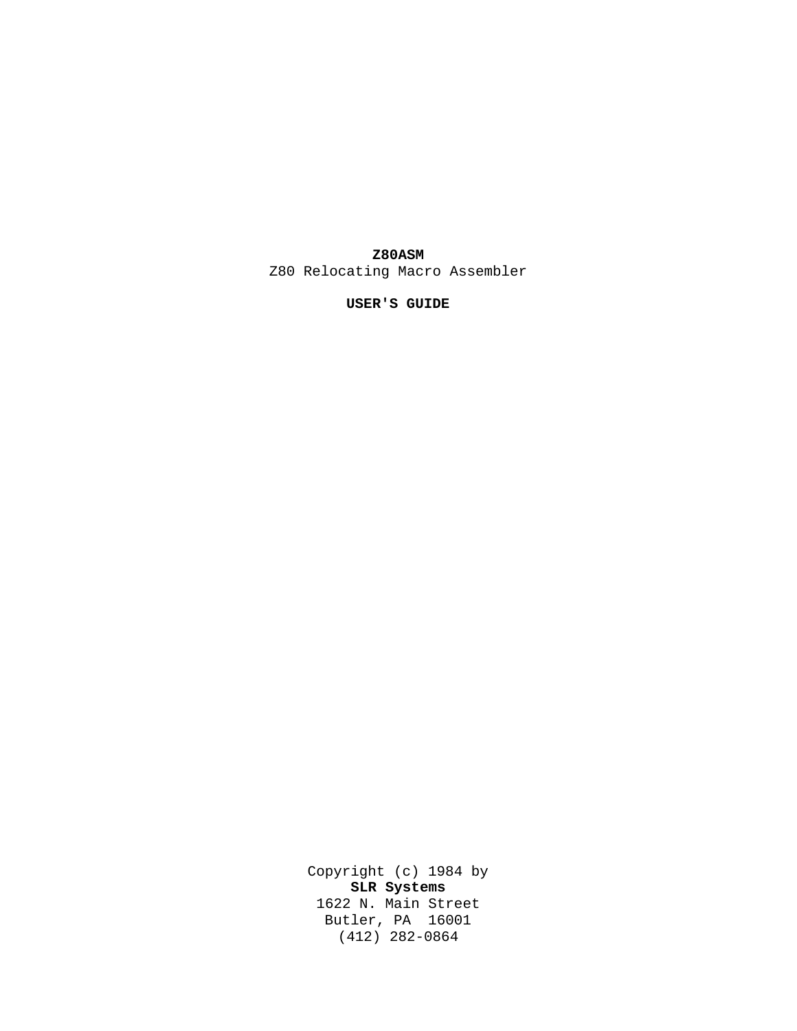# Z80ASM

Z80 Relocating Macro Assembler

**USER'S GUIDE**

Copyright (c) 1984 by
**SLR Systems**
1622 N. Main Street
Butler, PA  16001
(412) 282-0864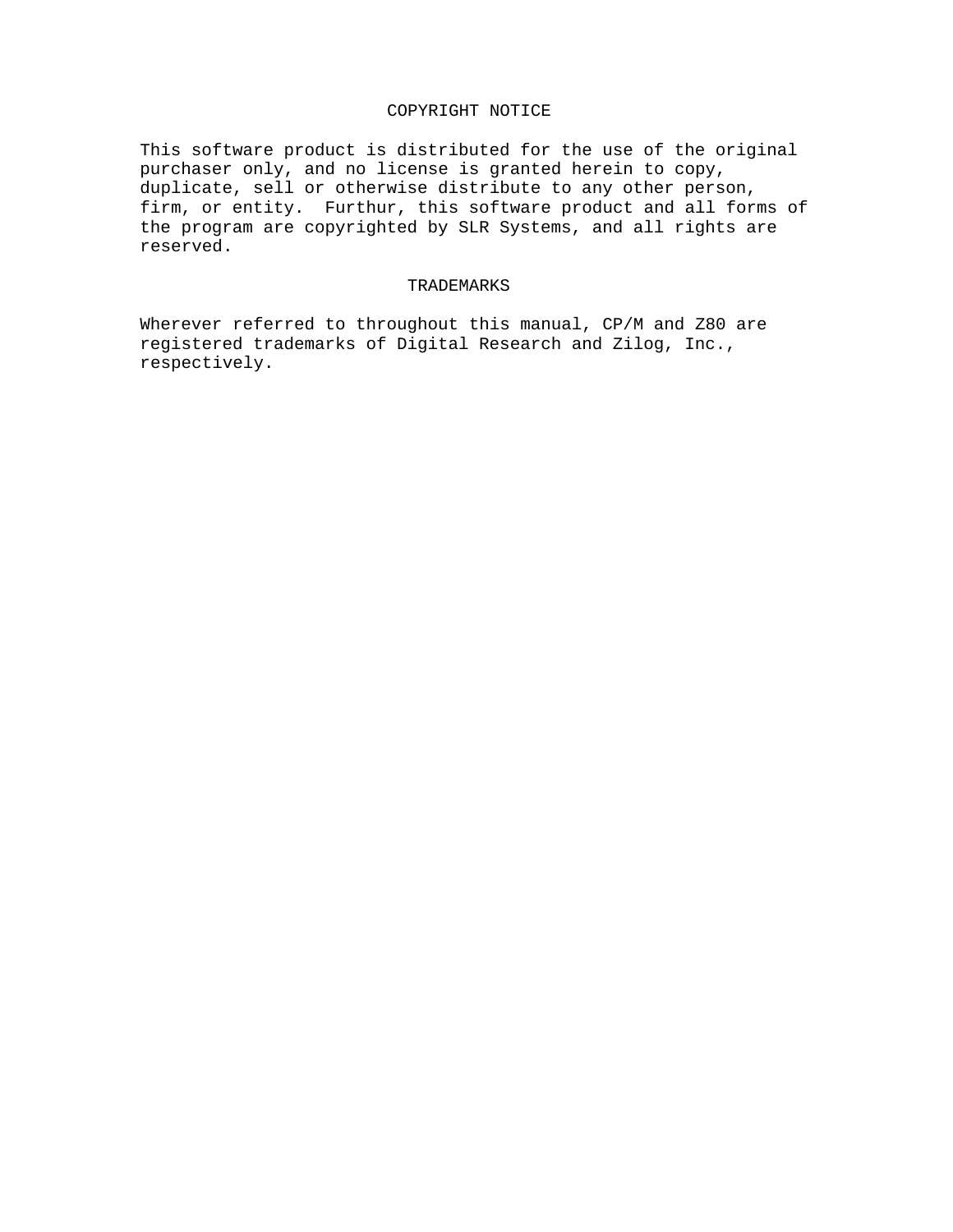## COPYRIGHT NOTICE

This software product is distributed for the use of the original purchaser only, and no license is granted herein to copy, duplicate, sell or otherwise distribute to any other person, firm, or entity. Furthur, this software product and all forms of the program are copyrighted by SLR Systems, and all rights are reserved.

## TRADEMARKS

Wherever referred to throughout this manual, CP/M and Z80 are registered trademarks of Digital Research and Zilog, Inc., respectively.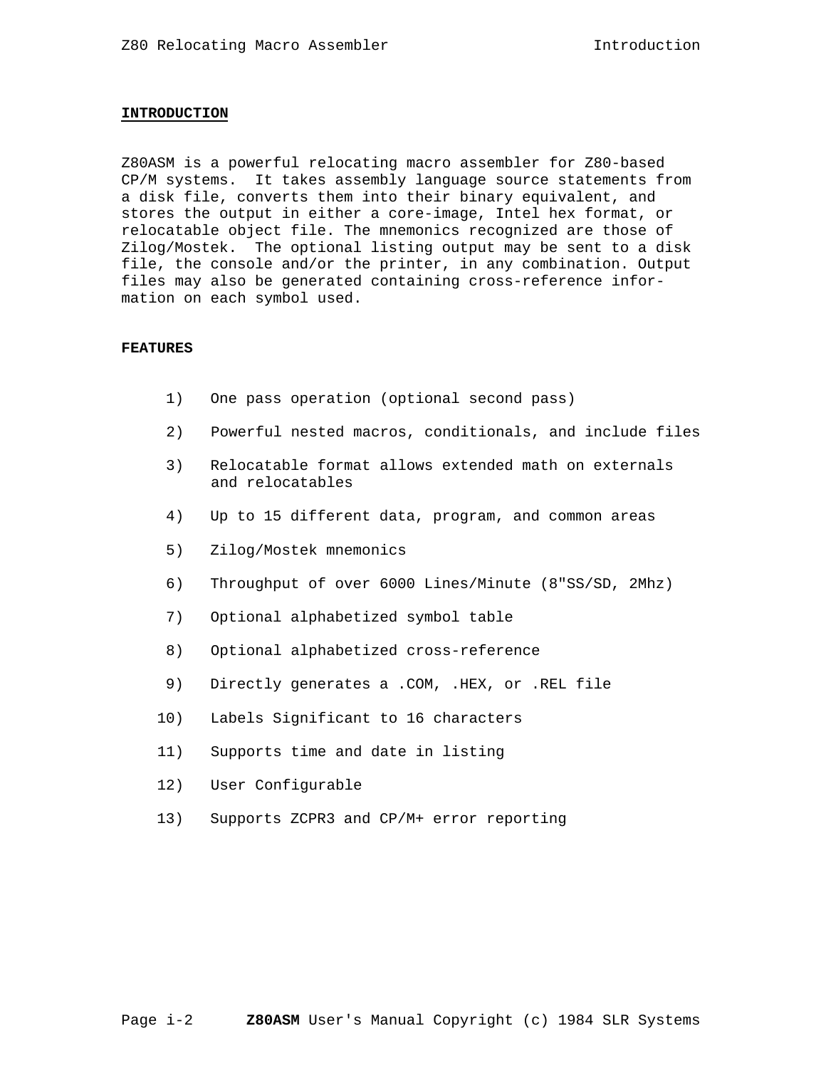## INTRODUCTION

Z80ASM is a powerful relocating macro assembler for Z80-based CP/M systems. It takes assembly language source statements from a disk file, converts them into their binary equivalent, and stores the output in either a core-image, Intel hex format, or relocatable object file. The mnemonics recognized are those of Zilog/Mostek. The optional listing output may be sent to a disk file, the console and/or the printer, in any combination. Output files may also be generated containing cross-reference information on each symbol used.

## FEATURES

1) One pass operation (optional second pass)
2) Powerful nested macros, conditionals, and include files
3) Relocatable format allows extended math on externals and relocatables
4) Up to 15 different data, program, and common areas
5) Zilog/Mostek mnemonics
6) Throughput of over 6000 Lines/Minute (8"SS/SD, 2Mhz)
7) Optional alphabetized symbol table
8) Optional alphabetized cross-reference
9) Directly generates a .COM, .HEX, or .REL file
10) Labels Significant to 16 characters
11) Supports time and date in listing
12) User Configurable
13) Supports ZCPR3 and CP/M+ error reporting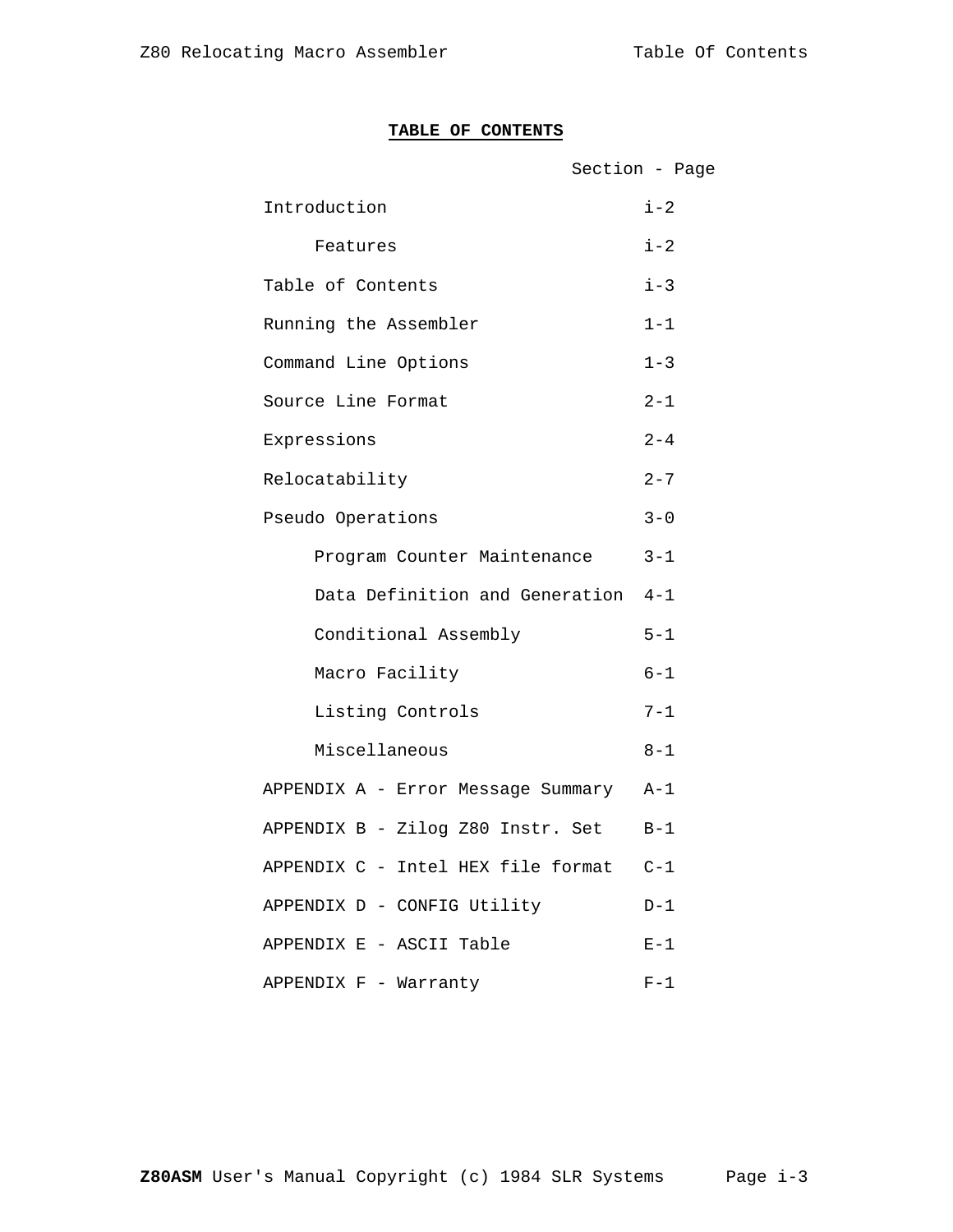## TABLE OF CONTENTS

| | Section - Page |
|---|---|
| Introduction | i-2 |
| &nbsp;&nbsp;&nbsp;&nbsp;Features | i-2 |
| Table of Contents | i-3 |
| Running the Assembler | 1-1 |
| Command Line Options | 1-3 |
| Source Line Format | 2-1 |
| Expressions | 2-4 |
| Relocatability | 2-7 |
| Pseudo Operations | 3-0 |
| &nbsp;&nbsp;&nbsp;&nbsp;Program Counter Maintenance | 3-1 |
| &nbsp;&nbsp;&nbsp;&nbsp;Data Definition and Generation | 4-1 |
| &nbsp;&nbsp;&nbsp;&nbsp;Conditional Assembly | 5-1 |
| &nbsp;&nbsp;&nbsp;&nbsp;Macro Facility | 6-1 |
| &nbsp;&nbsp;&nbsp;&nbsp;Listing Controls | 7-1 |
| &nbsp;&nbsp;&nbsp;&nbsp;Miscellaneous | 8-1 |
| APPENDIX A - Error Message Summary | A-1 |
| APPENDIX B - Zilog Z80 Instr. Set | B-1 |
| APPENDIX C - Intel HEX file format | C-1 |
| APPENDIX D - CONFIG Utility | D-1 |
| APPENDIX E - ASCII Table | E-1 |
| APPENDIX F - Warranty | F-1 |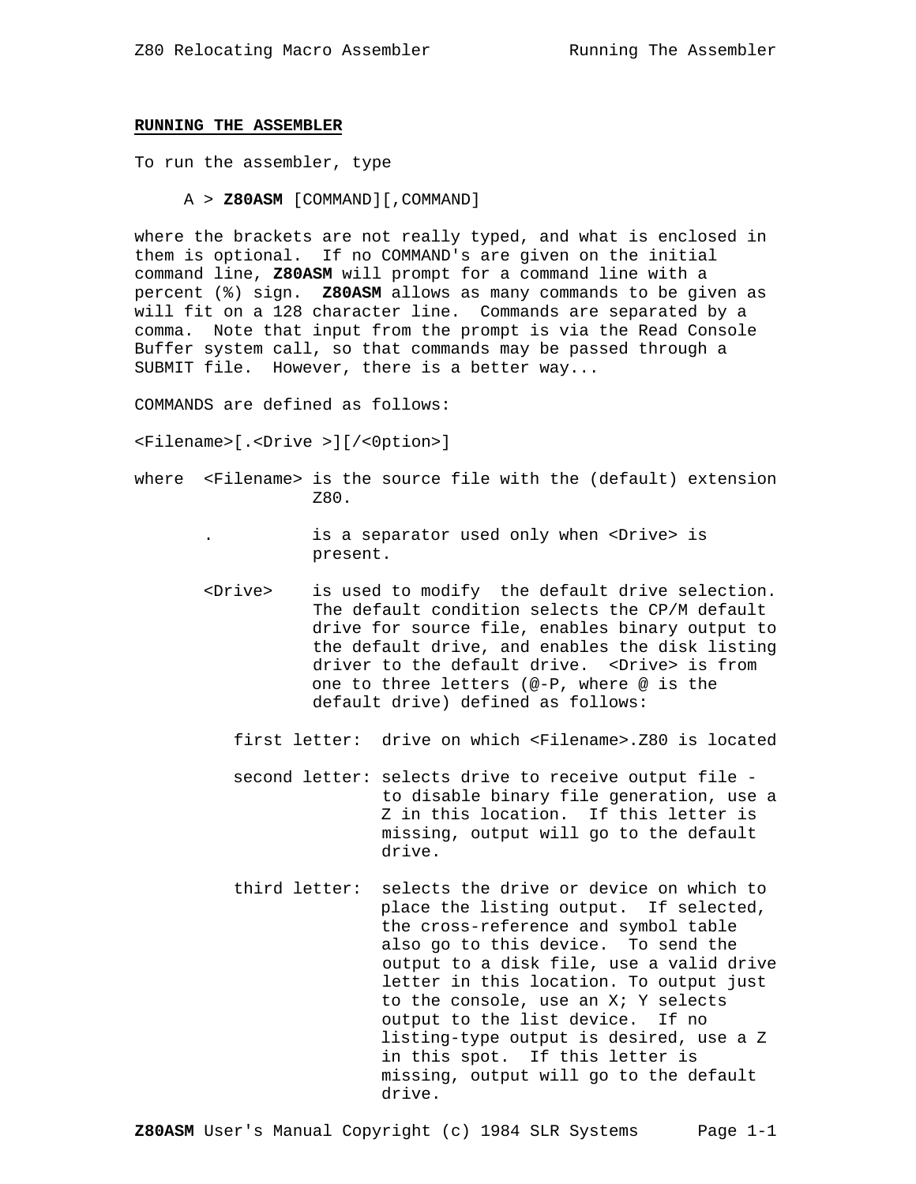## RUNNING THE ASSEMBLER

To run the assembler, type

```
A > Z80ASM [COMMAND][,COMMAND]
```

where the brackets are not really typed, and what is enclosed in them is optional. If no COMMAND's are given on the initial command line, **Z80ASM** will prompt for a command line with a percent (%) sign. **Z80ASM** allows as many commands to be given as will fit on a 128 character line. Commands are separated by a comma. Note that input from the prompt is via the Read Console Buffer system call, so that commands may be passed through a SUBMIT file. However, there is a better way...

COMMANDS are defined as follows:

<Filename>[.<Drive >][/<0ption>]

where <Filename> is the source file with the (default) extension Z80.

. is a separator used only when <Drive> is present.

<Drive> is used to modify the default drive selection. The default condition selects the CP/M default drive for source file, enables binary output to the default drive, and enables the disk listing driver to the default drive. <Drive> is from one to three letters (@-P, where @ is the default drive) defined as follows:

first letter: drive on which <Filename>.Z80 is located

second letter: selects drive to receive output file - to disable binary file generation, use a Z in this location. If this letter is missing, output will go to the default drive.

third letter: selects the drive or device on which to place the listing output. If selected, the cross-reference and symbol table also go to this device. To send the output to a disk file, use a valid drive letter in this location. To output just to the console, use an X; Y selects output to the list device. If no listing-type output is desired, use a Z in this spot. If this letter is missing, output will go to the default drive.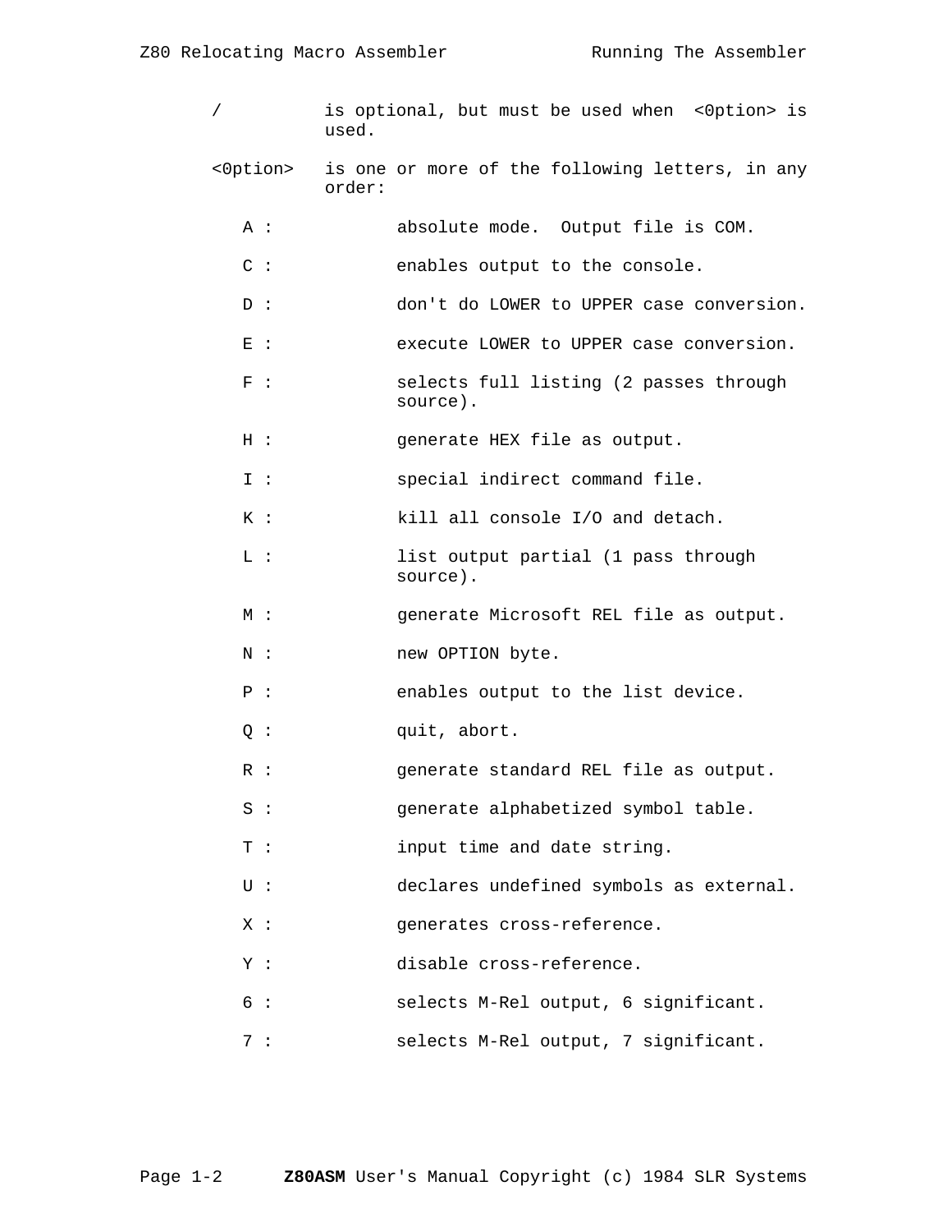/ is optional, but must be used when <0ption> is used.

<0ption> is one or more of the following letters, in any order:

- A : absolute mode. Output file is COM.
- C : enables output to the console.
- D : don't do LOWER to UPPER case conversion.
- E : execute LOWER to UPPER case conversion.
- F : selects full listing (2 passes through source).
- H : generate HEX file as output.
- I : special indirect command file.
- K : kill all console I/O and detach.
- L : list output partial (1 pass through source).
- M : generate Microsoft REL file as output.
- N : new OPTION byte.
- P : enables output to the list device.
- Q : quit, abort.
- R : generate standard REL file as output.
- S : generate alphabetized symbol table.
- T : input time and date string.
- U : declares undefined symbols as external.
- X : generates cross-reference.
- Y : disable cross-reference.
- 6 : selects M-Rel output, 6 significant.
- 7 : selects M-Rel output, 7 significant.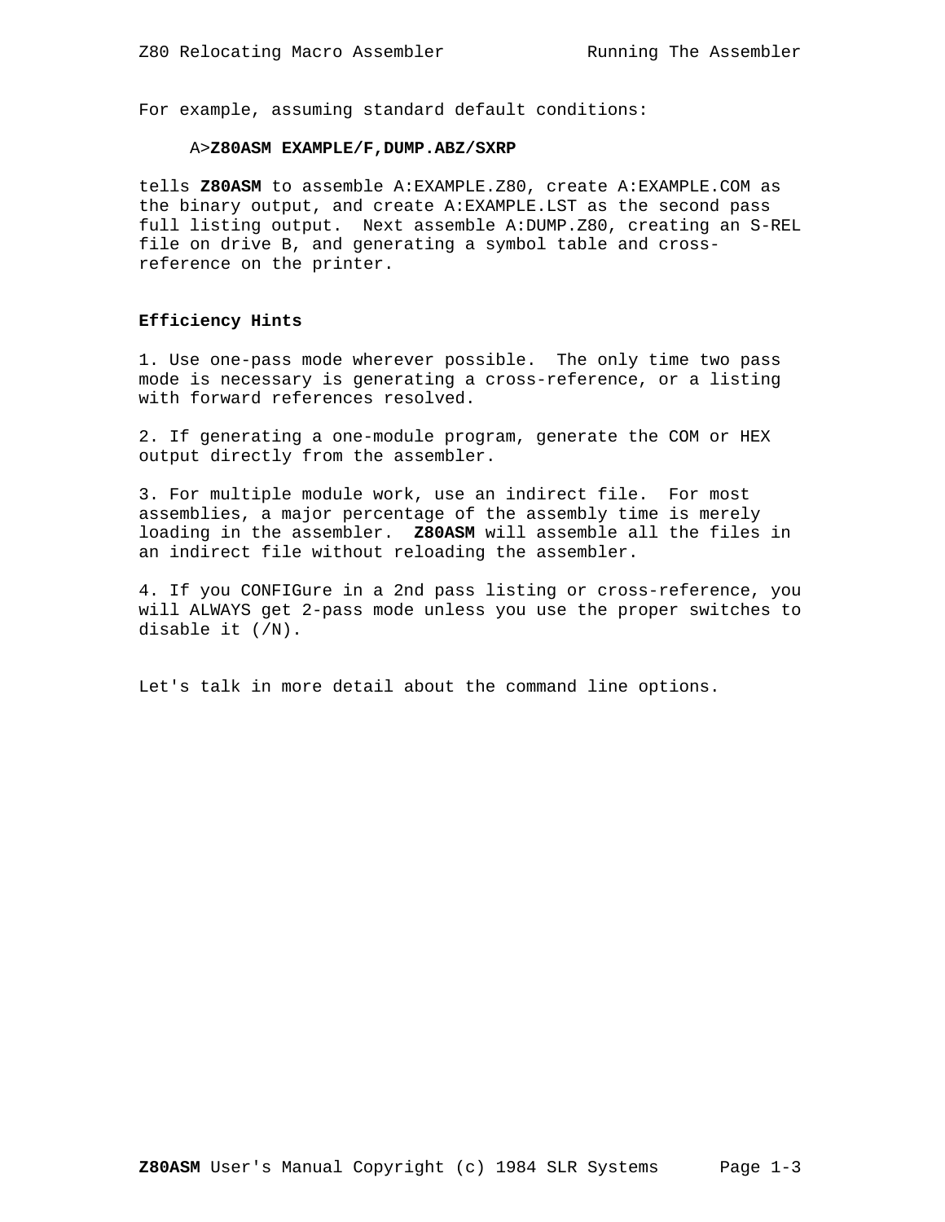For example, assuming standard default conditions:

```
A>Z80ASM EXAMPLE/F,DUMP.ABZ/SXRP
```

tells **Z80ASM** to assemble A:EXAMPLE.Z80, create A:EXAMPLE.COM as the binary output, and create A:EXAMPLE.LST as the second pass full listing output. Next assemble A:DUMP.Z80, creating an S-REL file on drive B, and generating a symbol table and cross-reference on the printer.

**Efficiency Hints**

1. Use one-pass mode wherever possible. The only time two pass mode is necessary is generating a cross-reference, or a listing with forward references resolved.

2. If generating a one-module program, generate the COM or HEX output directly from the assembler.

3. For multiple module work, use an indirect file. For most assemblies, a major percentage of the assembly time is merely loading in the assembler. **Z80ASM** will assemble all the files in an indirect file without reloading the assembler.

4. If you CONFIGure in a 2nd pass listing or cross-reference, you will ALWAYS get 2-pass mode unless you use the proper switches to disable it (/N).

Let's talk in more detail about the command line options.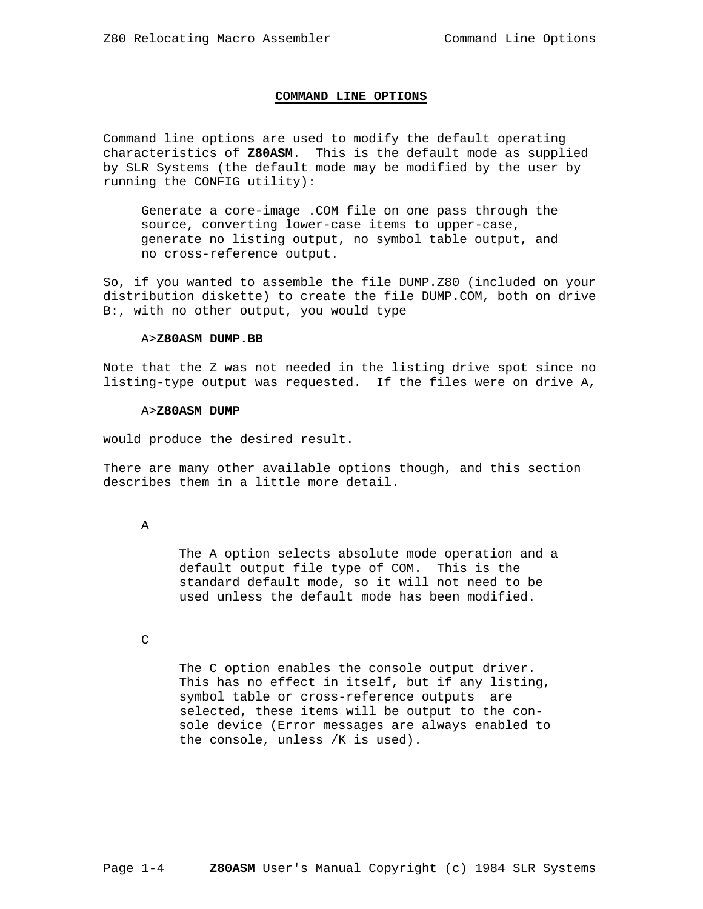## COMMAND LINE OPTIONS

Command line options are used to modify the default operating characteristics of **Z80ASM**. This is the default mode as supplied by SLR Systems (the default mode may be modified by the user by running the CONFIG utility):

> Generate a core-image .COM file on one pass through the source, converting lower-case items to upper-case, generate no listing output, no symbol table output, and no cross-reference output.

So, if you wanted to assemble the file DUMP.Z80 (included on your distribution diskette) to create the file DUMP.COM, both on drive B:, with no other output, you would type

A>**Z80ASM DUMP.BB**

Note that the Z was not needed in the listing drive spot since no listing-type output was requested. If the files were on drive A,

A>**Z80ASM DUMP**

would produce the desired result.

There are many other available options though, and this section describes them in a little more detail.

A

The A option selects absolute mode operation and a default output file type of COM. This is the standard default mode, so it will not need to be used unless the default mode has been modified.

C

The C option enables the console output driver. This has no effect in itself, but if any listing, symbol table or cross-reference outputs are selected, these items will be output to the console device (Error messages are always enabled to the console, unless /K is used).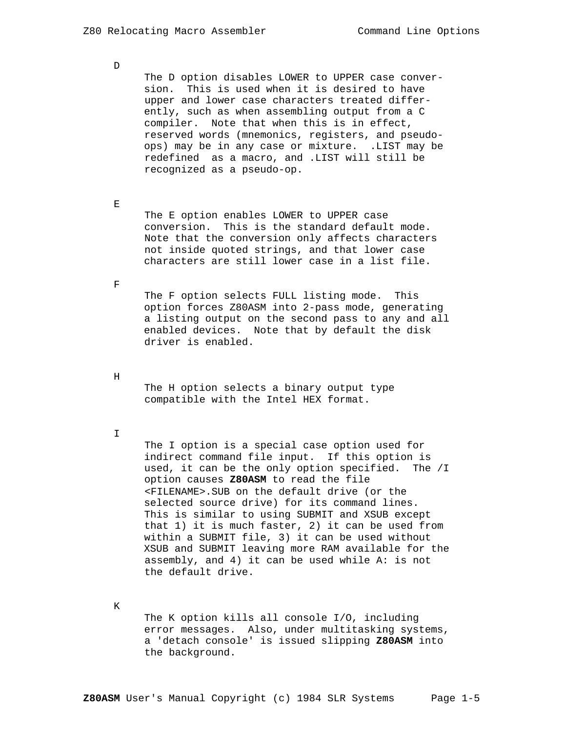D

The D option disables LOWER to UPPER case conversion. This is used when it is desired to have upper and lower case characters treated differently, such as when assembling output from a C compiler. Note that when this is in effect, reserved words (mnemonics, registers, and pseudo-ops) may be in any case or mixture. .LIST may be redefined as a macro, and .LIST will still be recognized as a pseudo-op.

E

The E option enables LOWER to UPPER case conversion. This is the standard default mode. Note that the conversion only affects characters not inside quoted strings, and that lower case characters are still lower case in a list file.

F

The F option selects FULL listing mode. This option forces Z80ASM into 2-pass mode, generating a listing output on the second pass to any and all enabled devices. Note that by default the disk driver is enabled.

H

The H option selects a binary output type compatible with the Intel HEX format.

I

The I option is a special case option used for indirect command file input. If this option is used, it can be the only option specified. The /I option causes **Z80ASM** to read the file <FILENAME>.SUB on the default drive (or the selected source drive) for its command lines. This is similar to using SUBMIT and XSUB except that 1) it is much faster, 2) it can be used from within a SUBMIT file, 3) it can be used without XSUB and SUBMIT leaving more RAM available for the assembly, and 4) it can be used while A: is not the default drive.

K

The K option kills all console I/O, including error messages. Also, under multitasking systems, a 'detach console' is issued slipping **Z80ASM** into the background.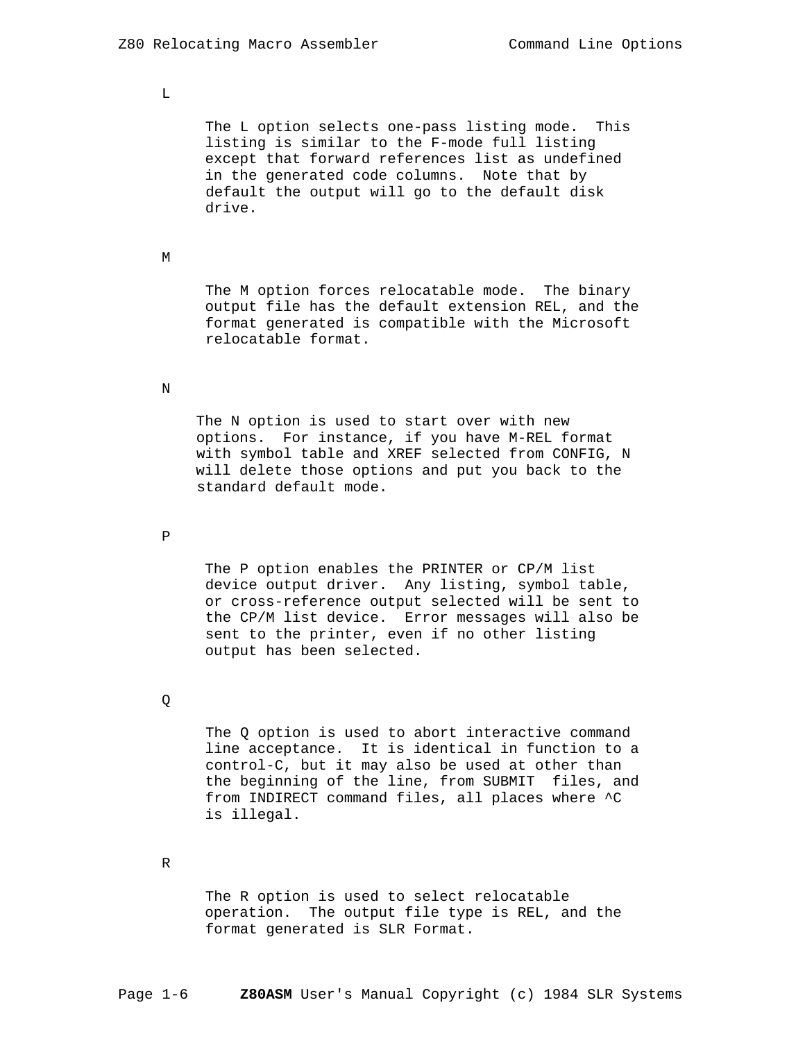L

The L option selects one-pass listing mode. This listing is similar to the F-mode full listing except that forward references list as undefined in the generated code columns. Note that by default the output will go to the default disk drive.

M

The M option forces relocatable mode. The binary output file has the default extension REL, and the format generated is compatible with the Microsoft relocatable format.

N

The N option is used to start over with new options. For instance, if you have M-REL format with symbol table and XREF selected from CONFIG, N will delete those options and put you back to the standard default mode.

P

The P option enables the PRINTER or CP/M list device output driver. Any listing, symbol table, or cross-reference output selected will be sent to the CP/M list device. Error messages will also be sent to the printer, even if no other listing output has been selected.

Q

The Q option is used to abort interactive command line acceptance. It is identical in function to a control-C, but it may also be used at other than the beginning of the line, from SUBMIT files, and from INDIRECT command files, all places where ^C is illegal.

R

The R option is used to select relocatable operation. The output file type is REL, and the format generated is SLR Format.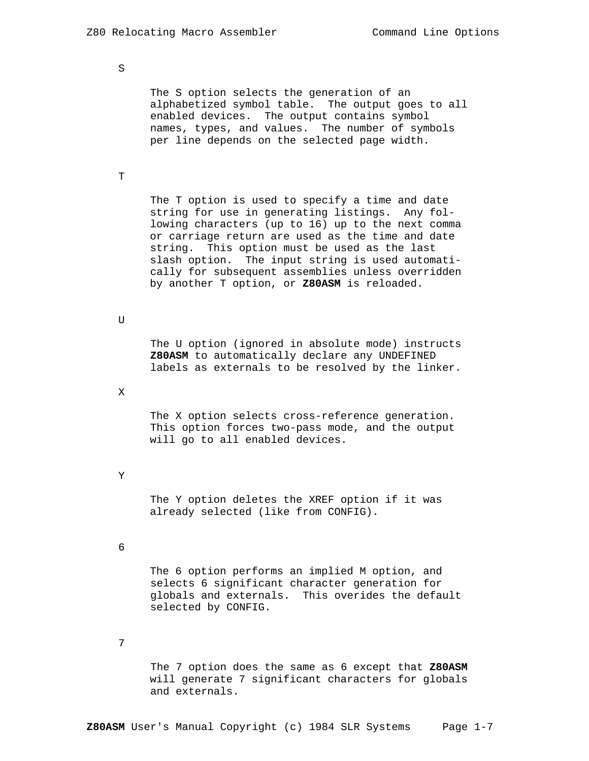S

The S option selects the generation of an alphabetized symbol table. The output goes to all enabled devices. The output contains symbol names, types, and values. The number of symbols per line depends on the selected page width.

T

The T option is used to specify a time and date string for use in generating listings. Any following characters (up to 16) up to the next comma or carriage return are used as the time and date string. This option must be used as the last slash option. The input string is used automatically for subsequent assemblies unless overridden by another T option, or **Z80ASM** is reloaded.

U

The U option (ignored in absolute mode) instructs **Z80ASM** to automatically declare any UNDEFINED labels as externals to be resolved by the linker.

X

The X option selects cross-reference generation. This option forces two-pass mode, and the output will go to all enabled devices.

Y

The Y option deletes the XREF option if it was already selected (like from CONFIG).

6

The 6 option performs an implied M option, and selects 6 significant character generation for globals and externals. This overides the default selected by CONFIG.

7

The 7 option does the same as 6 except that **Z80ASM** will generate 7 significant characters for globals and externals.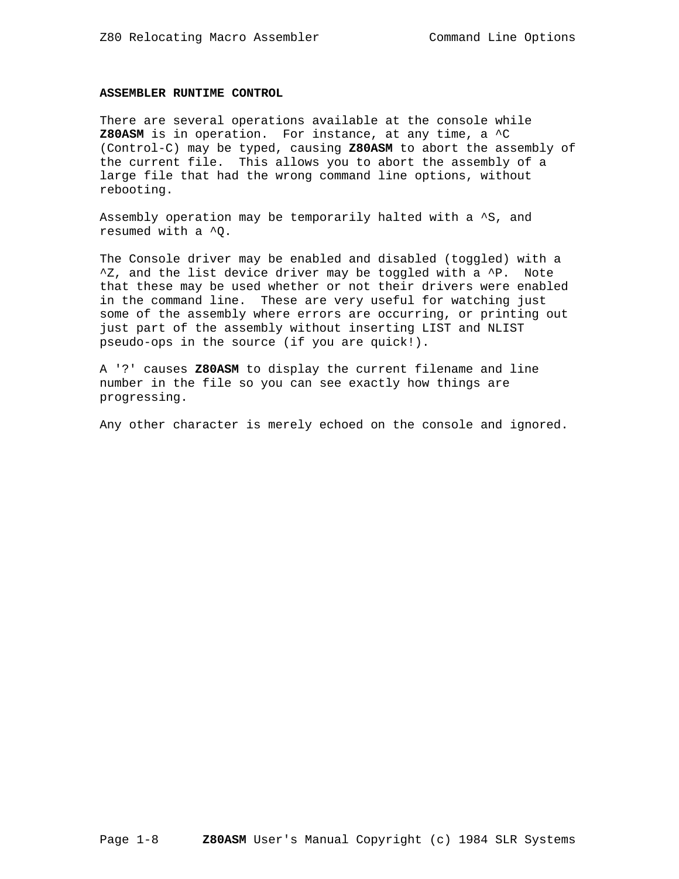## ASSEMBLER RUNTIME CONTROL

There are several operations available at the console while **Z80ASM** is in operation. For instance, at any time, a ^C (Control-C) may be typed, causing **Z80ASM** to abort the assembly of the current file. This allows you to abort the assembly of a large file that had the wrong command line options, without rebooting.

Assembly operation may be temporarily halted with a ^S, and resumed with a ^Q.

The Console driver may be enabled and disabled (toggled) with a ^Z, and the list device driver may be toggled with a ^P. Note that these may be used whether or not their drivers were enabled in the command line. These are very useful for watching just some of the assembly where errors are occurring, or printing out just part of the assembly without inserting LIST and NLIST pseudo-ops in the source (if you are quick!).

A '?' causes **Z80ASM** to display the current filename and line number in the file so you can see exactly how things are progressing.

Any other character is merely echoed on the console and ignored.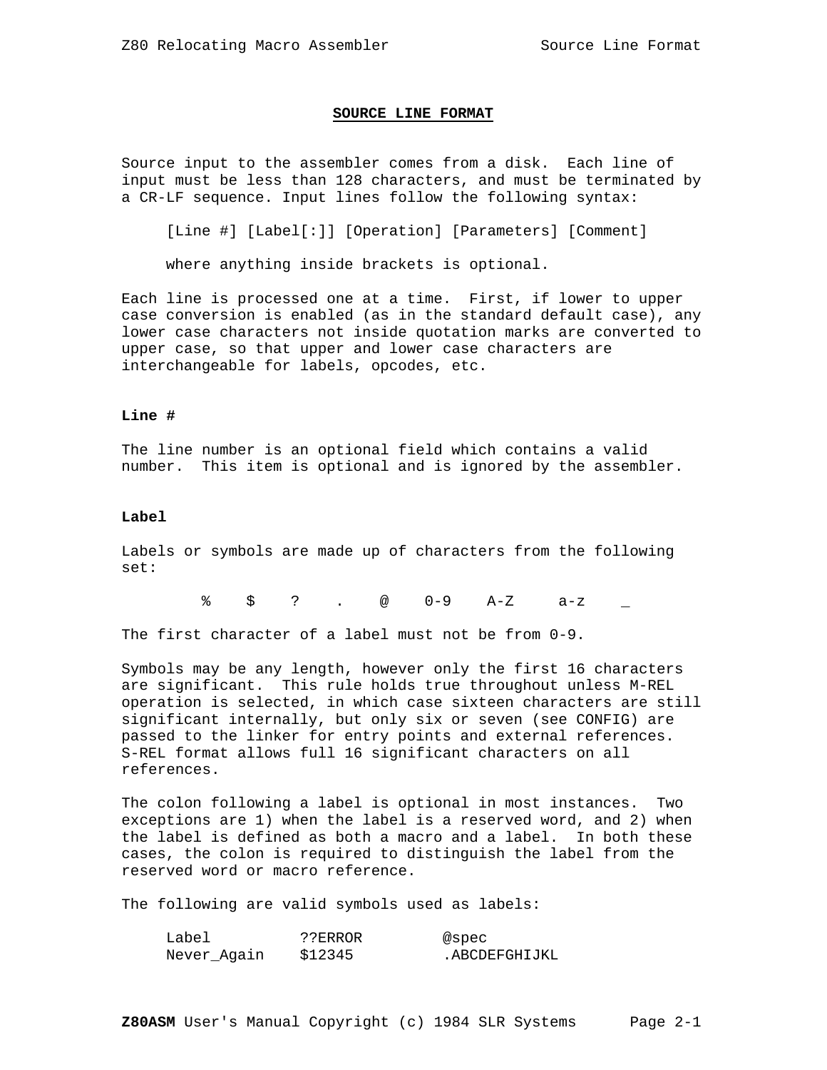## SOURCE LINE FORMAT

Source input to the assembler comes from a disk. Each line of input must be less than 128 characters, and must be terminated by a CR-LF sequence. Input lines follow the following syntax:

    [Line #] [Label[:]] [Operation] [Parameters] [Comment]

    where anything inside brackets is optional.

Each line is processed one at a time. First, if lower to upper case conversion is enabled (as in the standard default case), any lower case characters not inside quotation marks are converted to upper case, so that upper and lower case characters are interchangeable for labels, opcodes, etc.

**Line #**

The line number is an optional field which contains a valid number. This item is optional and is ignored by the assembler.

**Label**

Labels or symbols are made up of characters from the following set:

    %    $    ?    .    @    0-9    A-Z    a-z    _

The first character of a label must not be from 0-9.

Symbols may be any length, however only the first 16 characters are significant. This rule holds true throughout unless M-REL operation is selected, in which case sixteen characters are still significant internally, but only six or seven (see CONFIG) are passed to the linker for entry points and external references. S-REL format allows full 16 significant characters on all references.

The colon following a label is optional in most instances. Two exceptions are 1) when the label is a reserved word, and 2) when the label is defined as both a macro and a label. In both these cases, the colon is required to distinguish the label from the reserved word or macro reference.

The following are valid symbols used as labels:

```
Label          ??ERROR        @spec
Never_Again    $12345         .ABCDEFGHIJKL
```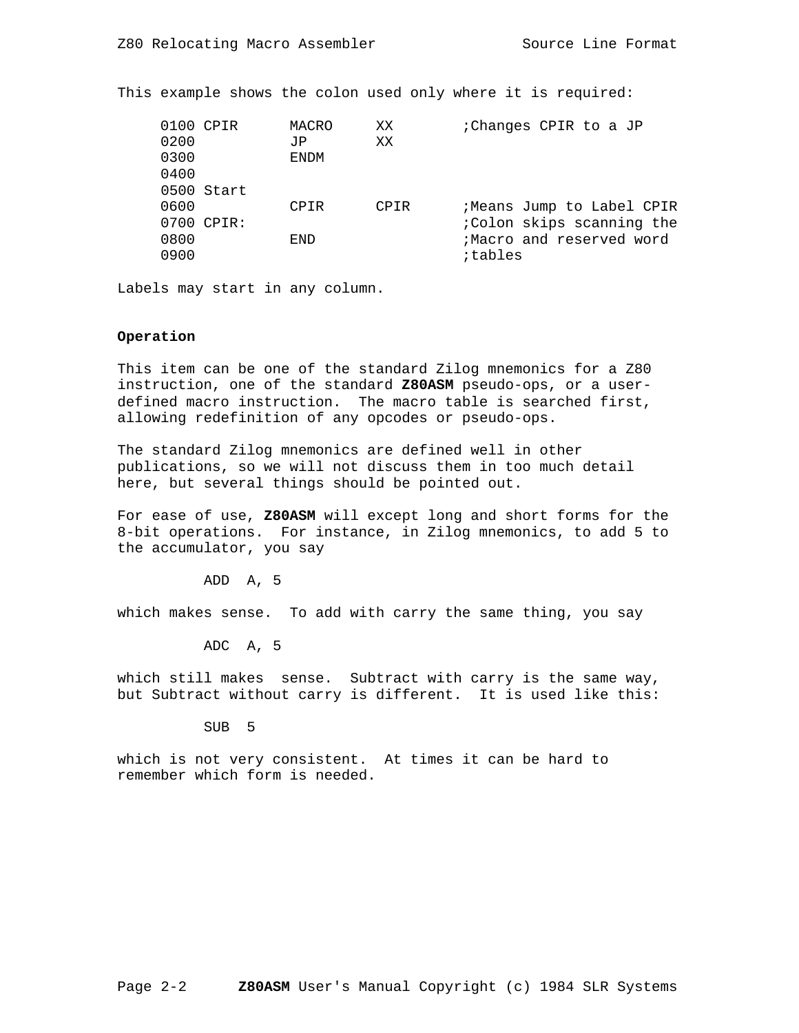This example shows the colon used only where it is required:

```
0100 CPIR      MACRO     XX        ;Changes CPIR to a JP
0200           JP        XX
0300           ENDM
0400
0500 Start
0600           CPIR      CPIR      ;Means Jump to Label CPIR
0700 CPIR:                         ;Colon skips scanning the
0800           END                 ;Macro and reserved word
0900                               ;tables
```

Labels may start in any column.

**Operation**

This item can be one of the standard Zilog mnemonics for a Z80 instruction, one of the standard **Z80ASM** pseudo-ops, or a user-defined macro instruction. The macro table is searched first, allowing redefinition of any opcodes or pseudo-ops.

The standard Zilog mnemonics are defined well in other publications, so we will not discuss them in too much detail here, but several things should be pointed out.

For ease of use, **Z80ASM** will except long and short forms for the 8-bit operations. For instance, in Zilog mnemonics, to add 5 to the accumulator, you say

```
ADD  A, 5
```

which makes sense. To add with carry the same thing, you say

```
ADC  A, 5
```

which still makes sense. Subtract with carry is the same way, but Subtract without carry is different. It is used like this:

```
SUB  5
```

which is not very consistent. At times it can be hard to remember which form is needed.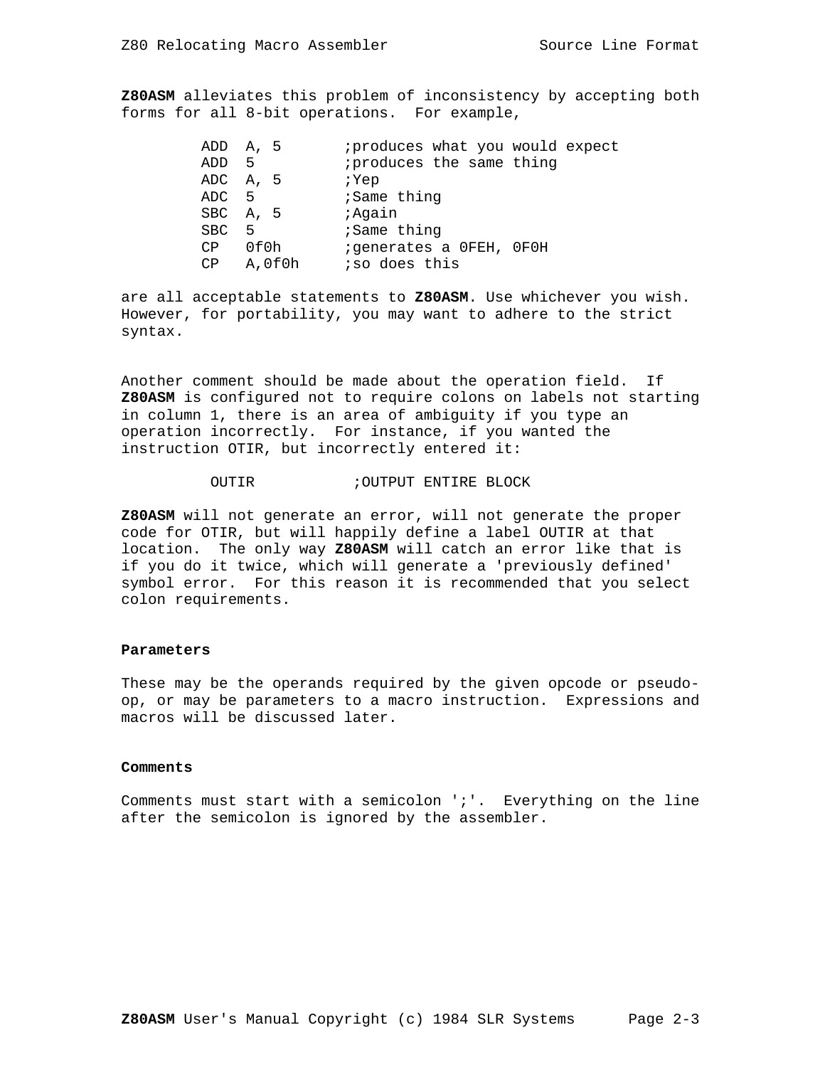**Z80ASM** alleviates this problem of inconsistency by accepting both forms for all 8-bit operations. For example,

```
        ADD  A, 5       ;produces what you would expect
        ADD  5          ;produces the same thing
        ADC  A, 5       ;Yep
        ADC  5          ;Same thing
        SBC  A, 5       ;Again
        SBC  5          ;Same thing
        CP   0f0h       ;generates a 0FEH, 0F0H
        CP   A,0f0h     ;so does this
```

are all acceptable statements to **Z80ASM**. Use whichever you wish. However, for portability, you may want to adhere to the strict syntax.

Another comment should be made about the operation field. If **Z80ASM** is configured not to require colons on labels not starting in column 1, there is an area of ambiguity if you type an operation incorrectly. For instance, if you wanted the instruction OTIR, but incorrectly entered it:

```
         OUTIR          ;OUTPUT ENTIRE BLOCK
```

**Z80ASM** will not generate an error, will not generate the proper code for OTIR, but will happily define a label OUTIR at that location. The only way **Z80ASM** will catch an error like that is if you do it twice, which will generate a 'previously defined' symbol error. For this reason it is recommended that you select colon requirements.

**Parameters**

These may be the operands required by the given opcode or pseudo-op, or may be parameters to a macro instruction. Expressions and macros will be discussed later.

**Comments**

Comments must start with a semicolon ';'. Everything on the line after the semicolon is ignored by the assembler.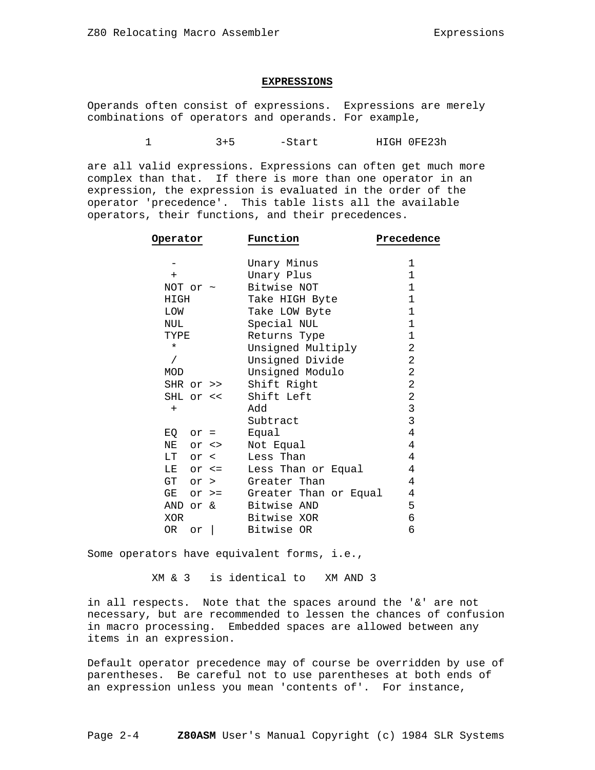## EXPRESSIONS

Operands often consist of expressions. Expressions are merely combinations of operators and operands. For example,

```
        1         3+5       -Start        HIGH 0FE23h
```

are all valid expressions. Expressions can often get much more complex than that. If there is more than one operator in an expression, the expression is evaluated in the order of the operator 'precedence'. This table lists all the available operators, their functions, and their precedences.

| Operator | Function | Precedence |
|---|---|---|
| - | Unary Minus | 1 |
| + | Unary Plus | 1 |
| NOT or ~ | Bitwise NOT | 1 |
| HIGH | Take HIGH Byte | 1 |
| LOW | Take LOW Byte | 1 |
| NUL | Special NUL | 1 |
| TYPE | Returns Type | 1 |
| * | Unsigned Multiply | 2 |
| / | Unsigned Divide | 2 |
| MOD | Unsigned Modulo | 2 |
| SHR or >> | Shift Right | 2 |
| SHL or << | Shift Left | 2 |
| + | Add | 3 |
| | Subtract | 3 |
| EQ or = | Equal | 4 |
| NE or <> | Not Equal | 4 |
| LT or < | Less Than | 4 |
| LE or <= | Less Than or Equal | 4 |
| GT or > | Greater Than | 4 |
| GE or >= | Greater Than or Equal | 4 |
| AND or & | Bitwise AND | 5 |
| XOR | Bitwise XOR | 6 |
| OR or \| | Bitwise OR | 6 |

Some operators have equivalent forms, i.e.,

```
        XM & 3   is identical to   XM AND 3
```

in all respects. Note that the spaces around the '&' are not necessary, but are recommended to lessen the chances of confusion in macro processing. Embedded spaces are allowed between any items in an expression.

Default operator precedence may of course be overridden by use of parentheses. Be careful not to use parentheses at both ends of an expression unless you mean 'contents of'. For instance,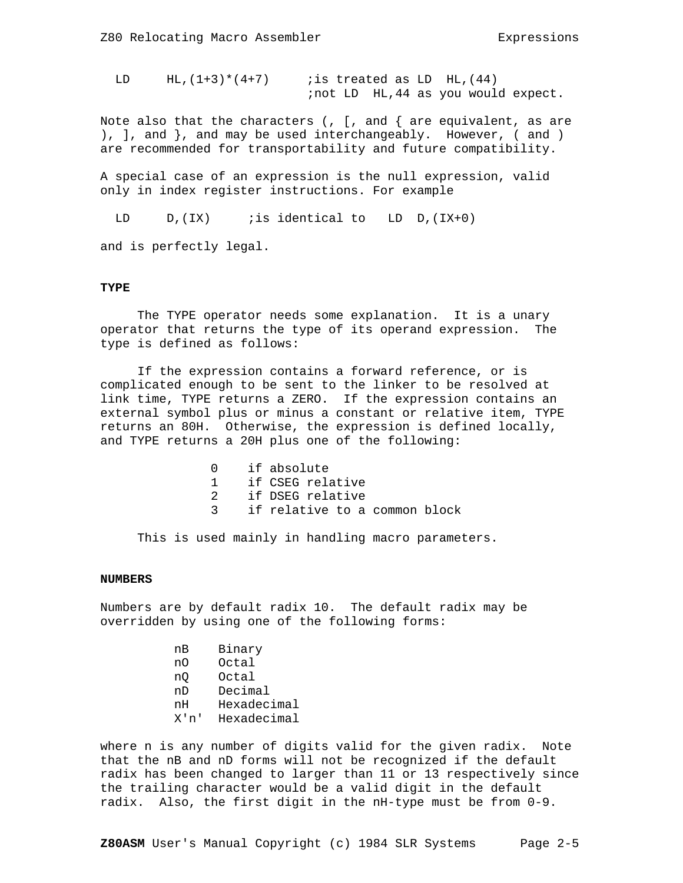```
  LD     HL,(1+3)*(4+7)     ;is treated as LD  HL,(44)
                            ;not LD  HL,44 as you would expect.
```

Note also that the characters (, [, and { are equivalent, as are ), ], and }, and may be used interchangeably. However, ( and ) are recommended for transportability and future compatibility.

A special case of an expression is the null expression, valid only in index register instructions. For example

```
  LD     D,(IX)     ;is identical to   LD  D,(IX+0)
```

and is perfectly legal.

### TYPE

The TYPE operator needs some explanation. It is a unary operator that returns the type of its operand expression. The type is defined as follows:

If the expression contains a forward reference, or is complicated enough to be sent to the linker to be resolved at link time, TYPE returns a ZERO. If the expression contains an external symbol plus or minus a constant or relative item, TYPE returns an 80H. Otherwise, the expression is defined locally, and TYPE returns a 20H plus one of the following:

```
0    if absolute
1    if CSEG relative
2    if DSEG relative
3    if relative to a common block
```

This is used mainly in handling macro parameters.

### NUMBERS

Numbers are by default radix 10. The default radix may be overridden by using one of the following forms:

```
nB    Binary
nO    Octal
nQ    Octal
nD    Decimal
nH    Hexadecimal
X'n'  Hexadecimal
```

where n is any number of digits valid for the given radix. Note that the nB and nD forms will not be recognized if the default radix has been changed to larger than 11 or 13 respectively since the trailing character would be a valid digit in the default radix. Also, the first digit in the nH-type must be from 0-9.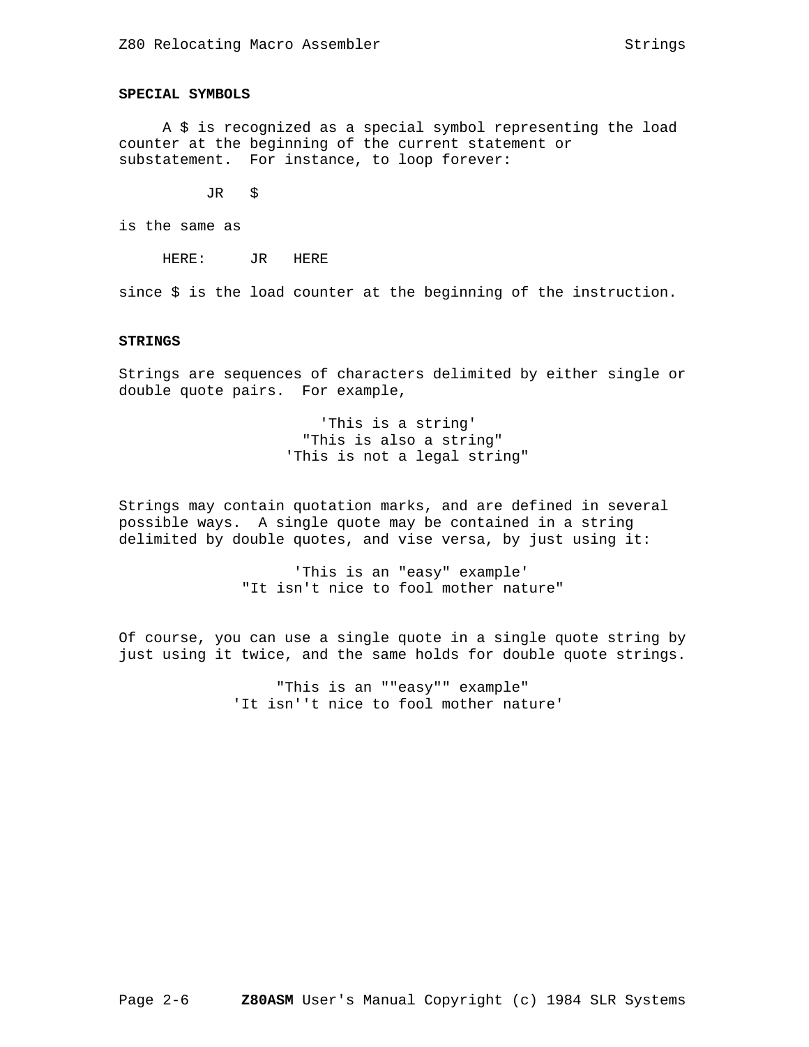### SPECIAL SYMBOLS

A $ is recognized as a special symbol representing the load counter at the beginning of the current statement or substatement. For instance, to loop forever:

```
        JR   $
```

is the same as

```
HERE:     JR   HERE
```

since $ is the load counter at the beginning of the instruction.

### STRINGS

Strings are sequences of characters delimited by either single or double quote pairs. For example,

```
'This is a string'
"This is also a string"
'This is not a legal string"
```

Strings may contain quotation marks, and are defined in several possible ways. A single quote may be contained in a string delimited by double quotes, and vise versa, by just using it:

```
'This is an "easy" example'
"It isn't nice to fool mother nature"
```

Of course, you can use a single quote in a single quote string by just using it twice, and the same holds for double quote strings.

```
"This is an ""easy"" example"
'It isn''t nice to fool mother nature'
```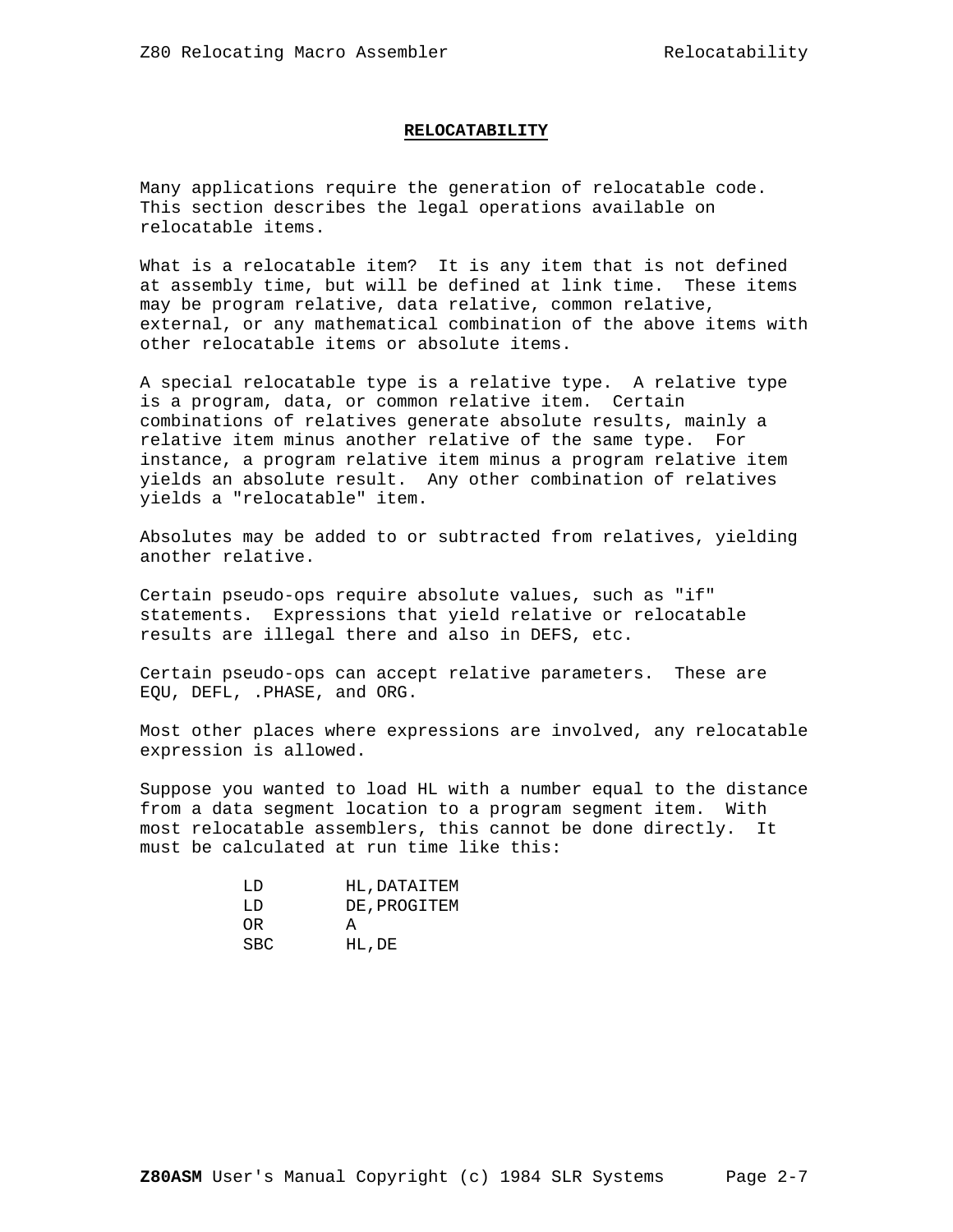# RELOCATABILITY

Many applications require the generation of relocatable code. This section describes the legal operations available on relocatable items.

What is a relocatable item? It is any item that is not defined at assembly time, but will be defined at link time. These items may be program relative, data relative, common relative, external, or any mathematical combination of the above items with other relocatable items or absolute items.

A special relocatable type is a relative type. A relative type is a program, data, or common relative item. Certain combinations of relatives generate absolute results, mainly a relative item minus another relative of the same type. For instance, a program relative item minus a program relative item yields an absolute result. Any other combination of relatives yields a "relocatable" item.

Absolutes may be added to or subtracted from relatives, yielding another relative.

Certain pseudo-ops require absolute values, such as "if" statements. Expressions that yield relative or relocatable results are illegal there and also in DEFS, etc.

Certain pseudo-ops can accept relative parameters. These are EQU, DEFL, .PHASE, and ORG.

Most other places where expressions are involved, any relocatable expression is allowed.

Suppose you wanted to load HL with a number equal to the distance from a data segment location to a program segment item. With most relocatable assemblers, this cannot be done directly. It must be calculated at run time like this:

```
LD        HL,DATAITEM
LD        DE,PROGITEM
OR        A
SBC       HL,DE
```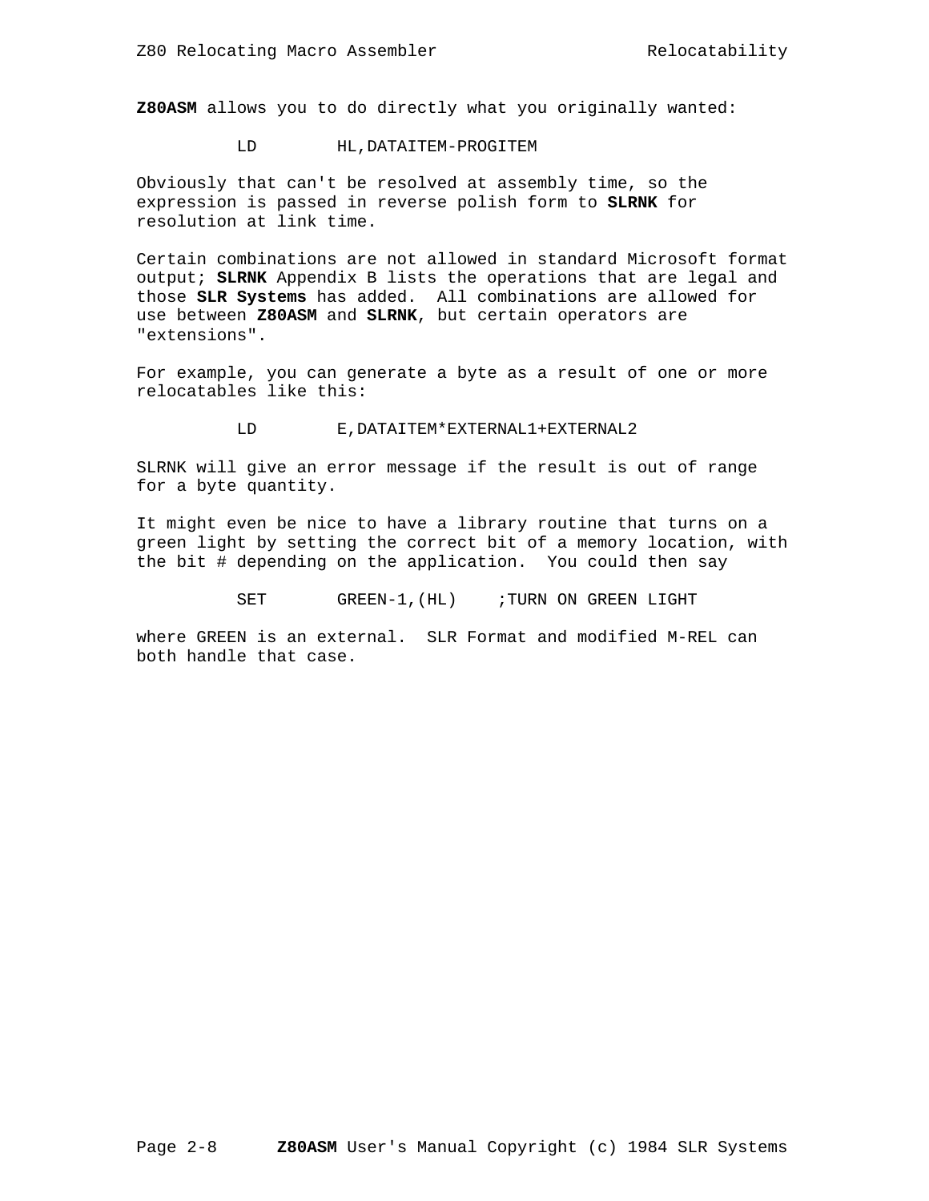**Z80ASM** allows you to do directly what you originally wanted:

```
          LD        HL,DATAITEM-PROGITEM
```

Obviously that can't be resolved at assembly time, so the expression is passed in reverse polish form to **SLRNK** for resolution at link time.

Certain combinations are not allowed in standard Microsoft format output; **SLRNK** Appendix B lists the operations that are legal and those **SLR Systems** has added. All combinations are allowed for use between **Z80ASM** and **SLRNK**, but certain operators are "extensions".

For example, you can generate a byte as a result of one or more relocatables like this:

```
          LD        E,DATAITEM*EXTERNAL1+EXTERNAL2
```

SLRNK will give an error message if the result is out of range for a byte quantity.

It might even be nice to have a library routine that turns on a green light by setting the correct bit of a memory location, with the bit # depending on the application. You could then say

```
          SET       GREEN-1,(HL)    ;TURN ON GREEN LIGHT
```

where GREEN is an external. SLR Format and modified M-REL can both handle that case.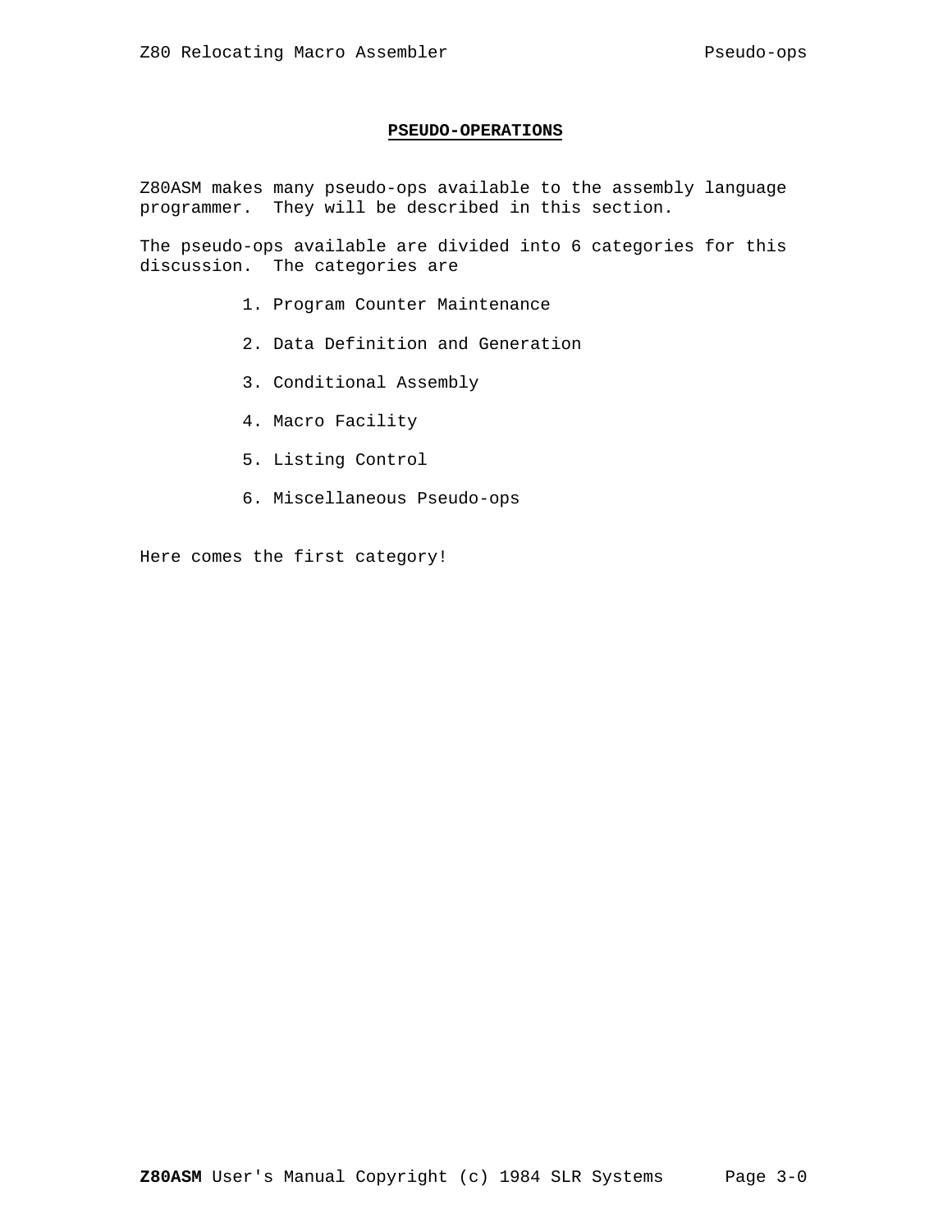# PSEUDO-OPERATIONS

Z80ASM makes many pseudo-ops available to the assembly language programmer. They will be described in this section.

The pseudo-ops available are divided into 6 categories for this discussion. The categories are

1. Program Counter Maintenance
2. Data Definition and Generation
3. Conditional Assembly
4. Macro Facility
5. Listing Control
6. Miscellaneous Pseudo-ops

Here comes the first category!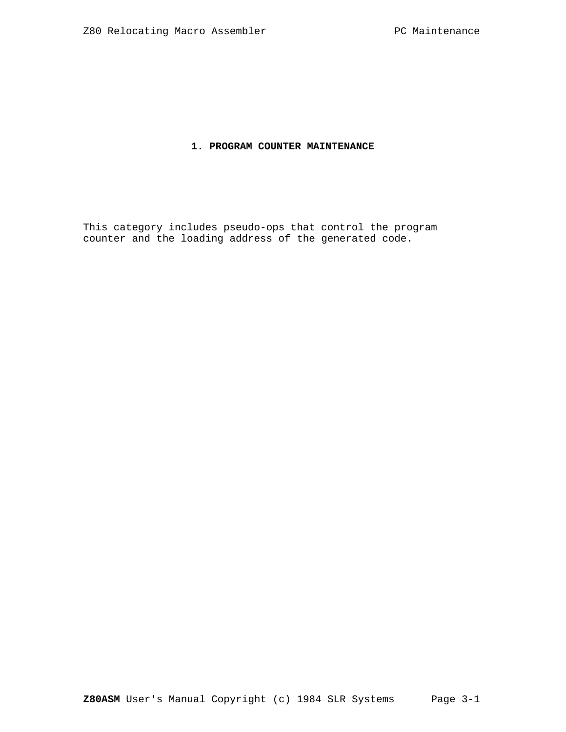# 1. PROGRAM COUNTER MAINTENANCE

This category includes pseudo-ops that control the program counter and the loading address of the generated code.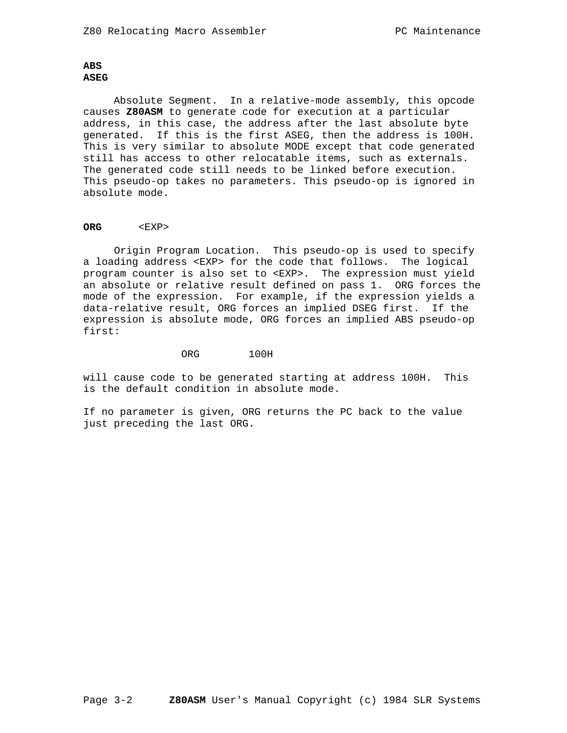**ABS**
**ASEG**

Absolute Segment. In a relative-mode assembly, this opcode causes **Z80ASM** to generate code for execution at a particular address, in this case, the address after the last absolute byte generated. If this is the first ASEG, then the address is 100H. This is very similar to absolute MODE except that code generated still has access to other relocatable items, such as externals. The generated code still needs to be linked before execution. This pseudo-op takes no parameters. This pseudo-op is ignored in absolute mode.

**ORG** <EXP>

Origin Program Location. This pseudo-op is used to specify a loading address <EXP> for the code that follows. The logical program counter is also set to <EXP>. The expression must yield an absolute or relative result defined on pass 1. ORG forces the mode of the expression. For example, if the expression yields a data-relative result, ORG forces an implied DSEG first. If the expression is absolute mode, ORG forces an implied ABS pseudo-op first:

```
        ORG     100H
```

will cause code to be generated starting at address 100H. This is the default condition in absolute mode.

If no parameter is given, ORG returns the PC back to the value just preceding the last ORG.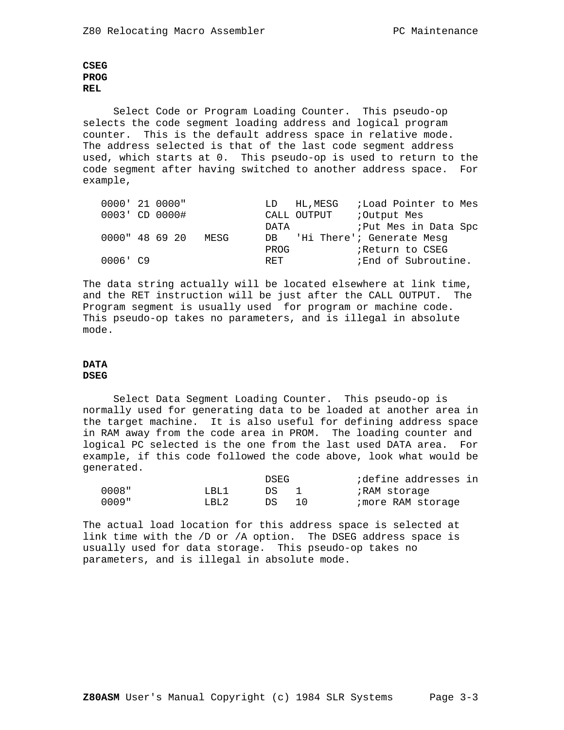**CSEG**
**PROG**
**REL**

Select Code or Program Loading Counter. This pseudo-op selects the code segment loading address and logical program counter. This is the default address space in relative mode. The address selected is that of the last code segment address used, which starts at 0. This pseudo-op is used to return to the code segment after having switched to another address space. For example,

```
0000' 21 0000"            LD   HL,MESG   ;Load Pointer to Mes
0003' CD 0000#            CALL OUTPUT    ;Output Mes
                          DATA           ;Put Mes in Data Spc
0000" 48 69 20   MESG     DB   'Hi There'; Generate Mesg
                          PROG           ;Return to CSEG
0006' C9                  RET            ;End of Subroutine.
```

The data string actually will be located elsewhere at link time, and the RET instruction will be just after the CALL OUTPUT. The Program segment is usually used for program or machine code. This pseudo-op takes no parameters, and is illegal in absolute mode.

**DATA**
**DSEG**

Select Data Segment Loading Counter. This pseudo-op is normally used for generating data to be loaded at another area in the target machine. It is also useful for defining address space in RAM away from the code area in PROM. The loading counter and logical PC selected is the one from the last used DATA area. For example, if this code followed the code above, look what would be generated.

```
                          DSEG           ;define addresses in
0008"            LBL1     DS   1         ;RAM storage
0009"            LBL2     DS   10        ;more RAM storage
```

The actual load location for this address space is selected at link time with the /D or /A option. The DSEG address space is usually used for data storage. This pseudo-op takes no parameters, and is illegal in absolute mode.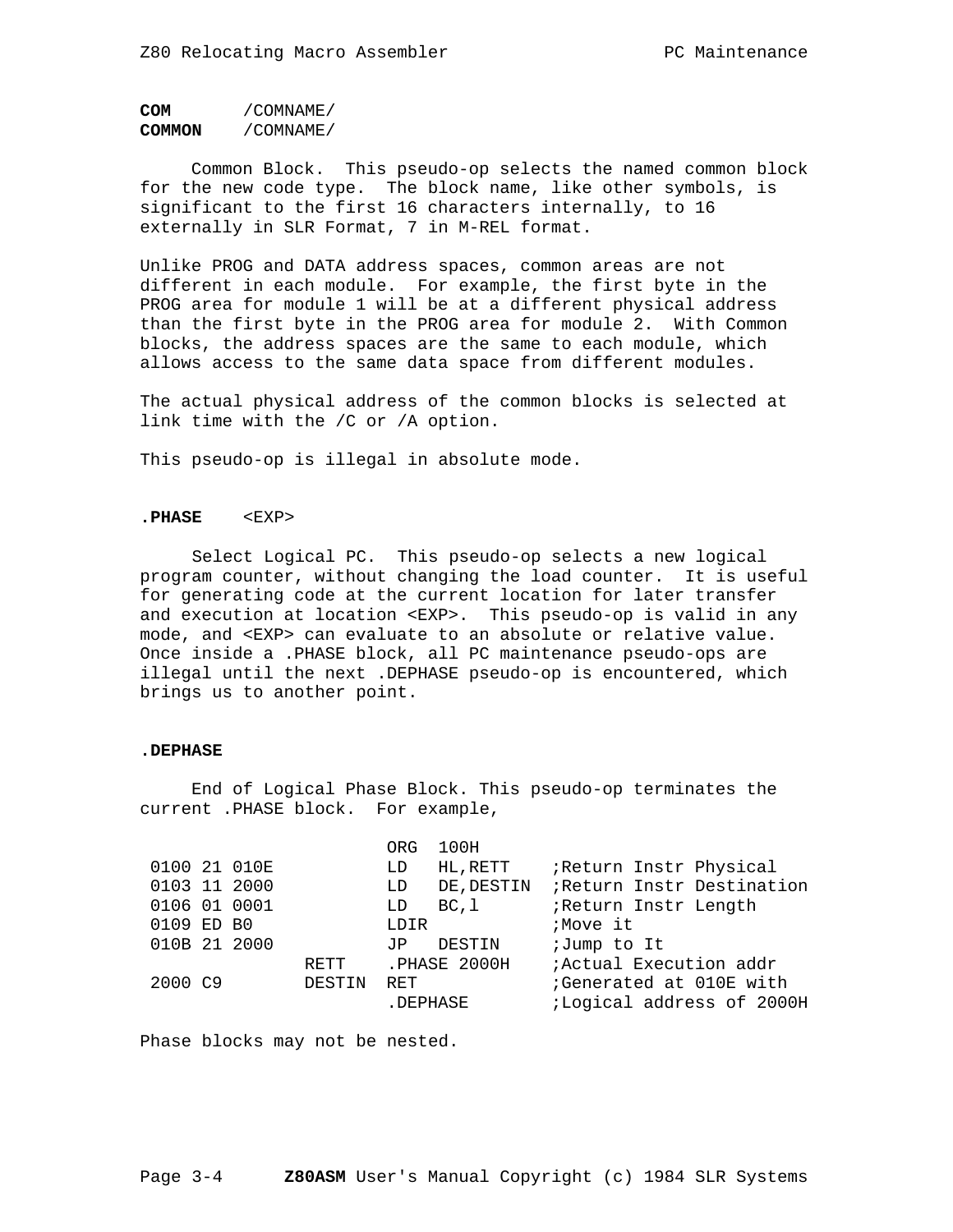**COM** /COMNAME/
**COMMON** /COMNAME/

Common Block. This pseudo-op selects the named common block for the new code type. The block name, like other symbols, is significant to the first 16 characters internally, to 16 externally in SLR Format, 7 in M-REL format.

Unlike PROG and DATA address spaces, common areas are not different in each module. For example, the first byte in the PROG area for module 1 will be at a different physical address than the first byte in the PROG area for module 2. With Common blocks, the address spaces are the same to each module, which allows access to the same data space from different modules.

The actual physical address of the common blocks is selected at link time with the /C or /A option.

This pseudo-op is illegal in absolute mode.

**.PHASE** <EXP>

Select Logical PC. This pseudo-op selects a new logical program counter, without changing the load counter. It is useful for generating code at the current location for later transfer and execution at location <EXP>. This pseudo-op is valid in any mode, and <EXP> can evaluate to an absolute or relative value. Once inside a .PHASE block, all PC maintenance pseudo-ops are illegal until the next .DEPHASE pseudo-op is encountered, which brings us to another point.

**.DEPHASE**

End of Logical Phase Block. This pseudo-op terminates the current .PHASE block. For example,

```
                        ORG  100H
 0100 21 010E           LD   HL,RETT    ;Return Instr Physical
 0103 11 2000           LD   DE,DESTIN  ;Return Instr Destination
 0106 01 0001           LD   BC,1       ;Return Instr Length
 0109 ED B0             LDIR            ;Move it
 010B 21 2000           JP   DESTIN     ;Jump to It
                RETT    .PHASE 2000H    ;Actual Execution addr
 2000 C9        DESTIN  RET             ;Generated at 010E with
                        .DEPHASE        ;Logical address of 2000H
```

Phase blocks may not be nested.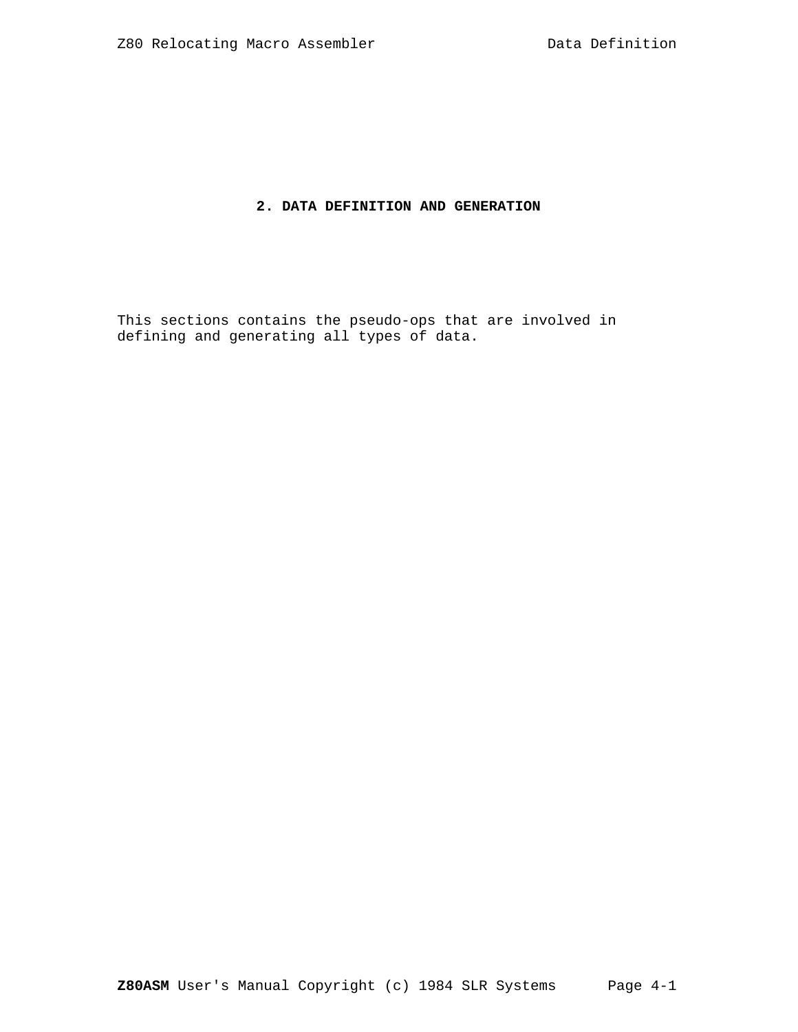# 2. DATA DEFINITION AND GENERATION

This sections contains the pseudo-ops that are involved in defining and generating all types of data.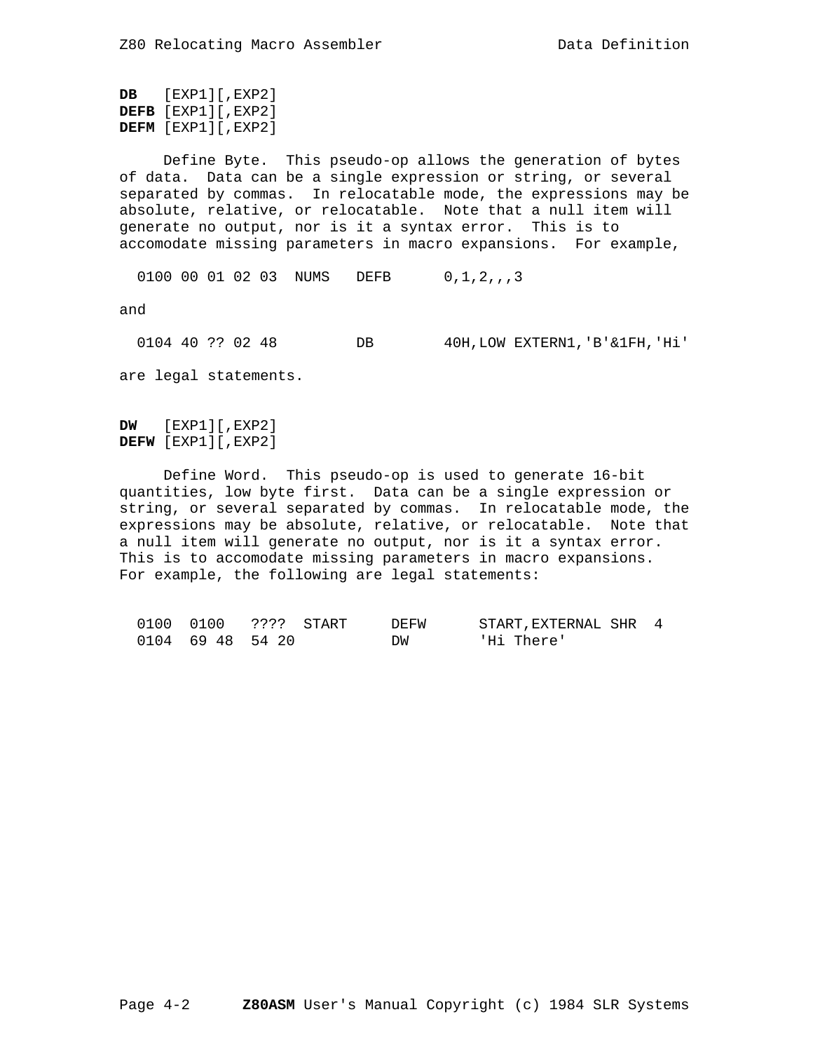**DB** [EXP1][,EXP2]
**DEFB** [EXP1][,EXP2]
**DEFM** [EXP1][,EXP2]

Define Byte. This pseudo-op allows the generation of bytes of data. Data can be a single expression or string, or several separated by commas. In relocatable mode, the expressions may be absolute, relative, or relocatable. Note that a null item will generate no output, nor is it a syntax error. This is to accomodate missing parameters in macro expansions. For example,

```
0100 00 01 02 03  NUMS   DEFB      0,1,2,,,3
```

and

```
0104 40 ?? 02 48         DB        40H,LOW EXTERN1,'B'&1FH,'Hi'
```

are legal statements.

**DW** [EXP1][,EXP2]
**DEFW** [EXP1][,EXP2]

Define Word. This pseudo-op is used to generate 16-bit quantities, low byte first. Data can be a single expression or string, or several separated by commas. In relocatable mode, the expressions may be absolute, relative, or relocatable. Note that a null item will generate no output, nor is it a syntax error. This is to accomodate missing parameters in macro expansions. For example, the following are legal statements:

```
0100  0100   ????  START     DEFW      START,EXTERNAL SHR  4
0104  69 48  54 20           DW        'Hi There'
```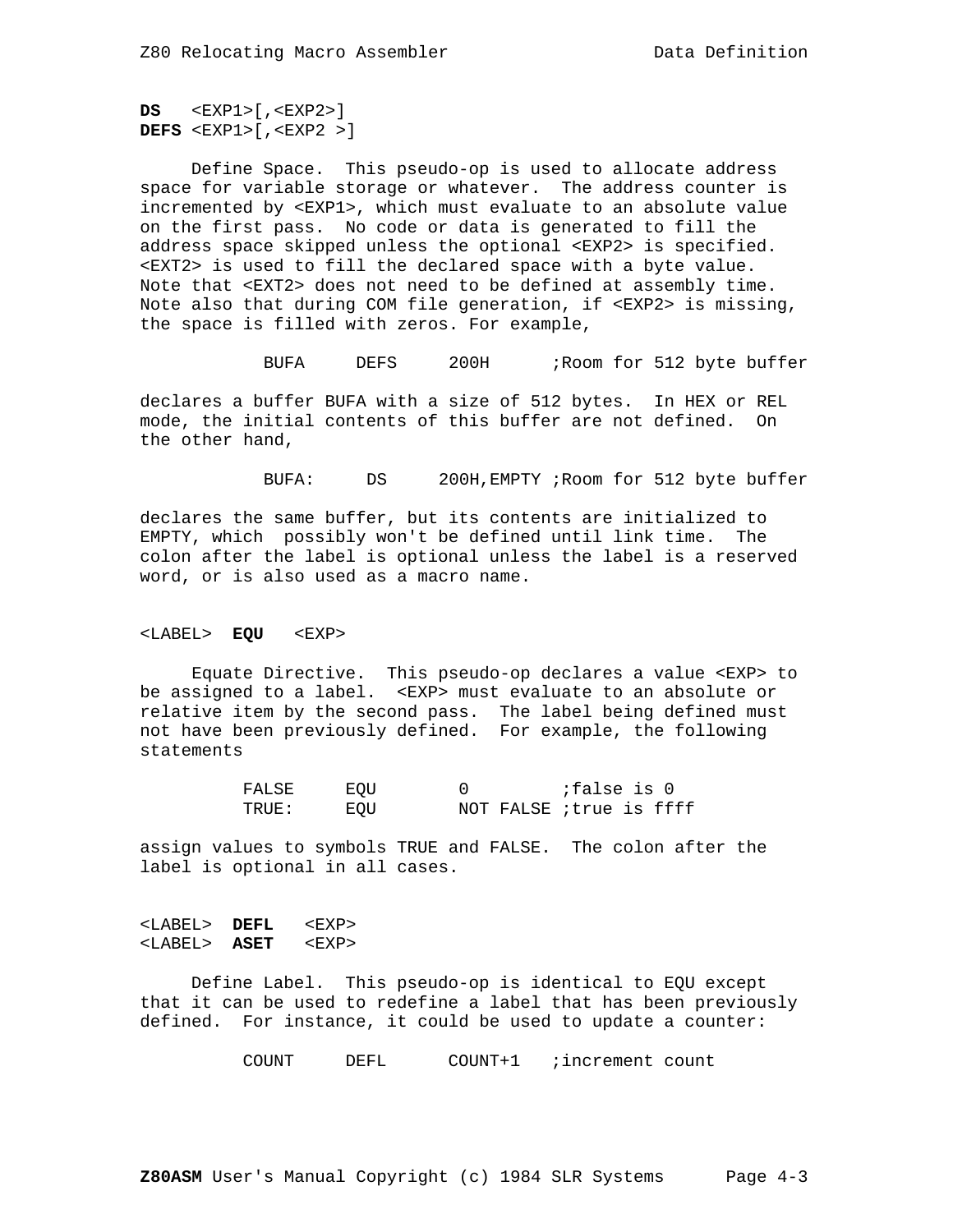**DS** <EXP1>[,<EXP2>]
**DEFS** <EXP1>[,<EXP2 >]

Define Space. This pseudo-op is used to allocate address space for variable storage or whatever. The address counter is incremented by <EXP1>, which must evaluate to an absolute value on the first pass. No code or data is generated to fill the address space skipped unless the optional <EXP2> is specified. <EXT2> is used to fill the declared space with a byte value. Note that <EXT2> does not need to be defined at assembly time. Note also that during COM file generation, if <EXP2> is missing, the space is filled with zeros. For example,

```
BUFA     DEFS     200H      ;Room for 512 byte buffer
```

declares a buffer BUFA with a size of 512 bytes. In HEX or REL mode, the initial contents of this buffer are not defined. On the other hand,

```
BUFA:     DS     200H,EMPTY ;Room for 512 byte buffer
```

declares the same buffer, but its contents are initialized to EMPTY, which possibly won't be defined until link time. The colon after the label is optional unless the label is a reserved word, or is also used as a macro name.

<LABEL> **EQU** <EXP>

Equate Directive. This pseudo-op declares a value <EXP> to be assigned to a label. <EXP> must evaluate to an absolute or relative item by the second pass. The label being defined must not have been previously defined. For example, the following statements

```
FALSE     EQU        0         ;false is 0
TRUE:     EQU        NOT FALSE ;true is ffff
```

assign values to symbols TRUE and FALSE. The colon after the label is optional in all cases.

<LABEL> **DEFL** <EXP>
<LABEL> **ASET** <EXP>

Define Label. This pseudo-op is identical to EQU except that it can be used to redefine a label that has been previously defined. For instance, it could be used to update a counter:

```
COUNT     DEFL      COUNT+1   ;increment count
```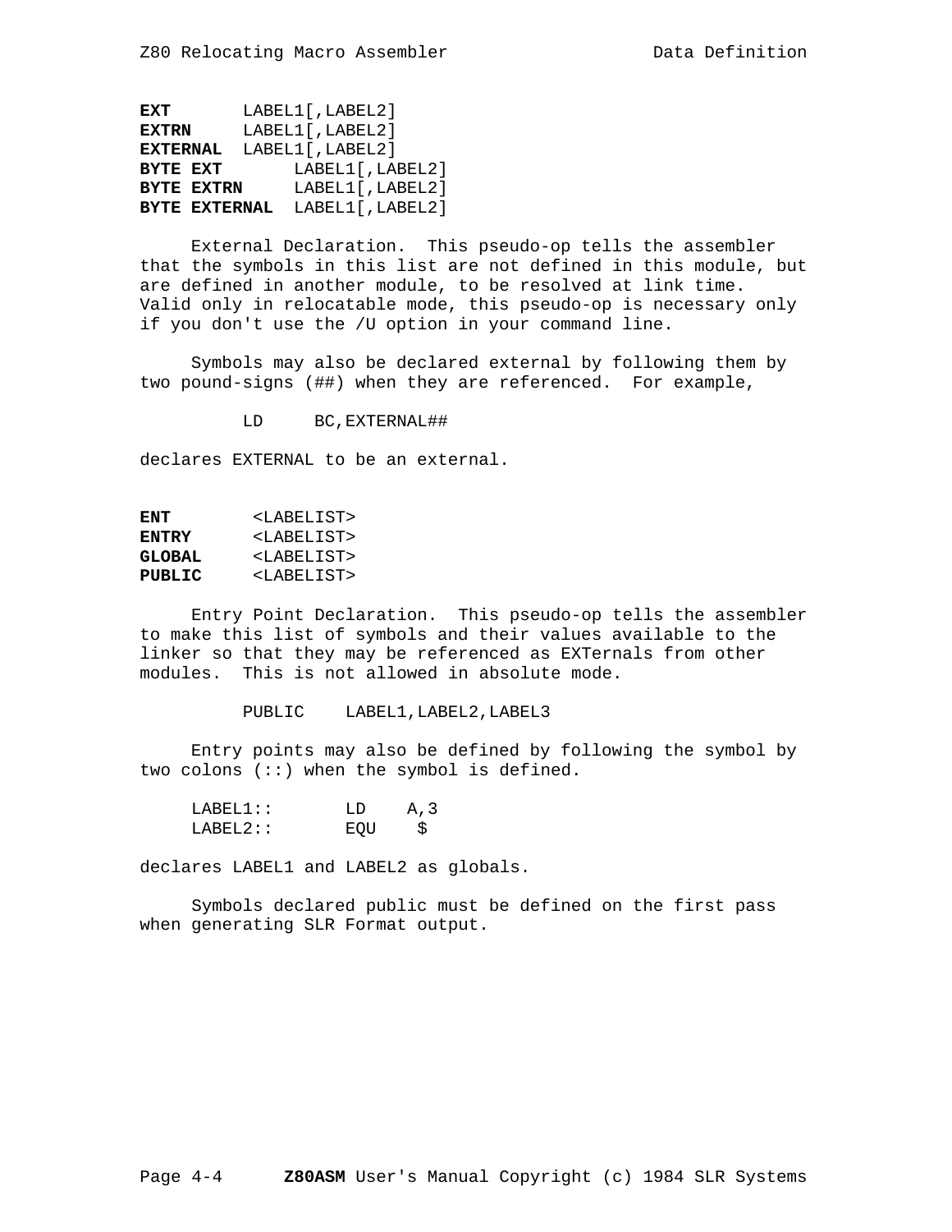**EXT** LABEL1[,LABEL2]
**EXTRN** LABEL1[,LABEL2]
**EXTERNAL** LABEL1[,LABEL2]
**BYTE EXT** LABEL1[,LABEL2]
**BYTE EXTRN** LABEL1[,LABEL2]
**BYTE EXTERNAL** LABEL1[,LABEL2]

External Declaration. This pseudo-op tells the assembler that the symbols in this list are not defined in this module, but are defined in another module, to be resolved at link time. Valid only in relocatable mode, this pseudo-op is necessary only if you don't use the /U option in your command line.

Symbols may also be declared external by following them by two pound-signs (##) when they are referenced. For example,

```
          LD     BC,EXTERNAL##
```

declares EXTERNAL to be an external.

**ENT** <LABELIST>
**ENTRY** <LABELIST>
**GLOBAL** <LABELIST>
**PUBLIC** <LABELIST>

Entry Point Declaration. This pseudo-op tells the assembler to make this list of symbols and their values available to the linker so that they may be referenced as EXTernals from other modules. This is not allowed in absolute mode.

```
          PUBLIC    LABEL1,LABEL2,LABEL3
```

Entry points may also be defined by following the symbol by two colons (::) when the symbol is defined.

```
     LABEL1::       LD    A,3
     LABEL2::       EQU    $
```

declares LABEL1 and LABEL2 as globals.

Symbols declared public must be defined on the first pass when generating SLR Format output.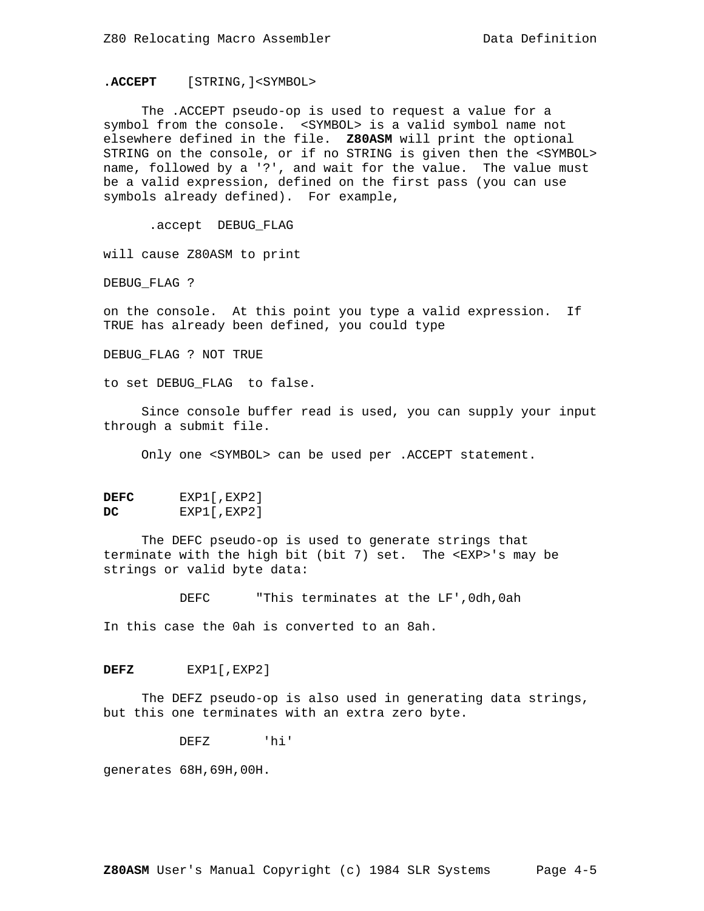**.ACCEPT** [STRING,]<SYMBOL>

The .ACCEPT pseudo-op is used to request a value for a symbol from the console. <SYMBOL> is a valid symbol name not elsewhere defined in the file. **Z80ASM** will print the optional STRING on the console, or if no STRING is given then the <SYMBOL> name, followed by a '?', and wait for the value. The value must be a valid expression, defined on the first pass (you can use symbols already defined). For example,

```
 .accept  DEBUG_FLAG
```

will cause Z80ASM to print

```
DEBUG_FLAG ?
```

on the console. At this point you type a valid expression. If TRUE has already been defined, you could type

```
DEBUG_FLAG ? NOT TRUE
```

to set DEBUG_FLAG to false.

Since console buffer read is used, you can supply your input through a submit file.

Only one <SYMBOL> can be used per .ACCEPT statement.

**DEFC** EXP1[,EXP2]
**DC** EXP1[,EXP2]

The DEFC pseudo-op is used to generate strings that terminate with the high bit (bit 7) set. The <EXP>'s may be strings or valid byte data:

```
          DEFC      "This terminates at the LF',0dh,0ah
```

In this case the 0ah is converted to an 8ah.

**DEFZ** EXP1[,EXP2]

The DEFZ pseudo-op is also used in generating data strings, but this one terminates with an extra zero byte.

```
          DEFZ       'hi'
```

generates 68H,69H,00H.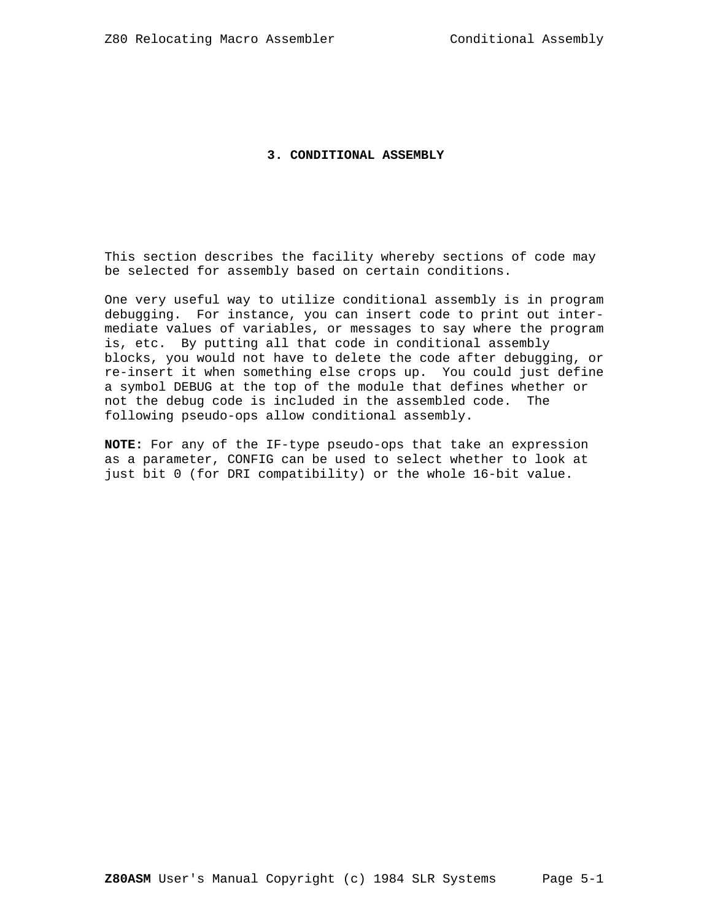# 3. CONDITIONAL ASSEMBLY

This section describes the facility whereby sections of code may be selected for assembly based on certain conditions.

One very useful way to utilize conditional assembly is in program debugging. For instance, you can insert code to print out intermediate values of variables, or messages to say where the program is, etc. By putting all that code in conditional assembly blocks, you would not have to delete the code after debugging, or re-insert it when something else crops up. You could just define a symbol DEBUG at the top of the module that defines whether or not the debug code is included in the assembled code. The following pseudo-ops allow conditional assembly.

**NOTE:** For any of the IF-type pseudo-ops that take an expression as a parameter, CONFIG can be used to select whether to look at just bit 0 (for DRI compatibility) or the whole 16-bit value.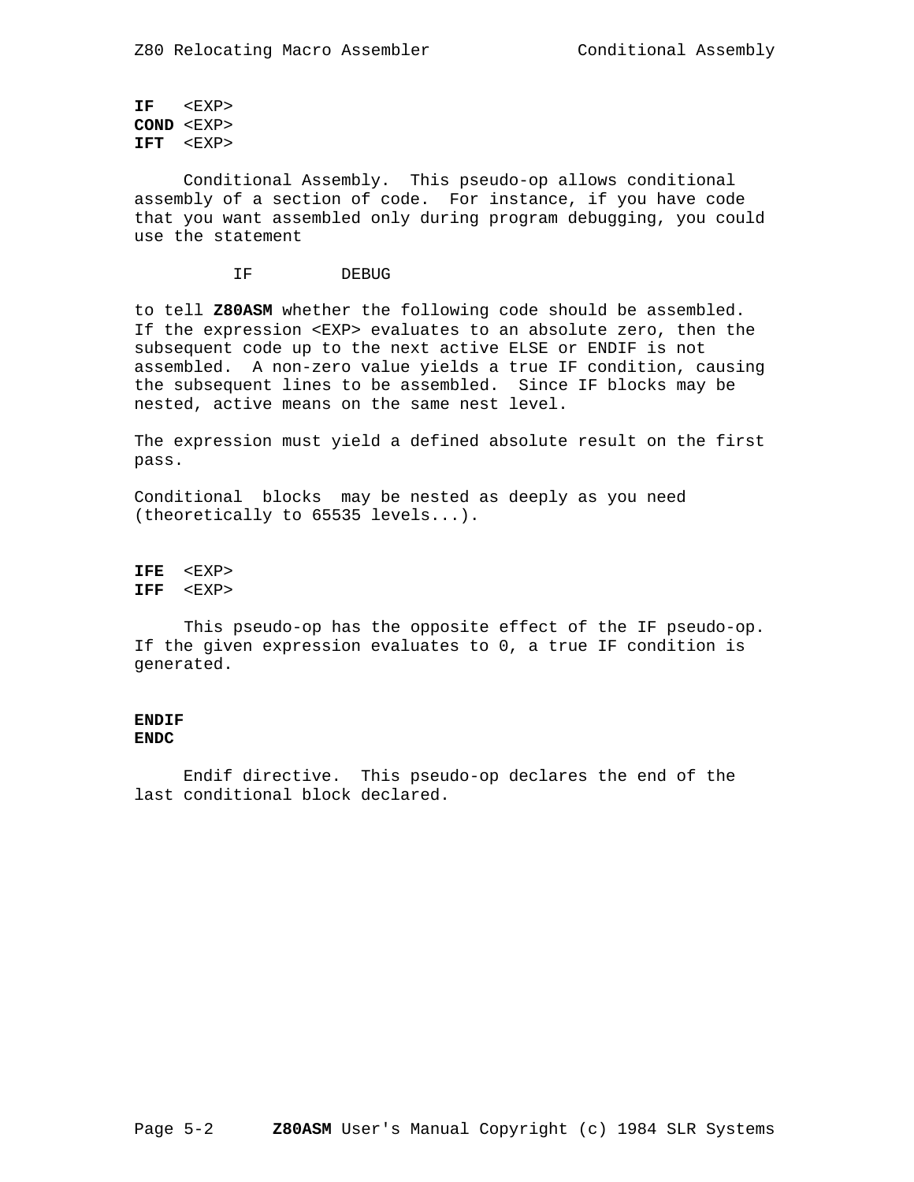**IF** <EXP>
**COND** <EXP>
**IFT** <EXP>

Conditional Assembly. This pseudo-op allows conditional assembly of a section of code. For instance, if you have code that you want assembled only during program debugging, you could use the statement

```
          IF        DEBUG
```

to tell **Z80ASM** whether the following code should be assembled. If the expression <EXP> evaluates to an absolute zero, then the subsequent code up to the next active ELSE or ENDIF is not assembled. A non-zero value yields a true IF condition, causing the subsequent lines to be assembled. Since IF blocks may be nested, active means on the same nest level.

The expression must yield a defined absolute result on the first pass.

Conditional blocks may be nested as deeply as you need (theoretically to 65535 levels...).

**IFE** <EXP>
**IFF** <EXP>

This pseudo-op has the opposite effect of the IF pseudo-op. If the given expression evaluates to 0, a true IF condition is generated.

**ENDIF**
**ENDC**

Endif directive. This pseudo-op declares the end of the last conditional block declared.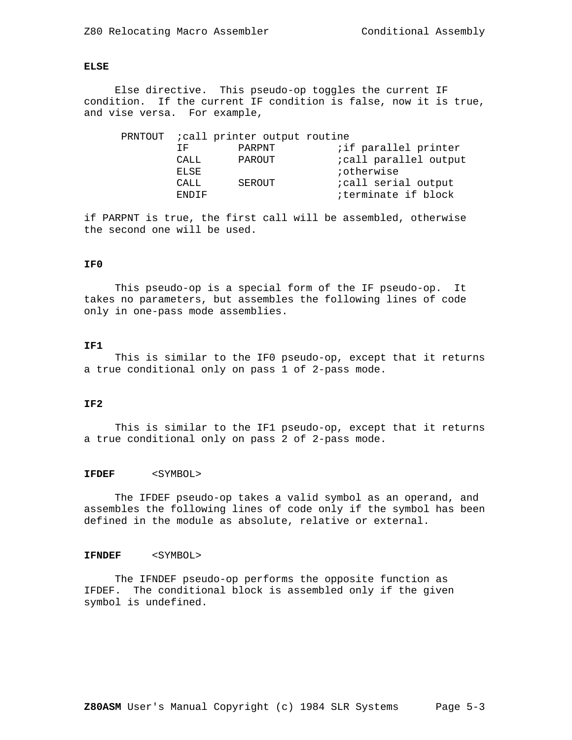### ELSE

Else directive. This pseudo-op toggles the current IF condition. If the current IF condition is false, now it is true, and vise versa. For example,

```
 PRNTOUT  ;call printer output routine
          IF        PARPNT          ;if parallel printer
          CALL      PAROUT          ;call parallel output
          ELSE                      ;otherwise
          CALL      SEROUT          ;call serial output
          ENDIF                     ;terminate if block
```

if PARPNT is true, the first call will be assembled, otherwise the second one will be used.

### IF0

This pseudo-op is a special form of the IF pseudo-op. It takes no parameters, but assembles the following lines of code only in one-pass mode assemblies.

### IF1

This is similar to the IF0 pseudo-op, except that it returns a true conditional only on pass 1 of 2-pass mode.

### IF2

This is similar to the IF1 pseudo-op, except that it returns a true conditional only on pass 2 of 2-pass mode.

### IFDEF <SYMBOL>

The IFDEF pseudo-op takes a valid symbol as an operand, and assembles the following lines of code only if the symbol has been defined in the module as absolute, relative or external.

### IFNDEF <SYMBOL>

The IFNDEF pseudo-op performs the opposite function as IFDEF. The conditional block is assembled only if the given symbol is undefined.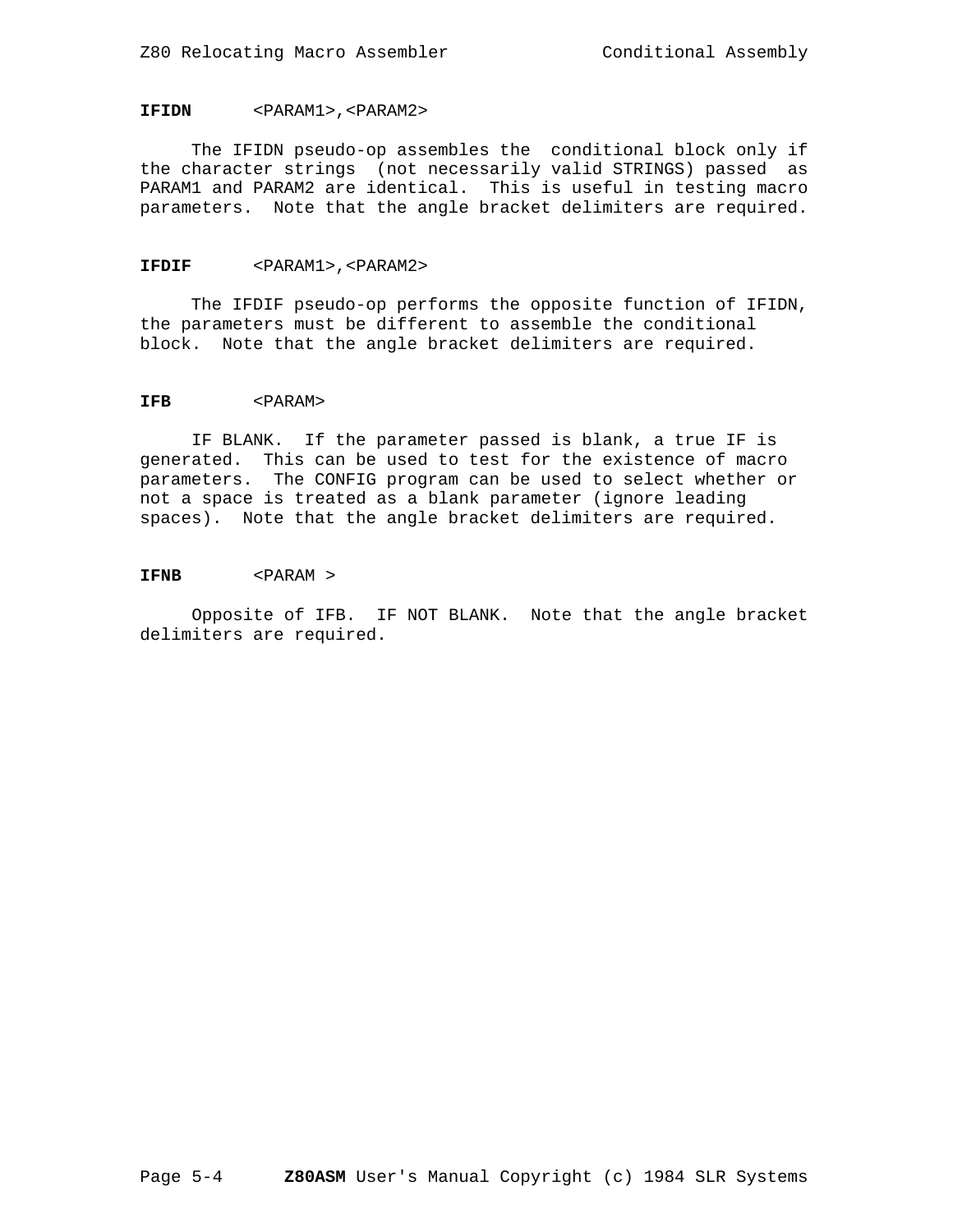**IFIDN** <PARAM1>,<PARAM2>

The IFIDN pseudo-op assembles the conditional block only if the character strings (not necessarily valid STRINGS) passed as PARAM1 and PARAM2 are identical. This is useful in testing macro parameters. Note that the angle bracket delimiters are required.

**IFDIF** <PARAM1>,<PARAM2>

The IFDIF pseudo-op performs the opposite function of IFIDN, the parameters must be different to assemble the conditional block. Note that the angle bracket delimiters are required.

**IFB** <PARAM>

IF BLANK. If the parameter passed is blank, a true IF is generated. This can be used to test for the existence of macro parameters. The CONFIG program can be used to select whether or not a space is treated as a blank parameter (ignore leading spaces). Note that the angle bracket delimiters are required.

**IFNB** <PARAM >

Opposite of IFB. IF NOT BLANK. Note that the angle bracket delimiters are required.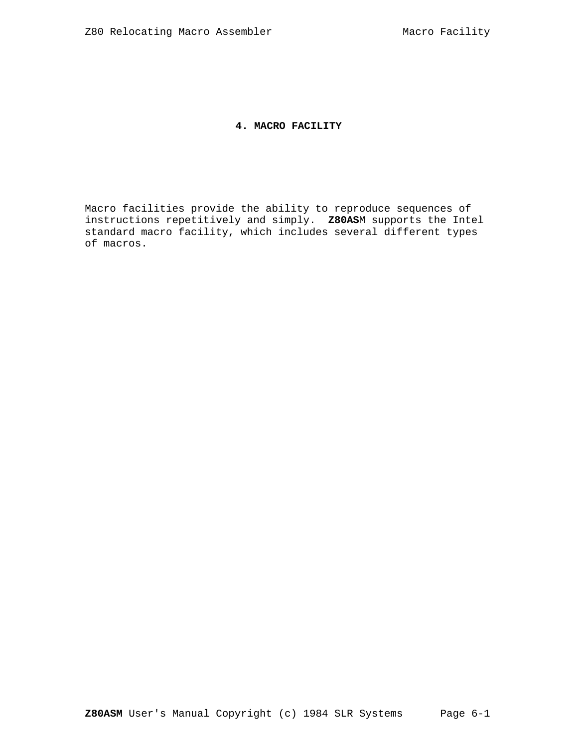# 4. MACRO FACILITY

Macro facilities provide the ability to reproduce sequences of instructions repetitively and simply. **Z80AS**M supports the Intel standard macro facility, which includes several different types of macros.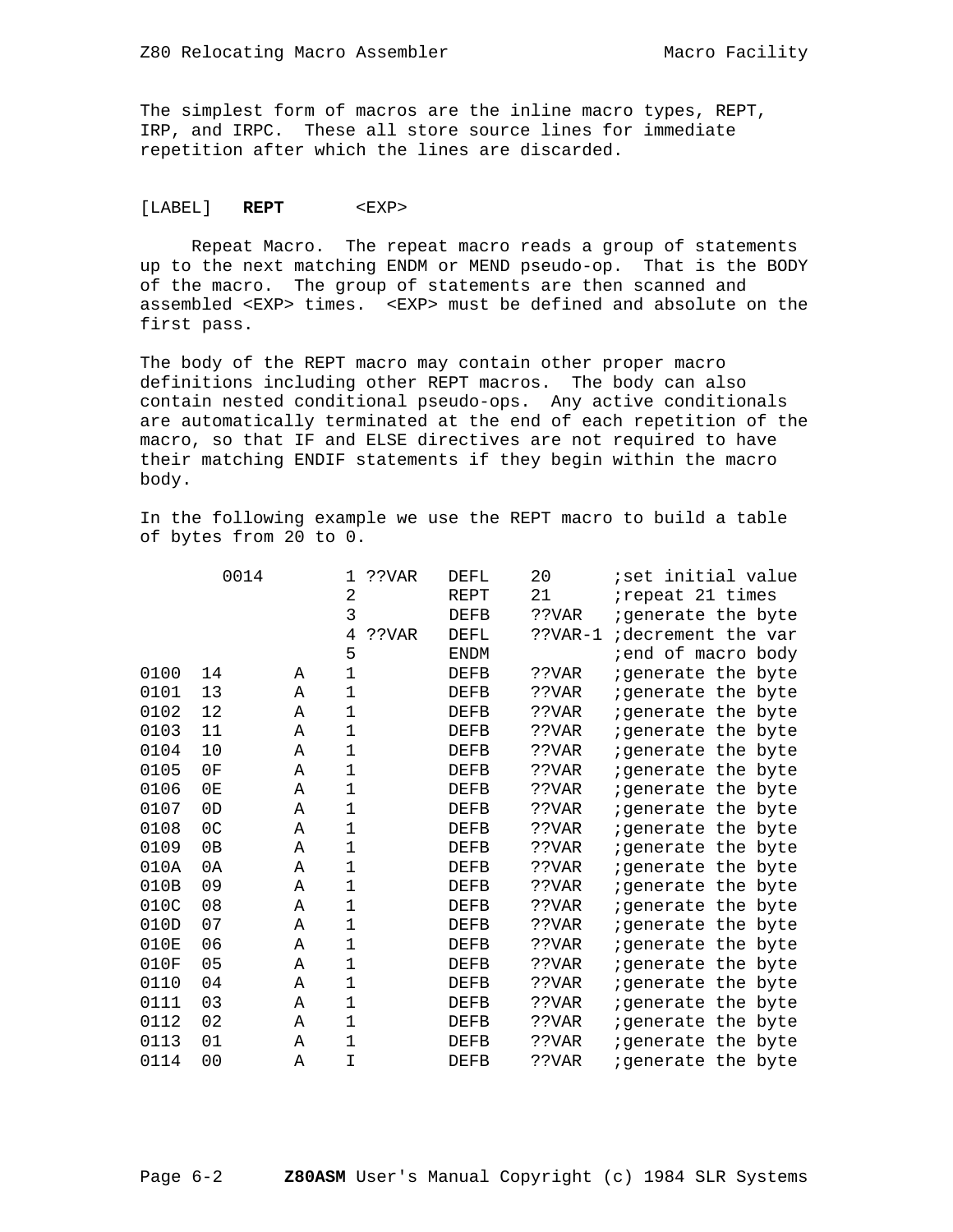The simplest form of macros are the inline macro types, REPT, IRP, and IRPC. These all store source lines for immediate repetition after which the lines are discarded.

[LABEL]   **REPT**      <EXP>

Repeat Macro. The repeat macro reads a group of statements up to the next matching ENDM or MEND pseudo-op. That is the BODY of the macro. The group of statements are then scanned and assembled <EXP> times. <EXP> must be defined and absolute on the first pass.

The body of the REPT macro may contain other proper macro definitions including other REPT macros. The body can also contain nested conditional pseudo-ops. Any active conditionals are automatically terminated at the end of each repetition of the macro, so that IF and ELSE directives are not required to have their matching ENDIF statements if they begin within the macro body.

In the following example we use the REPT macro to build a table of bytes from 20 to 0.

```
        0014        1 ??VAR   DEFL    20      ;set initial value
                    2         REPT    21      ;repeat 21 times
                    3         DEFB    ??VAR   ;generate the byte
                    4 ??VAR   DEFL    ??VAR-1 ;decrement the var
                    5         ENDM            ;end of macro body
0100  14       A    1         DEFB    ??VAR   ;generate the byte
0101  13       A    1         DEFB    ??VAR   ;generate the byte
0102  12       A    1         DEFB    ??VAR   ;generate the byte
0103  11       A    1         DEFB    ??VAR   ;generate the byte
0104  10       A    1         DEFB    ??VAR   ;generate the byte
0105  0F       A    1         DEFB    ??VAR   ;generate the byte
0106  0E       A    1         DEFB    ??VAR   ;generate the byte
0107  0D       A    1         DEFB    ??VAR   ;generate the byte
0108  0C       A    1         DEFB    ??VAR   ;generate the byte
0109  0B       A    1         DEFB    ??VAR   ;generate the byte
010A  0A       A    1         DEFB    ??VAR   ;generate the byte
010B  09       A    1         DEFB    ??VAR   ;generate the byte
010C  08       A    1         DEFB    ??VAR   ;generate the byte
010D  07       A    1         DEFB    ??VAR   ;generate the byte
010E  06       A    1         DEFB    ??VAR   ;generate the byte
010F  05       A    1         DEFB    ??VAR   ;generate the byte
0110  04       A    1         DEFB    ??VAR   ;generate the byte
0111  03       A    1         DEFB    ??VAR   ;generate the byte
0112  02       A    1         DEFB    ??VAR   ;generate the byte
0113  01       A    1         DEFB    ??VAR   ;generate the byte
0114  00       A    I         DEFB    ??VAR   ;generate the byte
```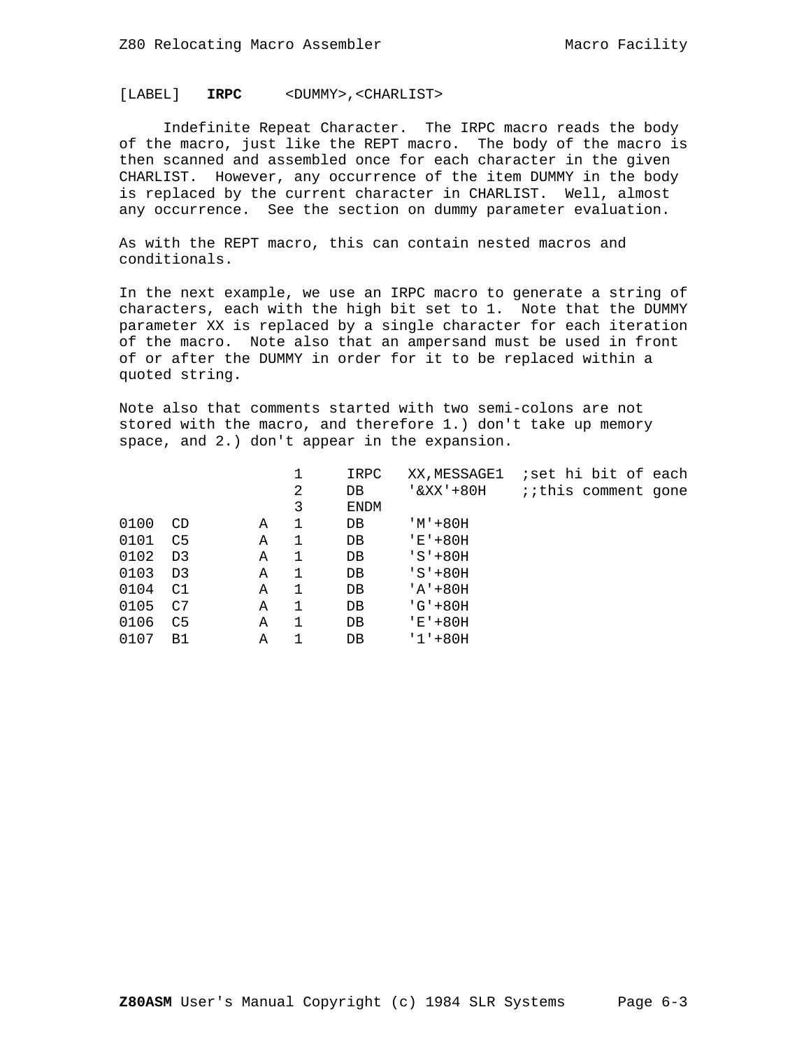[LABEL]   **IRPC**     <DUMMY>,<CHARLIST>

Indefinite Repeat Character. The IRPC macro reads the body of the macro, just like the REPT macro. The body of the macro is then scanned and assembled once for each character in the given CHARLIST. However, any occurrence of the item DUMMY in the body is replaced by the current character in CHARLIST. Well, almost any occurrence. See the section on dummy parameter evaluation.

As with the REPT macro, this can contain nested macros and conditionals.

In the next example, we use an IRPC macro to generate a string of characters, each with the high bit set to 1. Note that the DUMMY parameter XX is replaced by a single character for each iteration of the macro. Note also that an ampersand must be used in front of or after the DUMMY in order for it to be replaced within a quoted string.

Note also that comments started with two semi-colons are not stored with the macro, and therefore 1.) don't take up memory space, and 2.) don't appear in the expansion.

```
                 1     IRPC   XX,MESSAGE1  ;set hi bit of each
                 2     DB     '&XX'+80H    ;;this comment gone
                 3     ENDM
0100  CD       A 1     DB     'M'+80H
0101  C5       A 1     DB     'E'+80H
0102  D3       A 1     DB     'S'+80H
0103  D3       A 1     DB     'S'+80H
0104  C1       A 1     DB     'A'+80H
0105  C7       A 1     DB     'G'+80H
0106  C5       A 1     DB     'E'+80H
0107  B1       A 1     DB     '1'+80H
```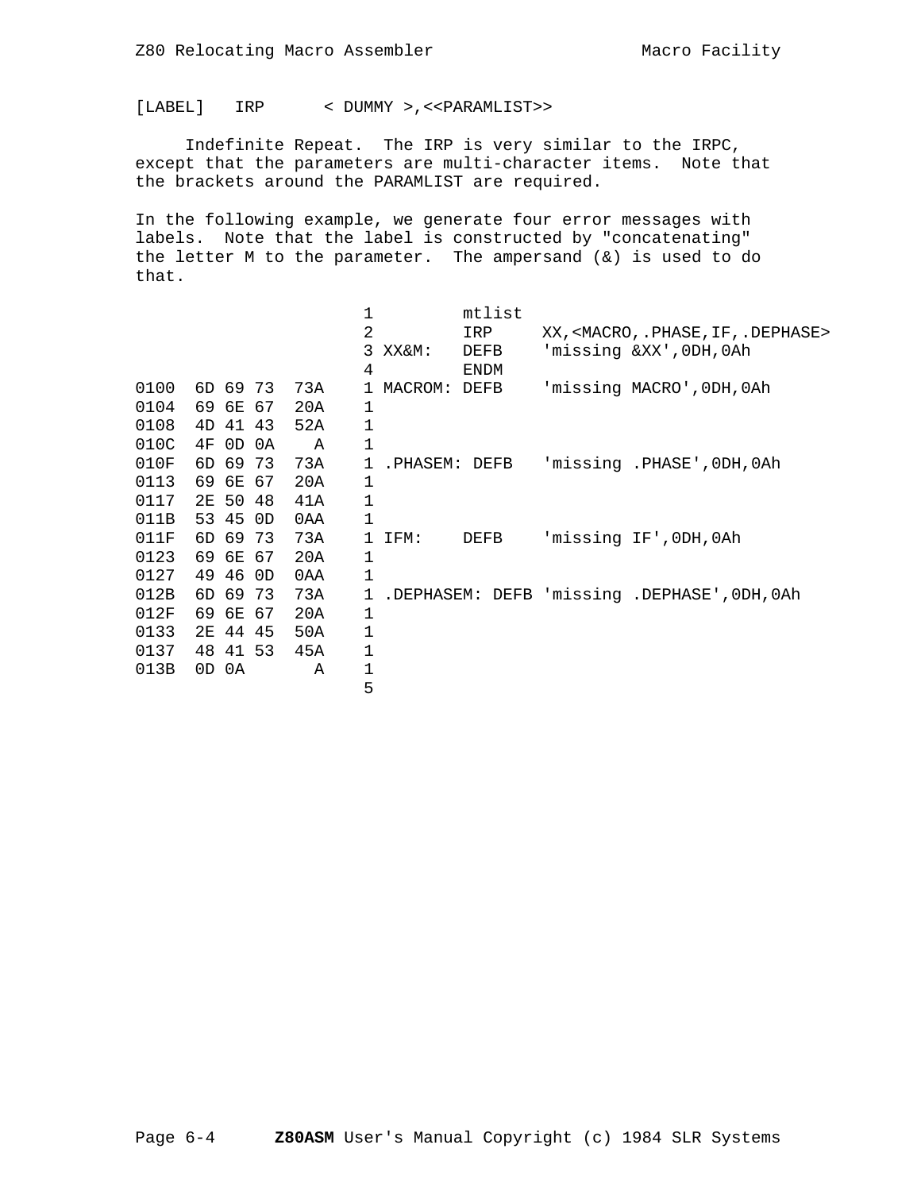```
[LABEL]   IRP      < DUMMY >,<<PARAMLIST>>
```

Indefinite Repeat. The IRP is very similar to the IRPC, except that the parameters are multi-character items. Note that the brackets around the PARAMLIST are required.

In the following example, we generate four error messages with labels. Note that the label is constructed by "concatenating" the letter M to the parameter. The ampersand (&) is used to do that.

```
                              1         mtlist
                              2         IRP     XX,<MACRO,.PHASE,IF,.DEPHASE>
                              3 XX&M:   DEFB    'missing &XX',0DH,0Ah
                              4         ENDM
0100  6D 69 73  73A    1 MACROM: DEFB    'missing MACRO',0DH,0Ah
0104  69 6E 67  20A    1
0108  4D 41 43  52A    1
010C  4F 0D 0A    A    1
010F  6D 69 73  73A    1 .PHASEM: DEFB   'missing .PHASE',0DH,0Ah
0113  69 6E 67  20A    1
0117  2E 50 48  41A    1
011B  53 45 0D  0AA    1
011F  6D 69 73  73A    1 IFM:    DEFB    'missing IF',0DH,0Ah
0123  69 6E 67  20A    1
0127  49 46 0D  0AA    1
012B  6D 69 73  73A    1 .DEPHASEM: DEFB 'missing .DEPHASE',0DH,0Ah
012F  69 6E 67  20A    1
0133  2E 44 45  50A    1
0137  48 41 53  45A    1
013B  0D 0A       A    1
                       5
```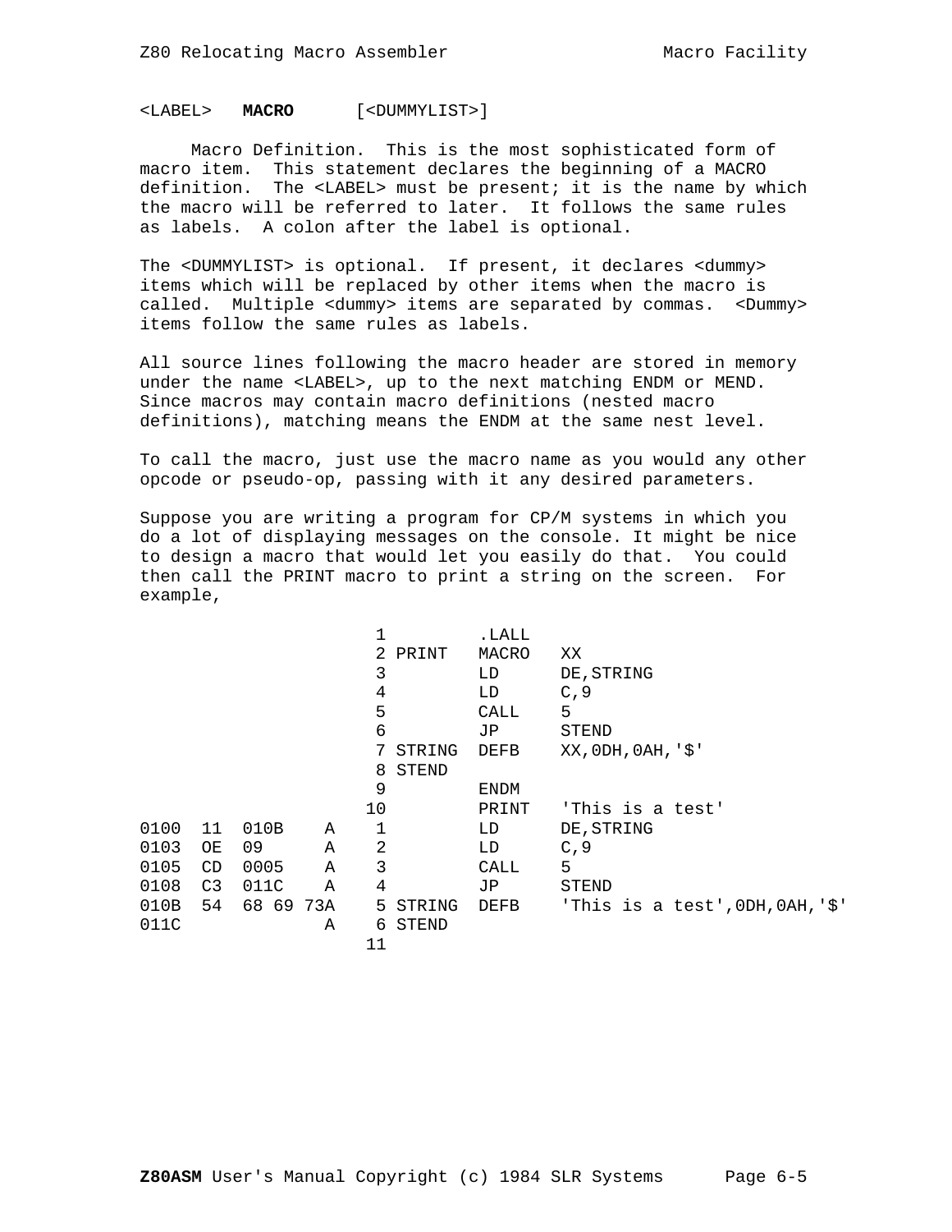<LABEL>   **MACRO**      [<DUMMYLIST>]

Macro Definition. This is the most sophisticated form of macro item. This statement declares the beginning of a MACRO definition. The <LABEL> must be present; it is the name by which the macro will be referred to later. It follows the same rules as labels. A colon after the label is optional.

The <DUMMYLIST> is optional. If present, it declares <dummy> items which will be replaced by other items when the macro is called. Multiple <dummy> items are separated by commas. <Dummy> items follow the same rules as labels.

All source lines following the macro header are stored in memory under the name <LABEL>, up to the next matching ENDM or MEND. Since macros may contain macro definitions (nested macro definitions), matching means the ENDM at the same nest level.

To call the macro, just use the macro name as you would any other opcode or pseudo-op, passing with it any desired parameters.

Suppose you are writing a program for CP/M systems in which you do a lot of displaying messages on the console. It might be nice to design a macro that would let you easily do that. You could then call the PRINT macro to print a string on the screen. For example,

```
                          1         .LALL
                          2 PRINT   MACRO   XX
                          3         LD      DE,STRING
                          4         LD      C,9
                          5         CALL    5
                          6         JP      STEND
                          7 STRING  DEFB    XX,0DH,0AH,'$'
                          8 STEND
                          9         ENDM
                         10         PRINT   'This is a test'
0100  11  010B    A       1         LD      DE,STRING
0103  OE  09      A       2         LD      C,9
0105  CD  0005    A       3         CALL    5
0108  C3  011C    A       4         JP      STEND
010B  54  68 69 73A       5 STRING  DEFB    'This is a test',0DH,0AH,'$'
011C              A       6 STEND
                         11
```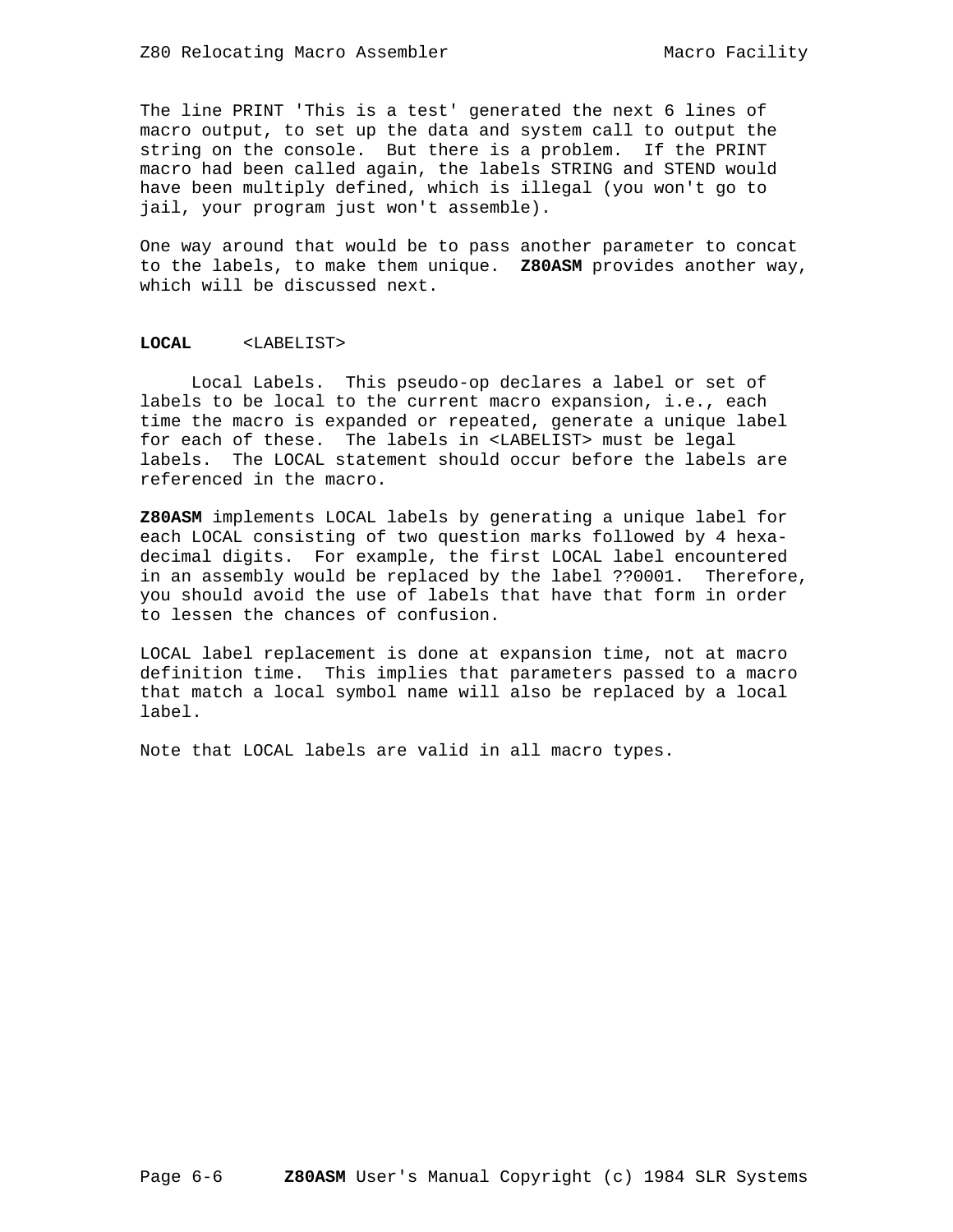The line PRINT 'This is a test' generated the next 6 lines of macro output, to set up the data and system call to output the string on the console. But there is a problem. If the PRINT macro had been called again, the labels STRING and STEND would have been multiply defined, which is illegal (you won't go to jail, your program just won't assemble).

One way around that would be to pass another parameter to concat to the labels, to make them unique. **Z80ASM** provides another way, which will be discussed next.

**LOCAL** &lt;LABELIST&gt;

Local Labels. This pseudo-op declares a label or set of labels to be local to the current macro expansion, i.e., each time the macro is expanded or repeated, generate a unique label for each of these. The labels in &lt;LABELIST&gt; must be legal labels. The LOCAL statement should occur before the labels are referenced in the macro.

**Z80ASM** implements LOCAL labels by generating a unique label for each LOCAL consisting of two question marks followed by 4 hexadecimal digits. For example, the first LOCAL label encountered in an assembly would be replaced by the label ??0001. Therefore, you should avoid the use of labels that have that form in order to lessen the chances of confusion.

LOCAL label replacement is done at expansion time, not at macro definition time. This implies that parameters passed to a macro that match a local symbol name will also be replaced by a local label.

Note that LOCAL labels are valid in all macro types.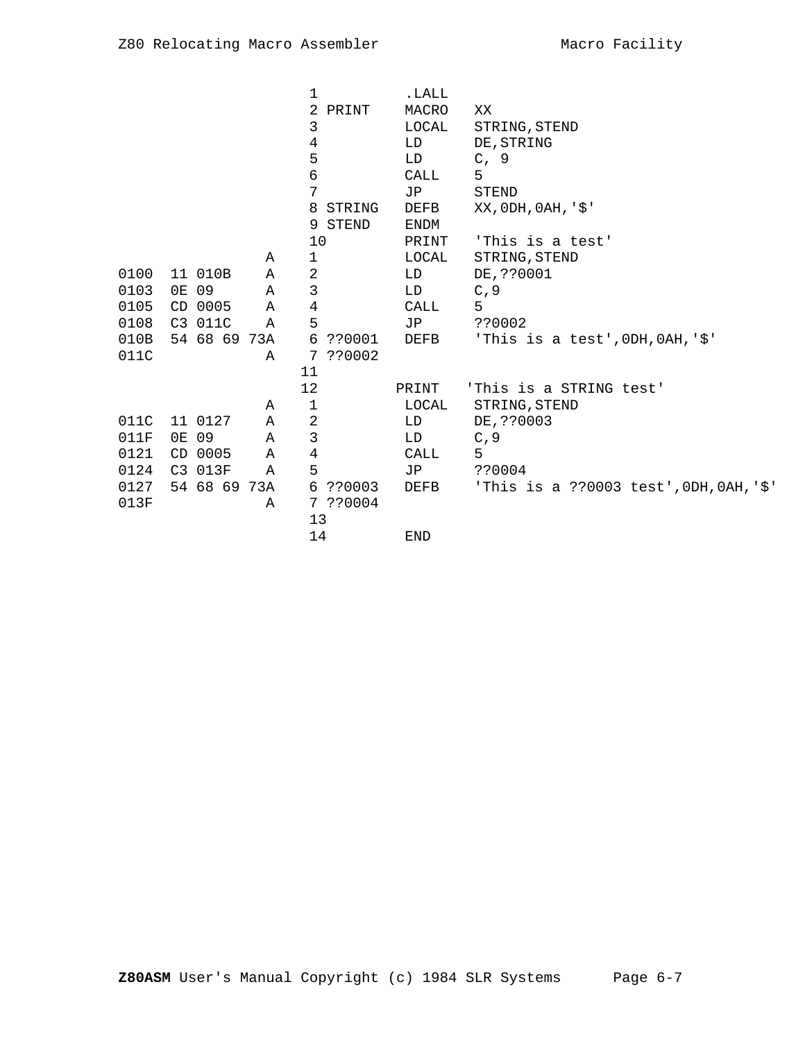```
                        1           .LALL
                        2 PRINT     MACRO   XX
                        3           LOCAL   STRING,STEND
                        4           LD      DE,STRING
                        5           LD      C, 9
                        6           CALL    5
                        7           JP      STEND
                        8 STRING    DEFB    XX,0DH,0AH,'$'
                        9 STEND     ENDM
                        10          PRINT   'This is a test'
                   A    1           LOCAL   STRING,STEND
0100  11 010B      A    2           LD      DE,??0001
0103  0E 09        A    3           LD      C,9
0105  CD 0005      A    4           CALL    5
0108  C3 011C      A    5           JP      ??0002
010B  54 68 69 73A      6 ??0001    DEFB    'This is a test',0DH,0AH,'$'
011C               A    7 ??0002
                       11
                       12          PRINT   'This is a STRING test'
                   A    1           LOCAL   STRING,STEND
011C  11 0127      A    2           LD      DE,??0003
011F  0E 09        A    3           LD      C,9
0121  CD 0005      A    4           CALL    5
0124  C3 013F      A    5           JP      ??0004
0127  54 68 69 73A      6 ??0003    DEFB    'This is a ??0003 test',0DH,0AH,'$'
013F               A    7 ??0004
                        13
                        14          END
```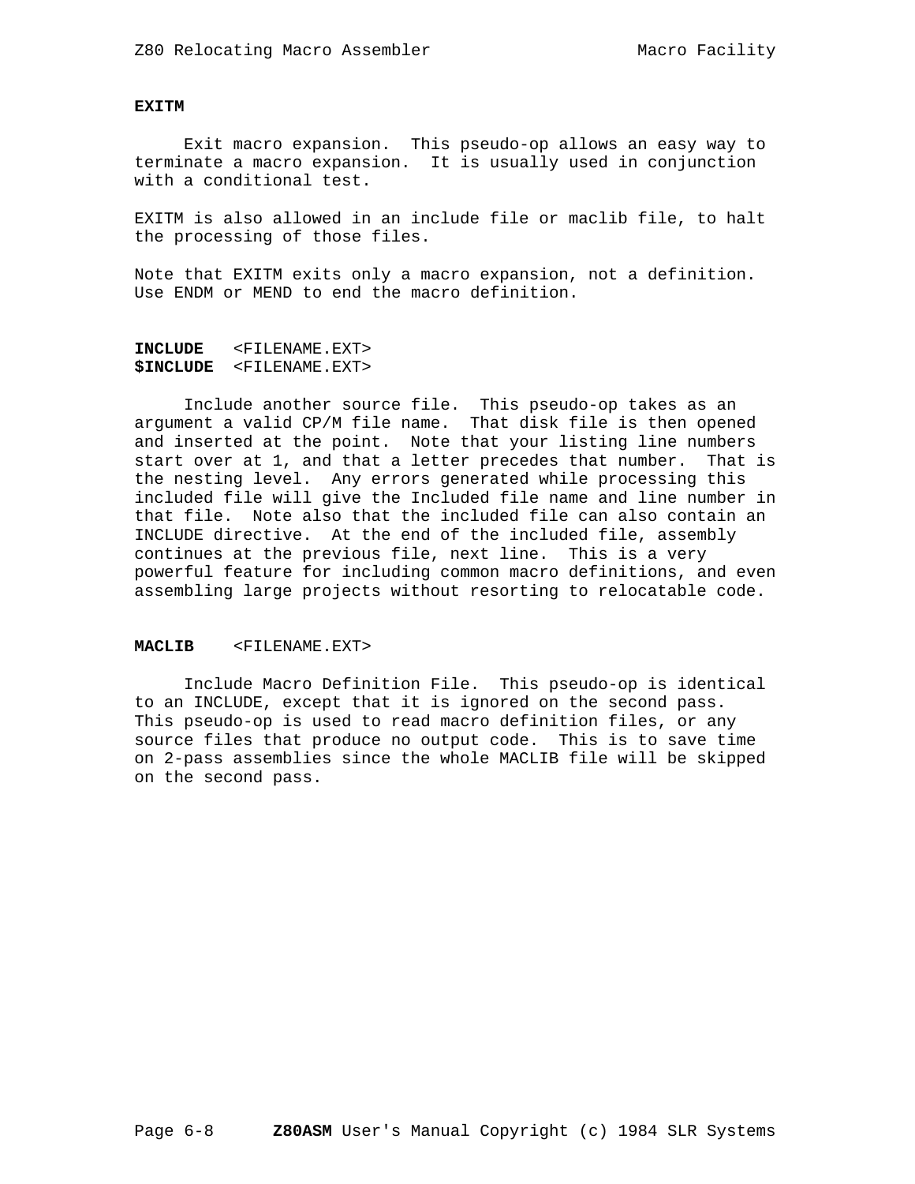**EXITM**

Exit macro expansion. This pseudo-op allows an easy way to terminate a macro expansion. It is usually used in conjunction with a conditional test.

EXITM is also allowed in an include file or maclib file, to halt the processing of those files.

Note that EXITM exits only a macro expansion, not a definition. Use ENDM or MEND to end the macro definition.

**INCLUDE** <FILENAME.EXT>
**$INCLUDE** <FILENAME.EXT>

Include another source file. This pseudo-op takes as an argument a valid CP/M file name. That disk file is then opened and inserted at the point. Note that your listing line numbers start over at 1, and that a letter precedes that number. That is the nesting level. Any errors generated while processing this included file will give the Included file name and line number in that file. Note also that the included file can also contain an INCLUDE directive. At the end of the included file, assembly continues at the previous file, next line. This is a very powerful feature for including common macro definitions, and even assembling large projects without resorting to relocatable code.

**MACLIB** <FILENAME.EXT>

Include Macro Definition File. This pseudo-op is identical to an INCLUDE, except that it is ignored on the second pass. This pseudo-op is used to read macro definition files, or any source files that produce no output code. This is to save time on 2-pass assemblies since the whole MACLIB file will be skipped on the second pass.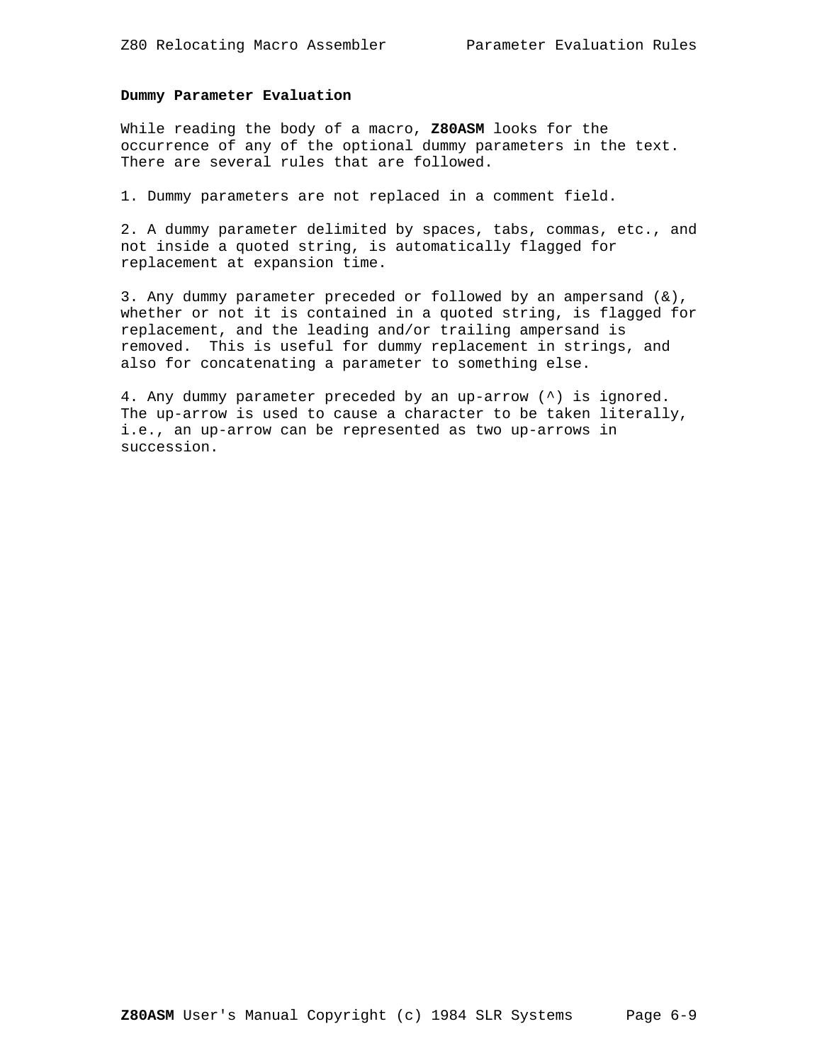**Dummy Parameter Evaluation**

While reading the body of a macro, **Z80ASM** looks for the occurrence of any of the optional dummy parameters in the text. There are several rules that are followed.

1. Dummy parameters are not replaced in a comment field.

2. A dummy parameter delimited by spaces, tabs, commas, etc., and not inside a quoted string, is automatically flagged for replacement at expansion time.

3. Any dummy parameter preceded or followed by an ampersand (&), whether or not it is contained in a quoted string, is flagged for replacement, and the leading and/or trailing ampersand is removed. This is useful for dummy replacement in strings, and also for concatenating a parameter to something else.

4. Any dummy parameter preceded by an up-arrow (^) is ignored. The up-arrow is used to cause a character to be taken literally, i.e., an up-arrow can be represented as two up-arrows in succession.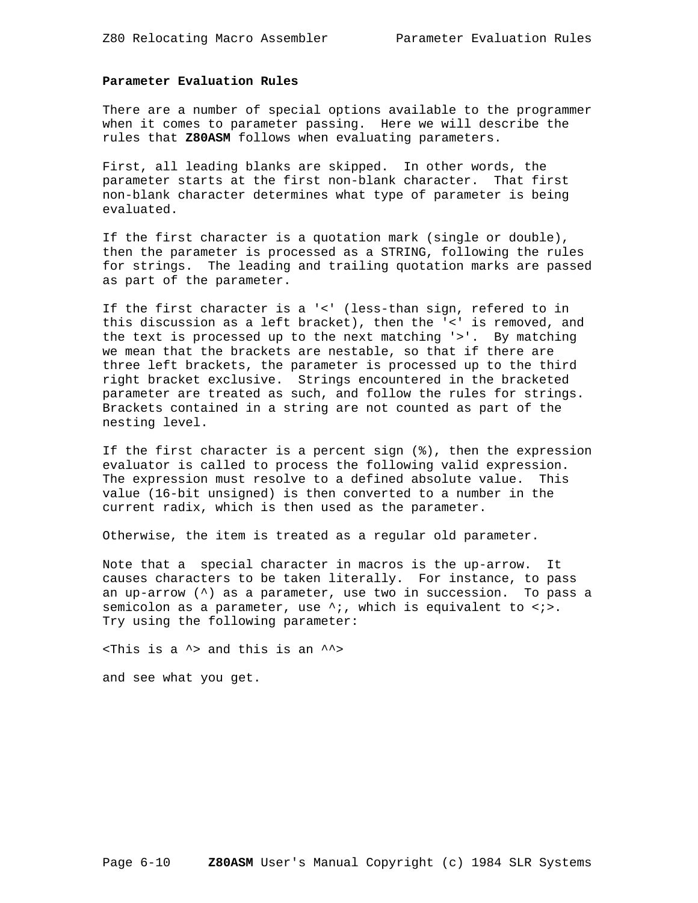## Parameter Evaluation Rules

There are a number of special options available to the programmer when it comes to parameter passing. Here we will describe the rules that **Z80ASM** follows when evaluating parameters.

First, all leading blanks are skipped. In other words, the parameter starts at the first non-blank character. That first non-blank character determines what type of parameter is being evaluated.

If the first character is a quotation mark (single or double), then the parameter is processed as a STRING, following the rules for strings. The leading and trailing quotation marks are passed as part of the parameter.

If the first character is a '<' (less-than sign, refered to in this discussion as a left bracket), then the '<' is removed, and the text is processed up to the next matching '>'. By matching we mean that the brackets are nestable, so that if there are three left brackets, the parameter is processed up to the third right bracket exclusive. Strings encountered in the bracketed parameter are treated as such, and follow the rules for strings. Brackets contained in a string are not counted as part of the nesting level.

If the first character is a percent sign (%), then the expression evaluator is called to process the following valid expression. The expression must resolve to a defined absolute value. This value (16-bit unsigned) is then converted to a number in the current radix, which is then used as the parameter.

Otherwise, the item is treated as a regular old parameter.

Note that a special character in macros is the up-arrow. It causes characters to be taken literally. For instance, to pass an up-arrow (^) as a parameter, use two in succession. To pass a semicolon as a parameter, use ^;, which is equivalent to <;>. Try using the following parameter:

```
<This is a ^> and this is an ^^>
```

and see what you get.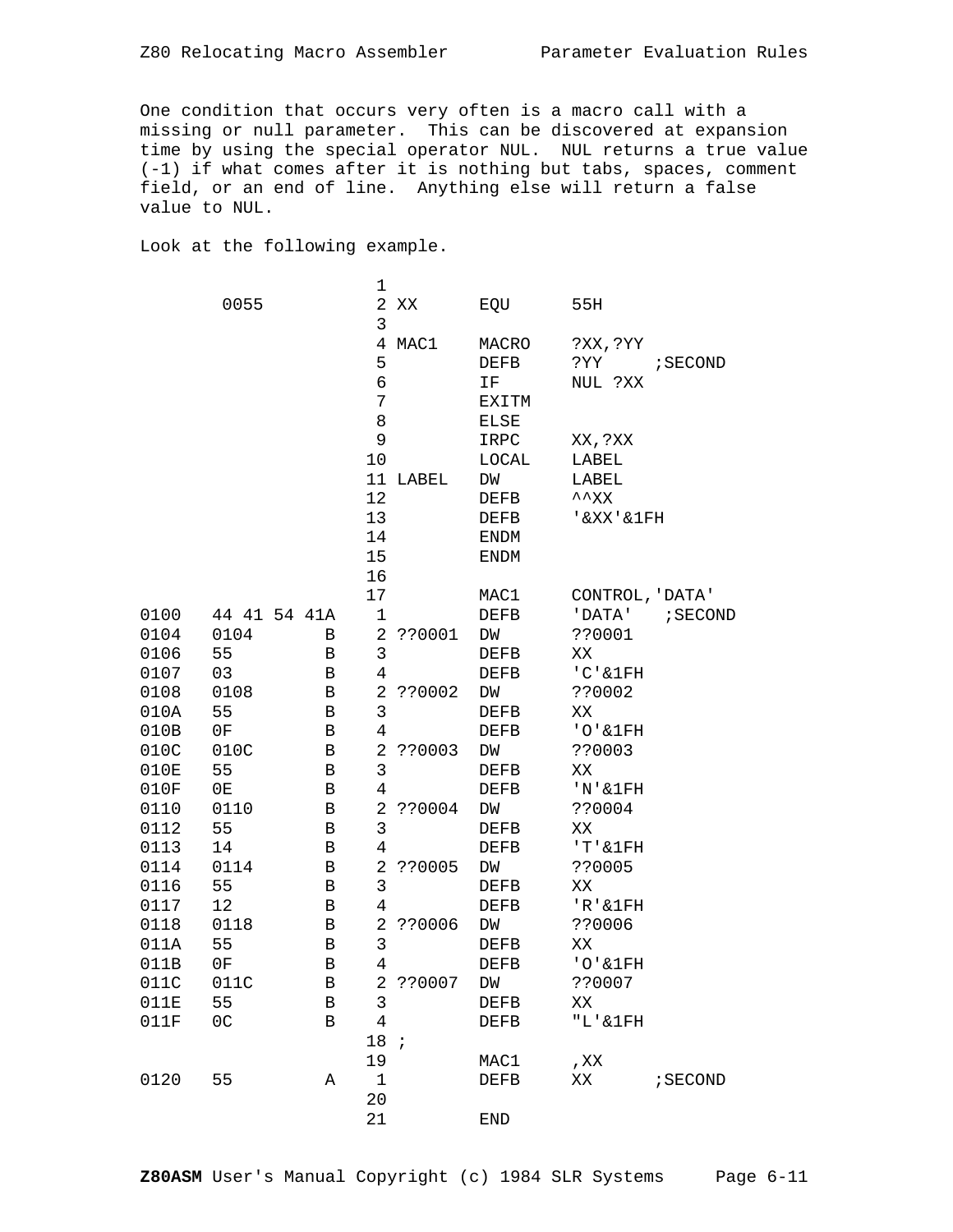One condition that occurs very often is a macro call with a missing or null parameter. This can be discovered at expansion time by using the special operator NUL. NUL returns a true value (-1) if what comes after it is nothing but tabs, spaces, comment field, or an end of line. Anything else will return a false value to NUL.

Look at the following example.

```
                      1
      0055            2 XX      EQU      55H
                      3
                      4 MAC1    MACRO    ?XX,?YY
                      5         DEFB     ?YY     ;SECOND
                      6         IF       NUL ?XX
                      7         EXITM
                      8         ELSE
                      9         IRPC     XX,?XX
                     10         LOCAL    LABEL
                     11 LABEL   DW       LABEL
                     12         DEFB     ^^XX
                     13         DEFB     '&XX'&1FH
                     14         ENDM
                     15         ENDM
                     16
                     17         MAC1     CONTROL,'DATA'
0100   44 41 54 41A   1         DEFB     'DATA'   ;SECOND
0104   0104       B   2 ??0001  DW       ??0001
0106   55         B   3         DEFB     XX
0107   03         B   4         DEFB     'C'&1FH
0108   0108       B   2 ??0002  DW       ??0002
010A   55         B   3         DEFB     XX
010B   0F         B   4         DEFB     'O'&1FH
010C   010C       B   2 ??0003  DW       ??0003
010E   55         B   3         DEFB     XX
010F   0E         B   4         DEFB     'N'&1FH
0110   0110       B   2 ??0004  DW       ??0004
0112   55         B   3         DEFB     XX
0113   14         B   4         DEFB     'T'&1FH
0114   0114       B   2 ??0005  DW       ??0005
0116   55         B   3         DEFB     XX
0117   12         B   4         DEFB     'R'&1FH
0118   0118       B   2 ??0006  DW       ??0006
011A   55         B   3         DEFB     XX
011B   0F         B   4         DEFB     'O'&1FH
011C   011C       B   2 ??0007  DW       ??0007
011E   55         B   3         DEFB     XX
011F   0C         B   4         DEFB     "L'&1FH
                     18 ;
                     19         MAC1     ,XX
0120   55         A   1         DEFB     XX      ;SECOND
                     20
                     21         END
```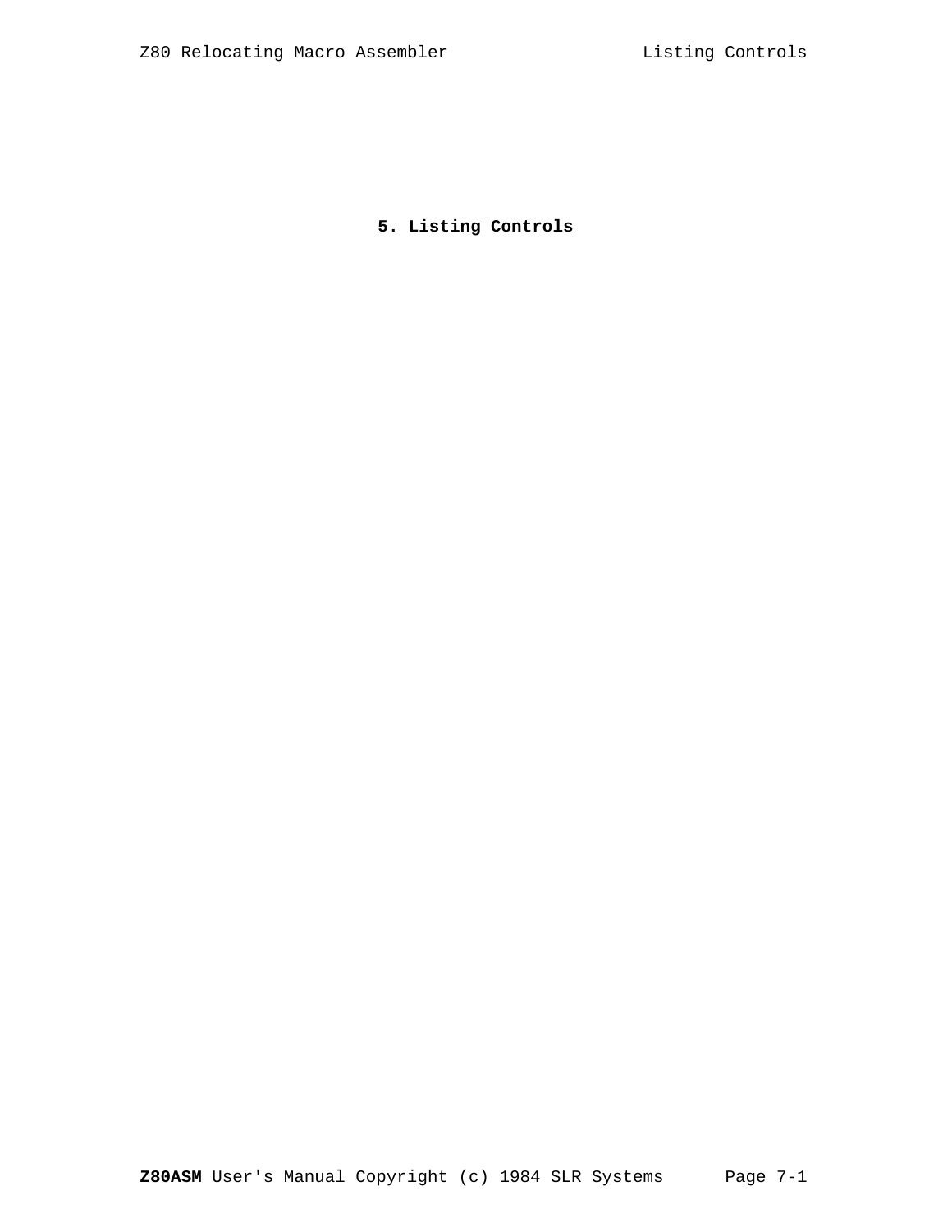# 5. Listing Controls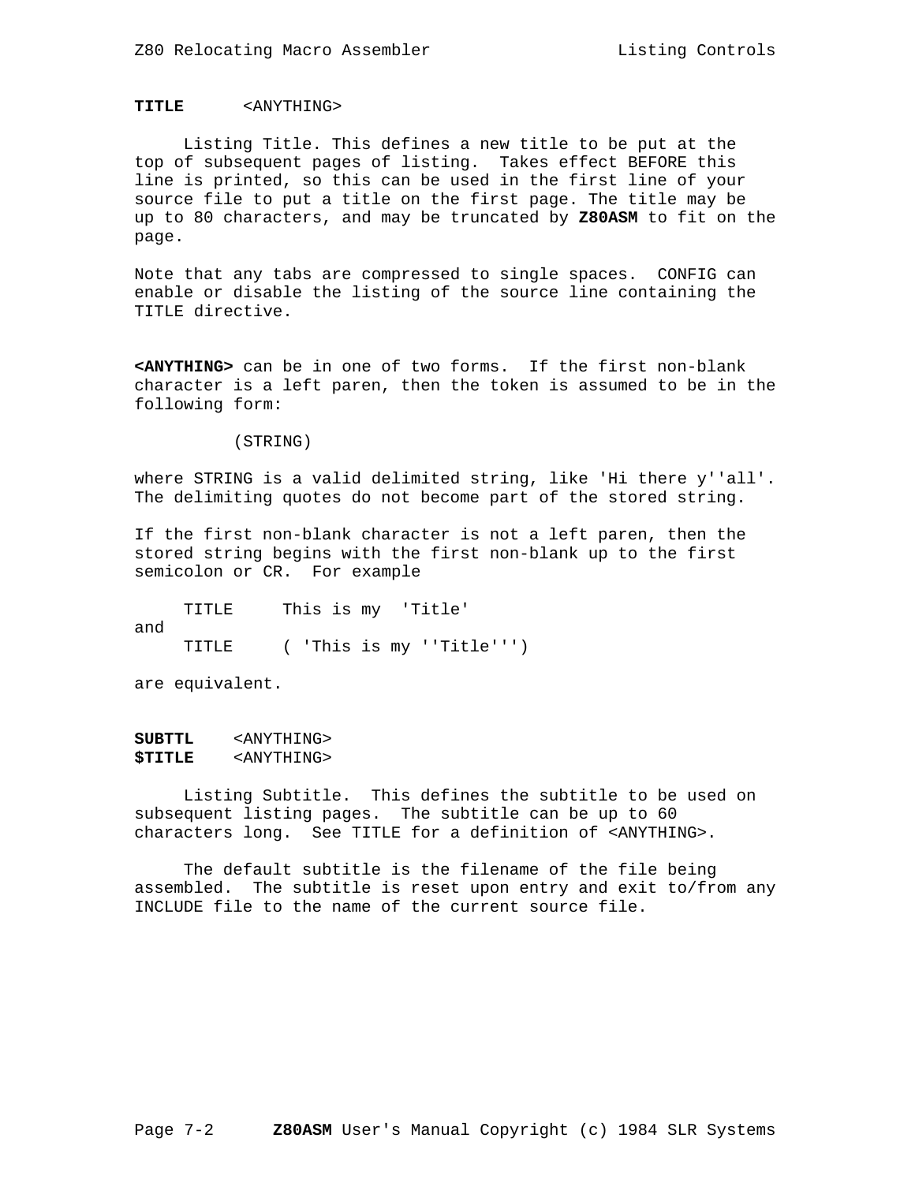**TITLE** <ANYTHING>

Listing Title. This defines a new title to be put at the top of subsequent pages of listing. Takes effect BEFORE this line is printed, so this can be used in the first line of your source file to put a title on the first page. The title may be up to 80 characters, and may be truncated by **Z80ASM** to fit on the page.

Note that any tabs are compressed to single spaces. CONFIG can enable or disable the listing of the source line containing the TITLE directive.

**<ANYTHING>** can be in one of two forms. If the first non-blank character is a left paren, then the token is assumed to be in the following form:

```
          (STRING)
```

where STRING is a valid delimited string, like 'Hi there y''all'. The delimiting quotes do not become part of the stored string.

If the first non-blank character is not a left paren, then the stored string begins with the first non-blank up to the first semicolon or CR. For example

```
     TITLE     This is my  'Title'
and
     TITLE     ( 'This is my ''Title''')
```

are equivalent.

**SUBTTL** <ANYTHING>
**$TITLE** <ANYTHING>

Listing Subtitle. This defines the subtitle to be used on subsequent listing pages. The subtitle can be up to 60 characters long. See TITLE for a definition of <ANYTHING>.

The default subtitle is the filename of the file being assembled. The subtitle is reset upon entry and exit to/from any INCLUDE file to the name of the current source file.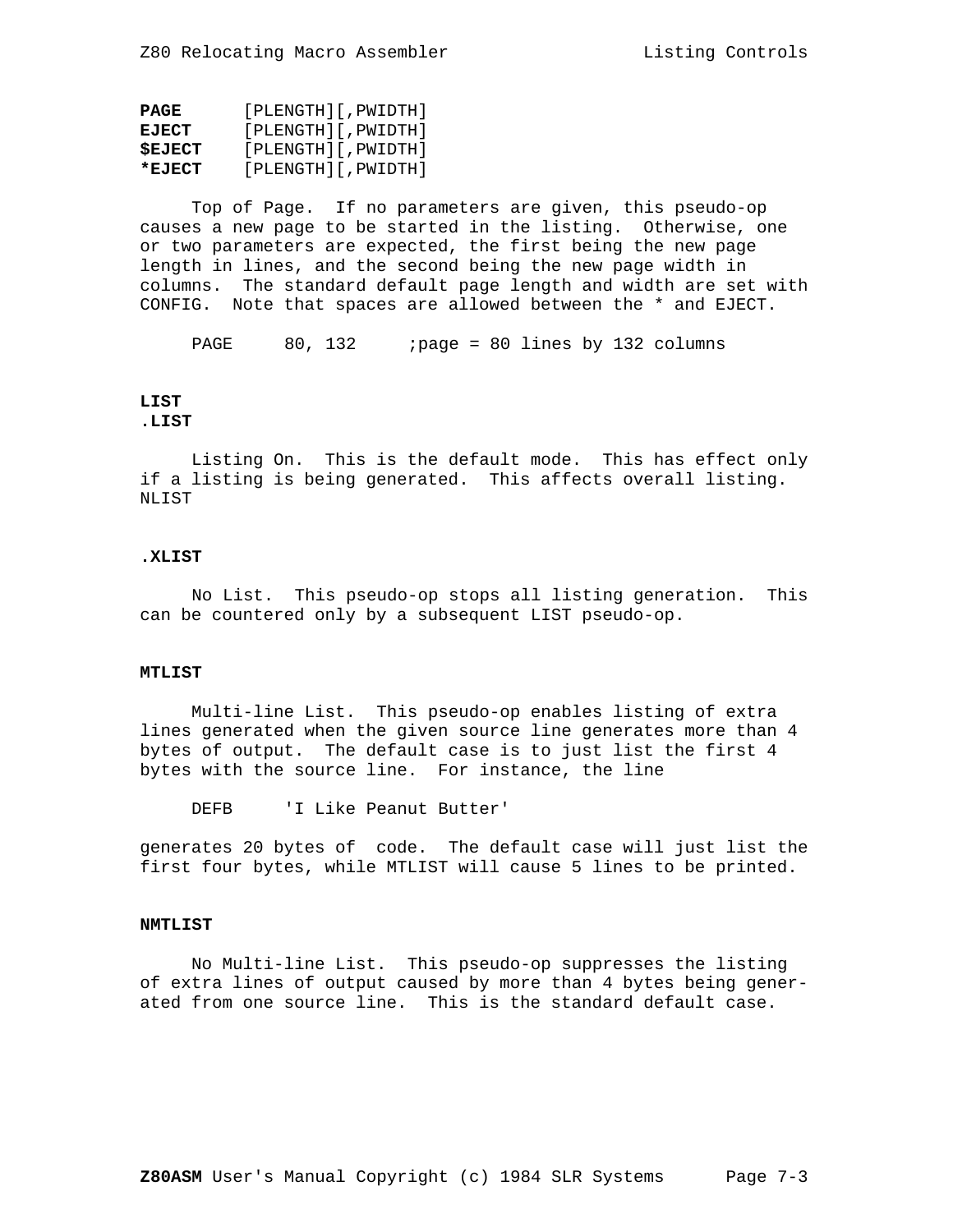**PAGE** [PLENGTH][,PWIDTH]
**EJECT** [PLENGTH][,PWIDTH]
**$EJECT** [PLENGTH][,PWIDTH]
***EJECT** [PLENGTH][,PWIDTH]

Top of Page. If no parameters are given, this pseudo-op causes a new page to be started in the listing. Otherwise, one or two parameters are expected, the first being the new page length in lines, and the second being the new page width in columns. The standard default page length and width are set with CONFIG. Note that spaces are allowed between the * and EJECT.

```
PAGE     80, 132     ;page = 80 lines by 132 columns
```

**LIST**
**.LIST**

Listing On. This is the default mode. This has effect only if a listing is being generated. This affects overall listing. NLIST

**.XLIST**

No List. This pseudo-op stops all listing generation. This can be countered only by a subsequent LIST pseudo-op.

**MTLIST**

Multi-line List. This pseudo-op enables listing of extra lines generated when the given source line generates more than 4 bytes of output. The default case is to just list the first 4 bytes with the source line. For instance, the line

```
DEFB     'I Like Peanut Butter'
```

generates 20 bytes of code. The default case will just list the first four bytes, while MTLIST will cause 5 lines to be printed.

**NMTLIST**

No Multi-line List. This pseudo-op suppresses the listing of extra lines of output caused by more than 4 bytes being generated from one source line. This is the standard default case.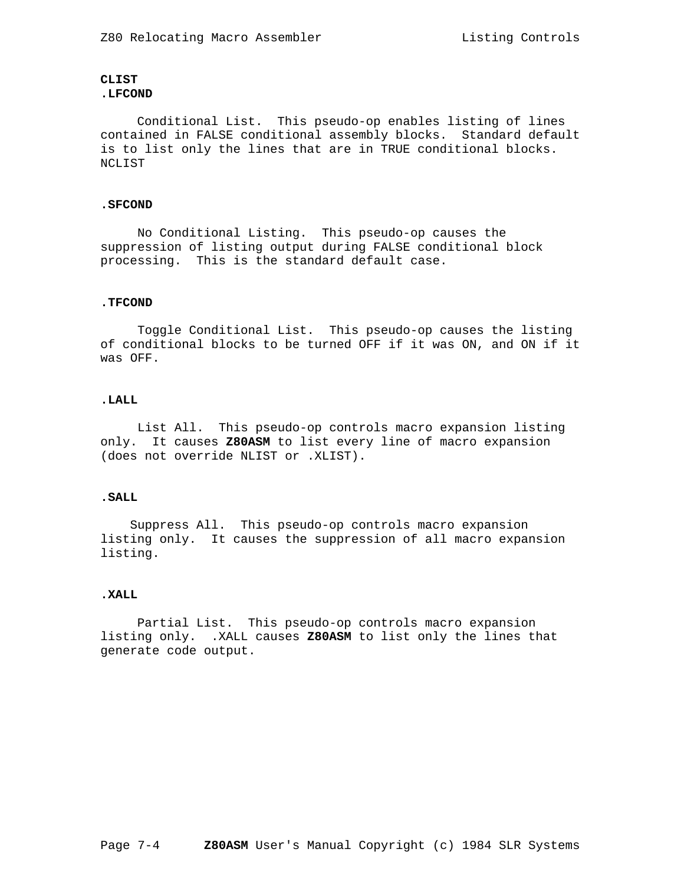**CLIST**
**.LFCOND**

Conditional List. This pseudo-op enables listing of lines contained in FALSE conditional assembly blocks. Standard default is to list only the lines that are in TRUE conditional blocks.
NCLIST

**.SFCOND**

No Conditional Listing. This pseudo-op causes the suppression of listing output during FALSE conditional block processing. This is the standard default case.

**.TFCOND**

Toggle Conditional List. This pseudo-op causes the listing of conditional blocks to be turned OFF if it was ON, and ON if it was OFF.

**.LALL**

List All. This pseudo-op controls macro expansion listing only. It causes **Z80ASM** to list every line of macro expansion (does not override NLIST or .XLIST).

**.SALL**

Suppress All. This pseudo-op controls macro expansion listing only. It causes the suppression of all macro expansion listing.

**.XALL**

Partial List. This pseudo-op controls macro expansion listing only. .XALL causes **Z80ASM** to list only the lines that generate code output.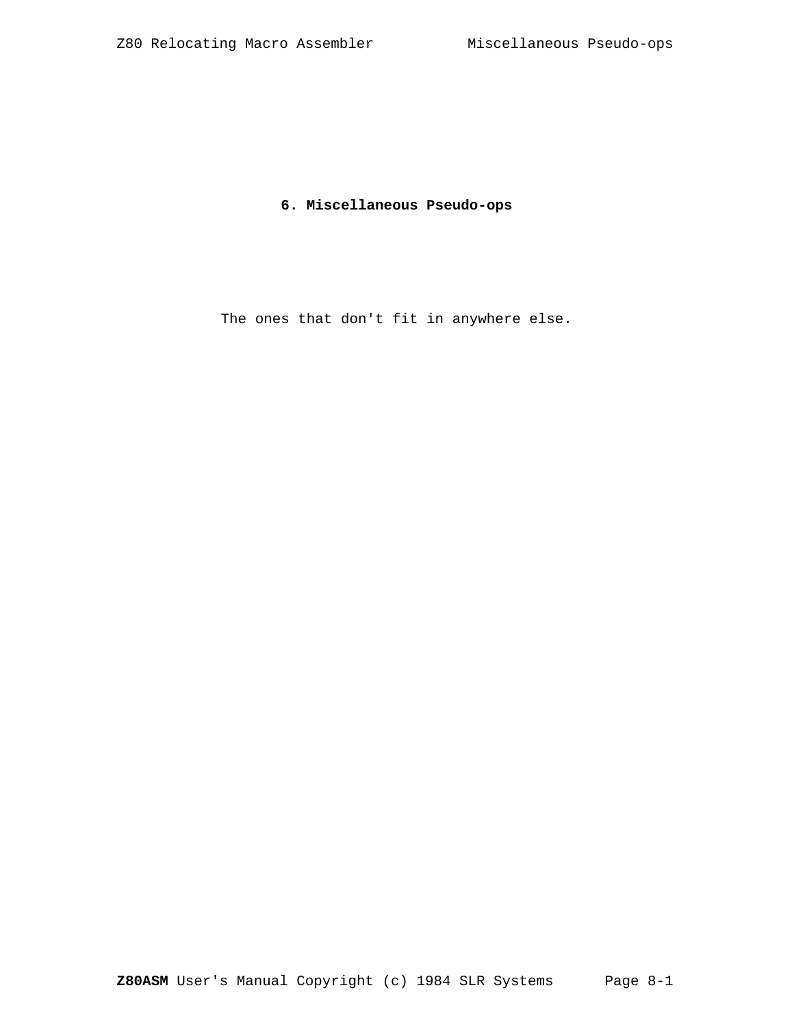# 6. Miscellaneous Pseudo-ops

The ones that don't fit in anywhere else.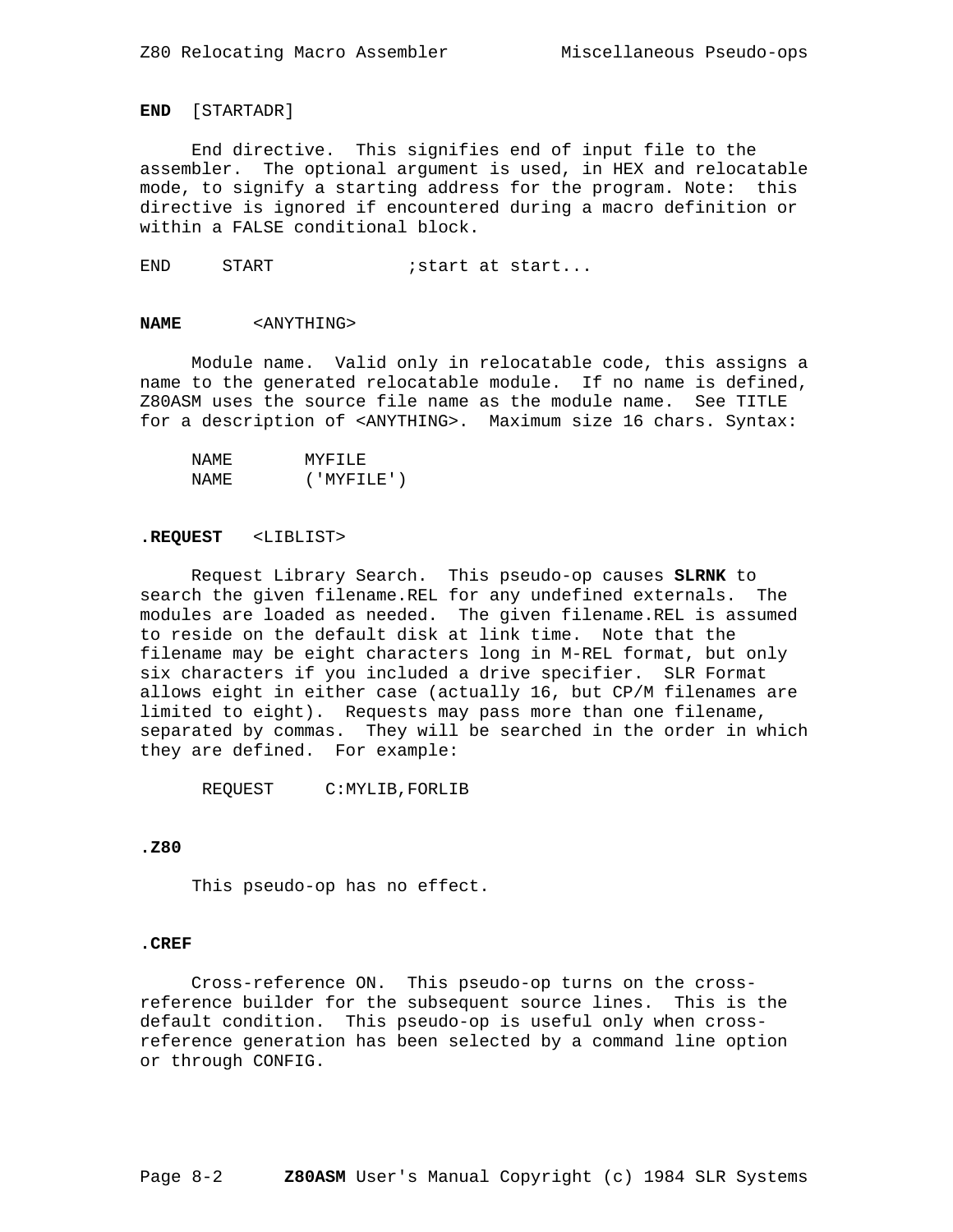**END** [STARTADR]

End directive. This signifies end of input file to the assembler. The optional argument is used, in HEX and relocatable mode, to signify a starting address for the program. Note: this directive is ignored if encountered during a macro definition or within a FALSE conditional block.

```
END     START            ;start at start...
```

**NAME** <ANYTHING>

Module name. Valid only in relocatable code, this assigns a name to the generated relocatable module. If no name is defined, Z80ASM uses the source file name as the module name. See TITLE for a description of <ANYTHING>. Maximum size 16 chars. Syntax:

```
NAME      MYFILE
NAME      ('MYFILE')
```

**.REQUEST** <LIBLIST>

Request Library Search. This pseudo-op causes **SLRNK** to search the given filename.REL for any undefined externals. The modules are loaded as needed. The given filename.REL is assumed to reside on the default disk at link time. Note that the filename may be eight characters long in M-REL format, but only six characters if you included a drive specifier. SLR Format allows eight in either case (actually 16, but CP/M filenames are limited to eight). Requests may pass more than one filename, separated by commas. They will be searched in the order in which they are defined. For example:

```
REQUEST     C:MYLIB,FORLIB
```

**.Z80**

This pseudo-op has no effect.

**.CREF**

Cross-reference ON. This pseudo-op turns on the cross-reference builder for the subsequent source lines. This is the default condition. This pseudo-op is useful only when cross-reference generation has been selected by a command line option or through CONFIG.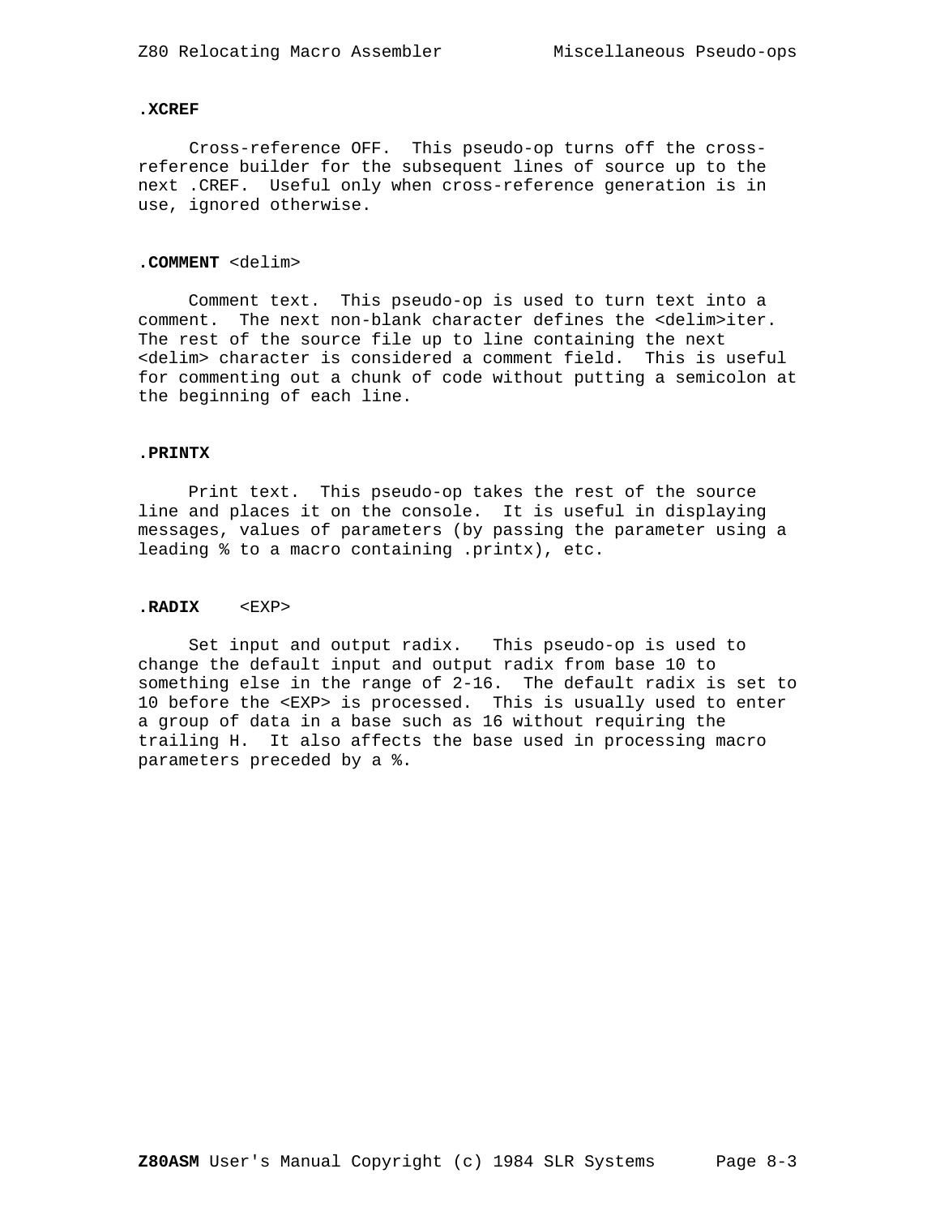**.XCREF**

Cross-reference OFF. This pseudo-op turns off the cross-reference builder for the subsequent lines of source up to the next .CREF. Useful only when cross-reference generation is in use, ignored otherwise.

**.COMMENT** <delim>

Comment text. This pseudo-op is used to turn text into a comment. The next non-blank character defines the <delim>iter. The rest of the source file up to line containing the next <delim> character is considered a comment field. This is useful for commenting out a chunk of code without putting a semicolon at the beginning of each line.

**.PRINTX**

Print text. This pseudo-op takes the rest of the source line and places it on the console. It is useful in displaying messages, values of parameters (by passing the parameter using a leading % to a macro containing .printx), etc.

**.RADIX** <EXP>

Set input and output radix. This pseudo-op is used to change the default input and output radix from base 10 to something else in the range of 2-16. The default radix is set to 10 before the <EXP> is processed. This is usually used to enter a group of data in a base such as 16 without requiring the trailing H. It also affects the base used in processing macro parameters preceded by a %.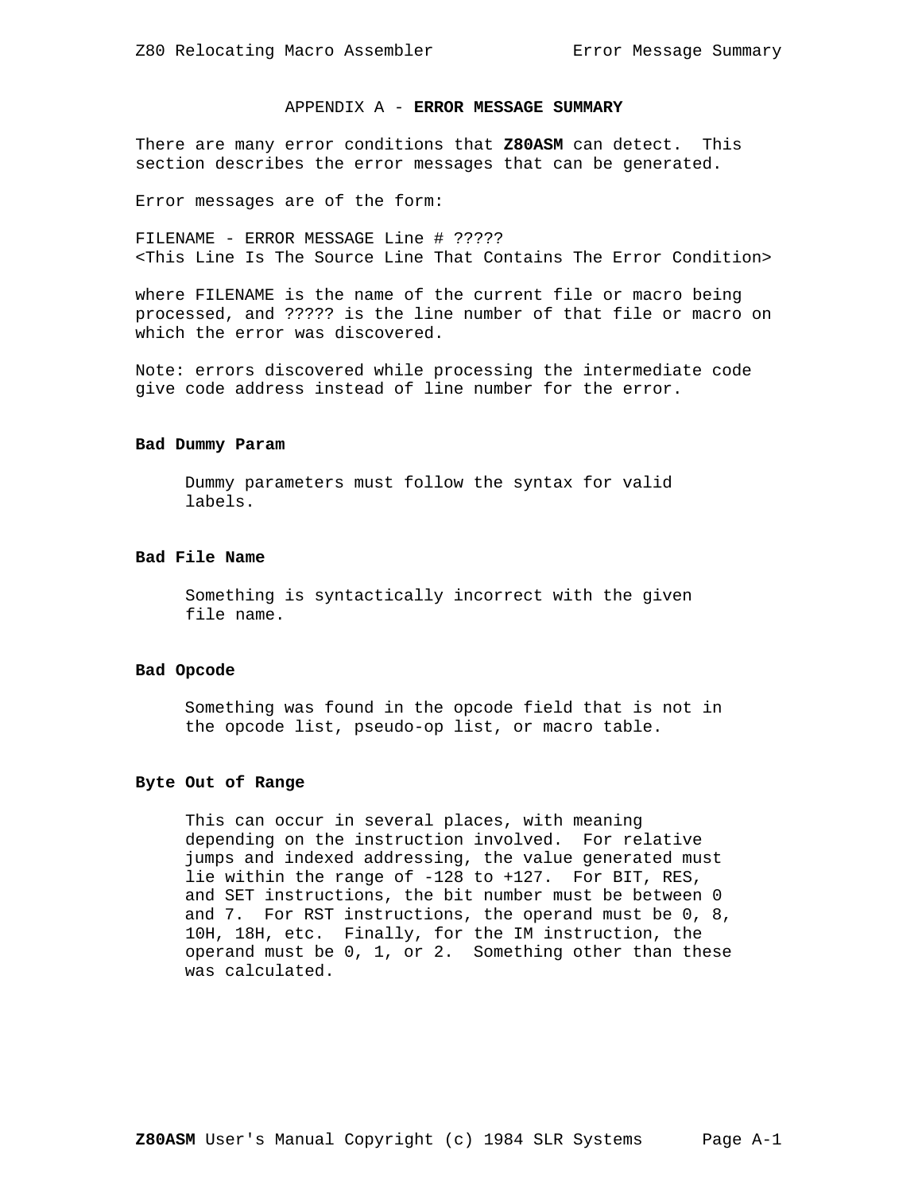# APPENDIX A - **ERROR MESSAGE SUMMARY**

There are many error conditions that **Z80ASM** can detect. This section describes the error messages that can be generated.

Error messages are of the form:

```
FILENAME - ERROR MESSAGE Line # ?????
<This Line Is The Source Line That Contains The Error Condition>
```

where FILENAME is the name of the current file or macro being processed, and ????? is the line number of that file or macro on which the error was discovered.

Note: errors discovered while processing the intermediate code give code address instead of line number for the error.

**Bad Dummy Param**

Dummy parameters must follow the syntax for valid labels.

**Bad File Name**

Something is syntactically incorrect with the given file name.

**Bad Opcode**

Something was found in the opcode field that is not in the opcode list, pseudo-op list, or macro table.

**Byte Out of Range**

This can occur in several places, with meaning depending on the instruction involved. For relative jumps and indexed addressing, the value generated must lie within the range of -128 to +127. For BIT, RES, and SET instructions, the bit number must be between 0 and 7. For RST instructions, the operand must be 0, 8, 10H, 18H, etc. Finally, for the IM instruction, the operand must be 0, 1, or 2. Something other than these was calculated.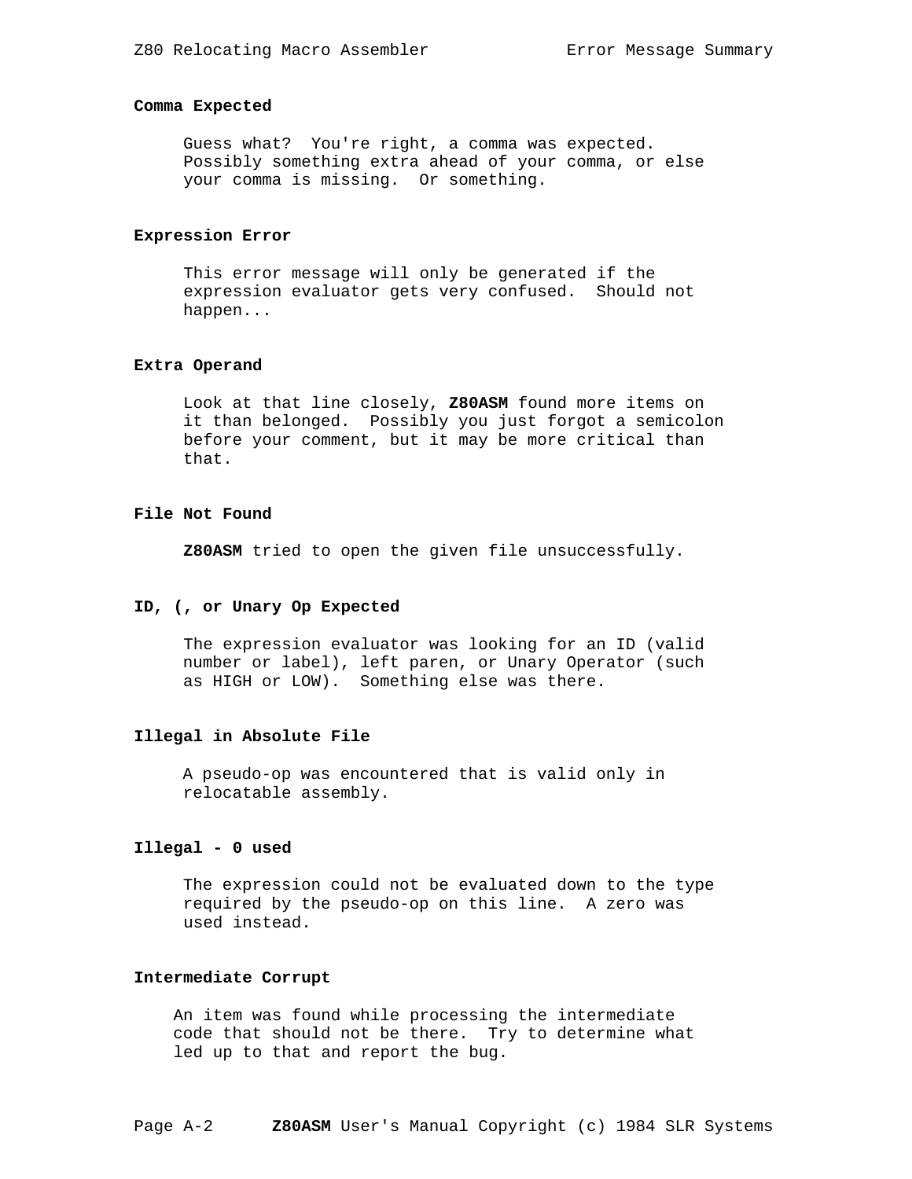**Comma Expected**

Guess what? You're right, a comma was expected. Possibly something extra ahead of your comma, or else your comma is missing. Or something.

**Expression Error**

This error message will only be generated if the expression evaluator gets very confused. Should not happen...

**Extra Operand**

Look at that line closely, **Z80ASM** found more items on it than belonged. Possibly you just forgot a semicolon before your comment, but it may be more critical than that.

**File Not Found**

**Z80ASM** tried to open the given file unsuccessfully.

**ID, (, or Unary Op Expected**

The expression evaluator was looking for an ID (valid number or label), left paren, or Unary Operator (such as HIGH or LOW). Something else was there.

**Illegal in Absolute File**

A pseudo-op was encountered that is valid only in relocatable assembly.

**Illegal - 0 used**

The expression could not be evaluated down to the type required by the pseudo-op on this line. A zero was used instead.

**Intermediate Corrupt**

An item was found while processing the intermediate code that should not be there. Try to determine what led up to that and report the bug.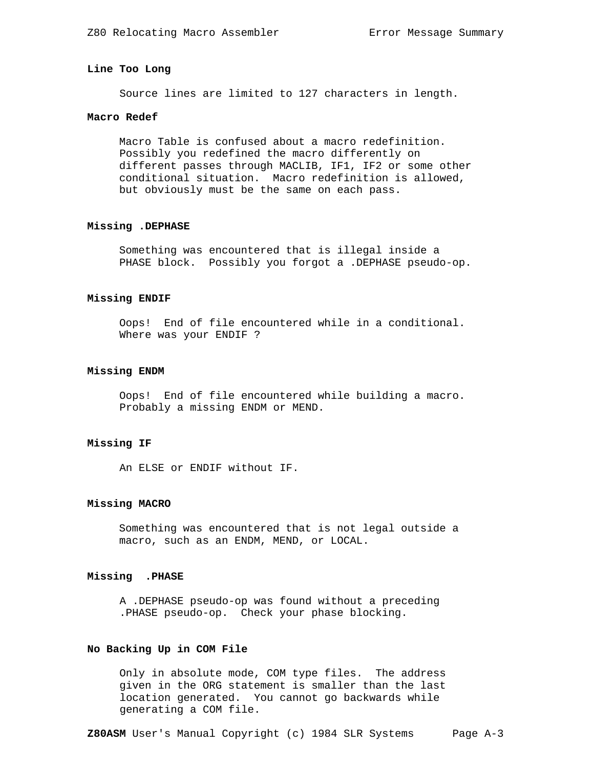**Line Too Long**

Source lines are limited to 127 characters in length.

**Macro Redef**

Macro Table is confused about a macro redefinition. Possibly you redefined the macro differently on different passes through MACLIB, IF1, IF2 or some other conditional situation. Macro redefinition is allowed, but obviously must be the same on each pass.

**Missing .DEPHASE**

Something was encountered that is illegal inside a PHASE block. Possibly you forgot a .DEPHASE pseudo-op.

**Missing ENDIF**

Oops! End of file encountered while in a conditional. Where was your ENDIF ?

**Missing ENDM**

Oops! End of file encountered while building a macro. Probably a missing ENDM or MEND.

**Missing IF**

An ELSE or ENDIF without IF.

**Missing MACRO**

Something was encountered that is not legal outside a macro, such as an ENDM, MEND, or LOCAL.

**Missing .PHASE**

A .DEPHASE pseudo-op was found without a preceding .PHASE pseudo-op. Check your phase blocking.

**No Backing Up in COM File**

Only in absolute mode, COM type files. The address given in the ORG statement is smaller than the last location generated. You cannot go backwards while generating a COM file.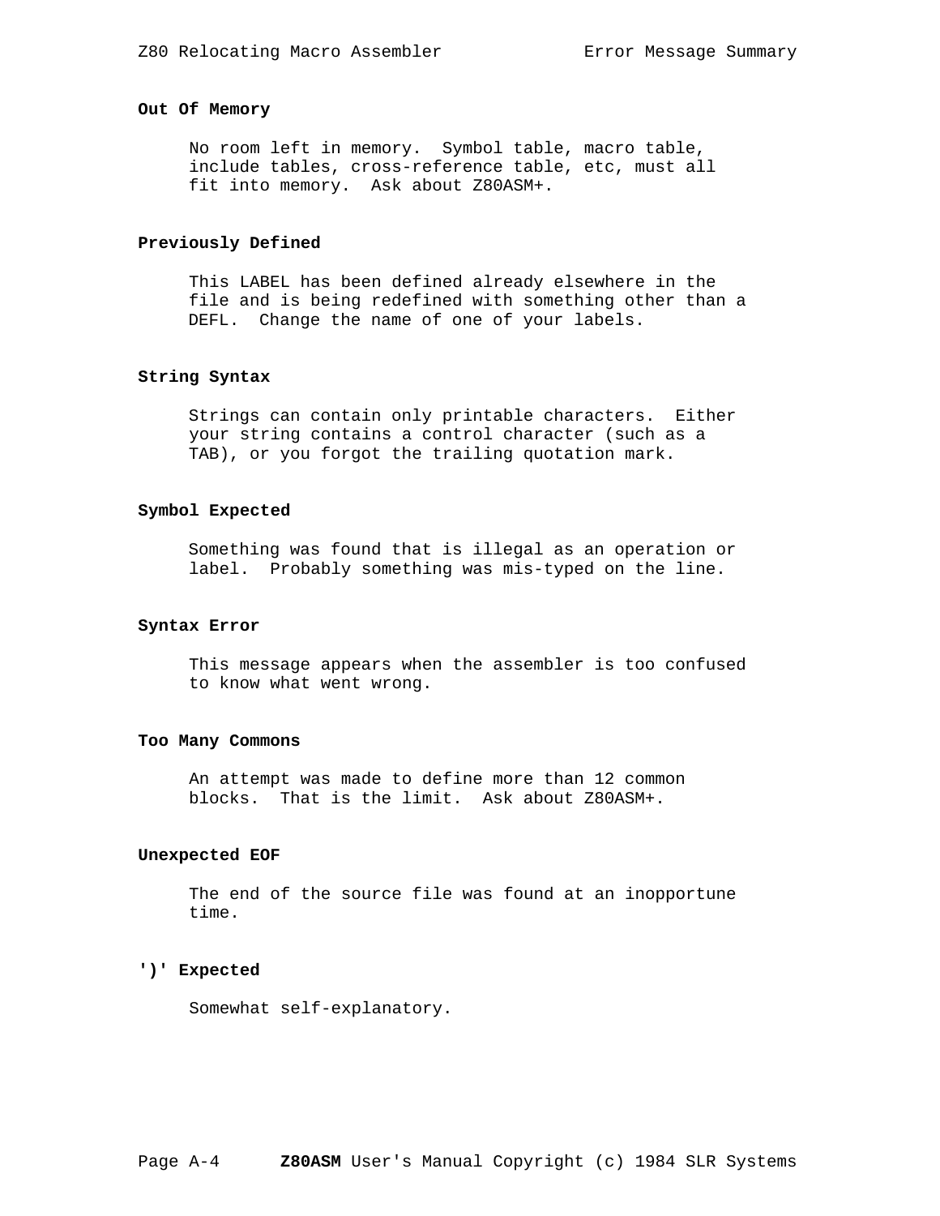**Out Of Memory**

No room left in memory. Symbol table, macro table, include tables, cross-reference table, etc, must all fit into memory. Ask about Z80ASM+.

**Previously Defined**

This LABEL has been defined already elsewhere in the file and is being redefined with something other than a DEFL. Change the name of one of your labels.

**String Syntax**

Strings can contain only printable characters. Either your string contains a control character (such as a TAB), or you forgot the trailing quotation mark.

**Symbol Expected**

Something was found that is illegal as an operation or label. Probably something was mis-typed on the line.

**Syntax Error**

This message appears when the assembler is too confused to know what went wrong.

**Too Many Commons**

An attempt was made to define more than 12 common blocks. That is the limit. Ask about Z80ASM+.

**Unexpected EOF**

The end of the source file was found at an inopportune time.

**')' Expected**

Somewhat self-explanatory.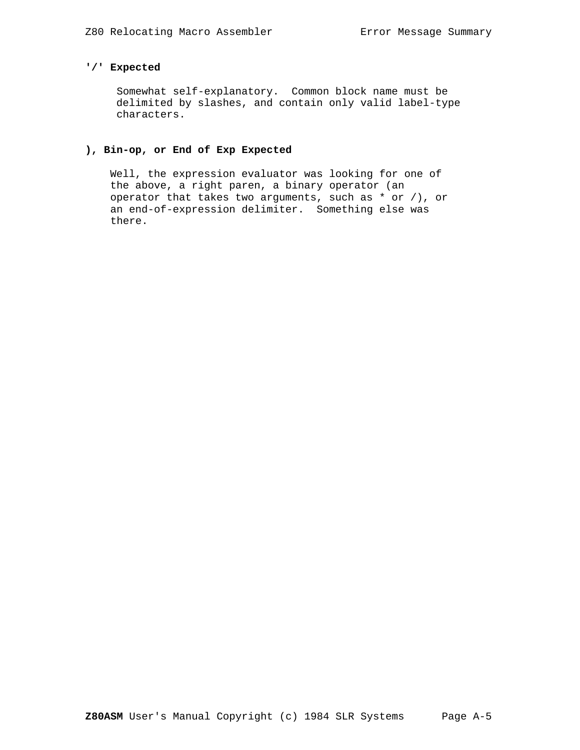**'/' Expected**

Somewhat self-explanatory. Common block name must be delimited by slashes, and contain only valid label-type characters.

**), Bin-op, or End of Exp Expected**

Well, the expression evaluator was looking for one of the above, a right paren, a binary operator (an operator that takes two arguments, such as * or /), or an end-of-expression delimiter. Something else was there.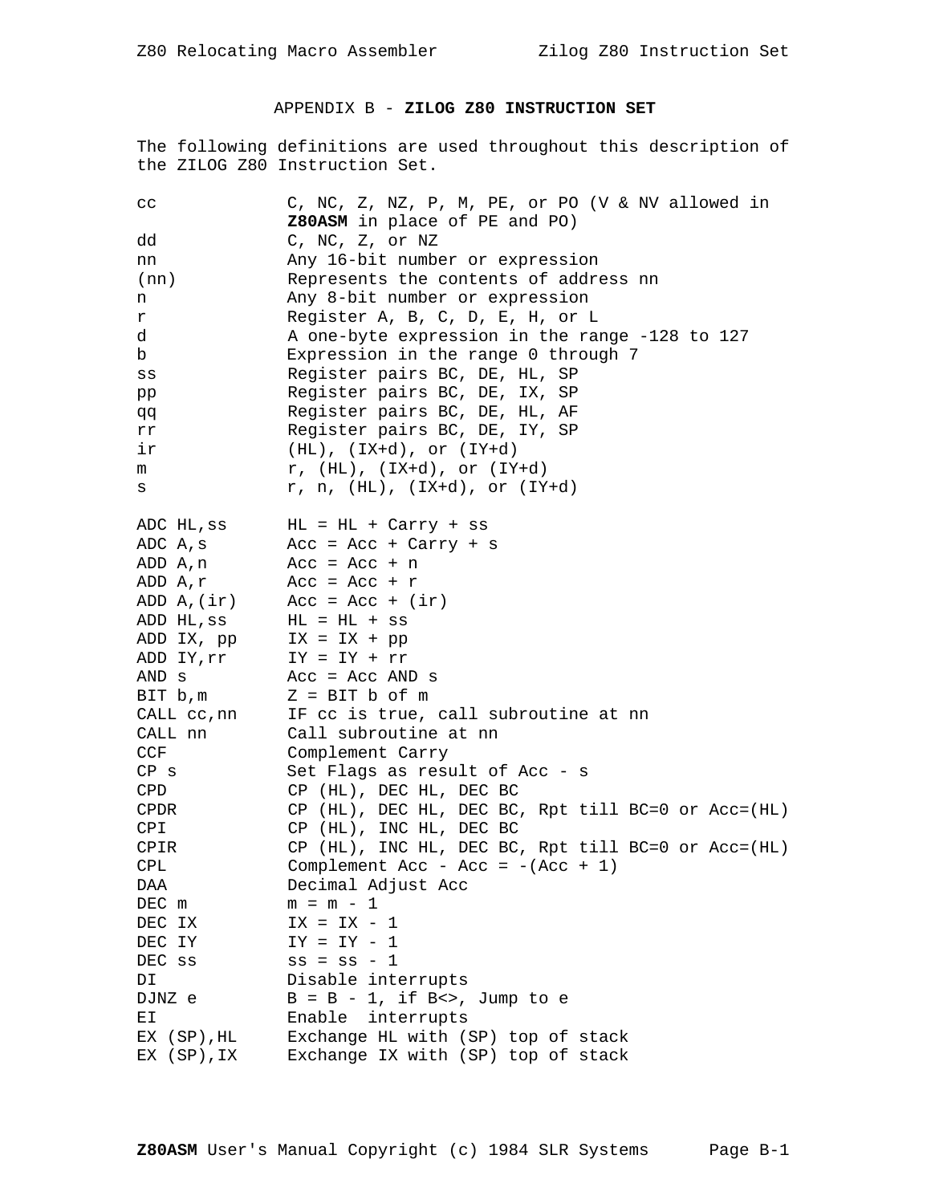## APPENDIX B - **ZILOG Z80 INSTRUCTION SET**

The following definitions are used throughout this description of the ZILOG Z80 Instruction Set.

| | |
|---|---|
| cc | C, NC, Z, NZ, P, M, PE, or PO (V & NV allowed in **Z80ASM** in place of PE and PO) |
| dd | C, NC, Z, or NZ |
| nn | Any 16-bit number or expression |
| (nn) | Represents the contents of address nn |
| n | Any 8-bit number or expression |
| r | Register A, B, C, D, E, H, or L |
| d | A one-byte expression in the range -128 to 127 |
| b | Expression in the range 0 through 7 |
| ss | Register pairs BC, DE, HL, SP |
| pp | Register pairs BC, DE, IX, SP |
| qq | Register pairs BC, DE, HL, AF |
| rr | Register pairs BC, DE, IY, SP |
| ir | (HL), (IX+d), or (IY+d) |
| m | r, (HL), (IX+d), or (IY+d) |
| s | r, n, (HL), (IX+d), or (IY+d) |

| | |
|---|---|
| ADC HL,ss | HL = HL + Carry + ss |
| ADC A,s | Acc = Acc + Carry + s |
| ADD A,n | Acc = Acc + n |
| ADD A,r | Acc = Acc + r |
| ADD A,(ir) | Acc = Acc + (ir) |
| ADD HL,ss | HL = HL + ss |
| ADD IX, pp | IX = IX + pp |
| ADD IY,rr | IY = IY + rr |
| AND s | Acc = Acc AND s |
| BIT b,m | Z = BIT b of m |
| CALL cc,nn | IF cc is true, call subroutine at nn |
| CALL nn | Call subroutine at nn |
| CCF | Complement Carry |
| CP s | Set Flags as result of Acc - s |
| CPD | CP (HL), DEC HL, DEC BC |
| CPDR | CP (HL), DEC HL, DEC BC, Rpt till BC=0 or Acc=(HL) |
| CPI | CP (HL), INC HL, DEC BC |
| CPIR | CP (HL), INC HL, DEC BC, Rpt till BC=0 or Acc=(HL) |
| CPL | Complement Acc - Acc = -(Acc + 1) |
| DAA | Decimal Adjust Acc |
| DEC m | m = m - 1 |
| DEC IX | IX = IX - 1 |
| DEC IY | IY = IY - 1 |
| DEC ss | ss = ss - 1 |
| DI | Disable interrupts |
| DJNZ e | B = B - 1, if B<>, Jump to e |
| EI | Enable interrupts |
| EX (SP),HL | Exchange HL with (SP) top of stack |
| EX (SP),IX | Exchange IX with (SP) top of stack |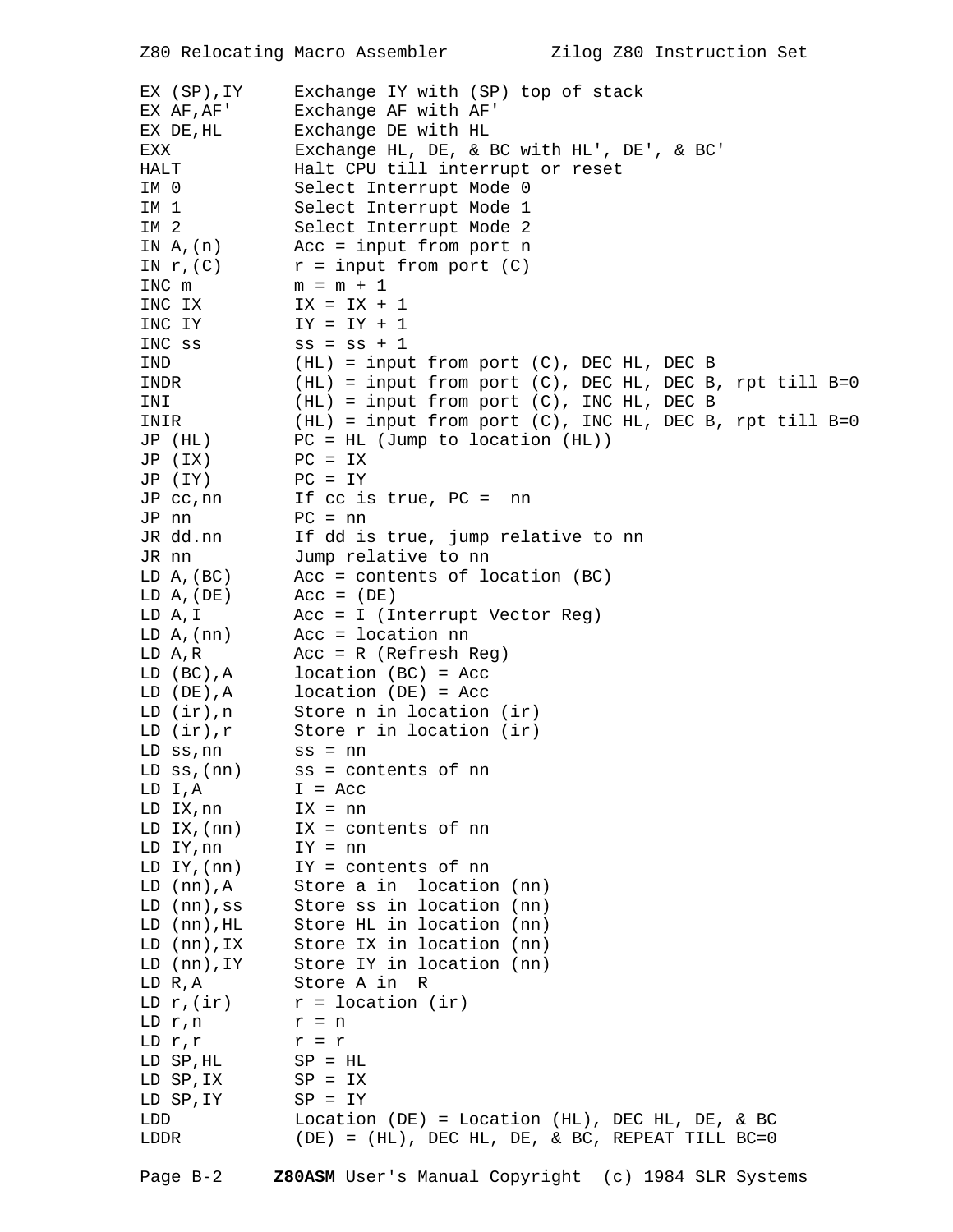| Instruction | Description |
|---|---|
| EX (SP),IY | Exchange IY with (SP) top of stack |
| EX AF,AF' | Exchange AF with AF' |
| EX DE,HL | Exchange DE with HL |
| EXX | Exchange HL, DE, & BC with HL', DE', & BC' |
| HALT | Halt CPU till interrupt or reset |
| IM 0 | Select Interrupt Mode 0 |
| IM 1 | Select Interrupt Mode 1 |
| IM 2 | Select Interrupt Mode 2 |
| IN A,(n) | Acc = input from port n |
| IN r,(C) | r = input from port (C) |
| INC m | m = m + 1 |
| INC IX | IX = IX + 1 |
| INC IY | IY = IY + 1 |
| INC ss | ss = ss + 1 |
| IND | (HL) = input from port (C), DEC HL, DEC B |
| INDR | (HL) = input from port (C), DEC HL, DEC B, rpt till B=0 |
| INI | (HL) = input from port (C), INC HL, DEC B |
| INIR | (HL) = input from port (C), INC HL, DEC B, rpt till B=0 |
| JP (HL) | PC = HL (Jump to location (HL)) |
| JP (IX) | PC = IX |
| JP (IY) | PC = IY |
| JP cc,nn | If cc is true, PC = nn |
| JP nn | PC = nn |
| JR dd.nn | If dd is true, jump relative to nn |
| JR nn | Jump relative to nn |
| LD A,(BC) | Acc = contents of location (BC) |
| LD A,(DE) | Acc = (DE) |
| LD A,I | Acc = I (Interrupt Vector Reg) |
| LD A,(nn) | Acc = location nn |
| LD A,R | Acc = R (Refresh Reg) |
| LD (BC),A | location (BC) = Acc |
| LD (DE),A | location (DE) = Acc |
| LD (ir),n | Store n in location (ir) |
| LD (ir),r | Store r in location (ir) |
| LD ss,nn | ss = nn |
| LD ss,(nn) | ss = contents of nn |
| LD I,A | I = Acc |
| LD IX,nn | IX = nn |
| LD IX,(nn) | IX = contents of nn |
| LD IY,nn | IY = nn |
| LD IY,(nn) | IY = contents of nn |
| LD (nn),A | Store a in location (nn) |
| LD (nn),ss | Store ss in location (nn) |
| LD (nn),HL | Store HL in location (nn) |
| LD (nn),IX | Store IX in location (nn) |
| LD (nn),IY | Store IY in location (nn) |
| LD R,A | Store A in R |
| LD r,(ir) | r = location (ir) |
| LD r,n | r = n |
| LD r,r | r = r |
| LD SP,HL | SP = HL |
| LD SP,IX | SP = IX |
| LD SP,IY | SP = IY |
| LDD | Location (DE) = Location (HL), DEC HL, DE, & BC |
| LDDR | (DE) = (HL), DEC HL, DE, & BC, REPEAT TILL BC=0 |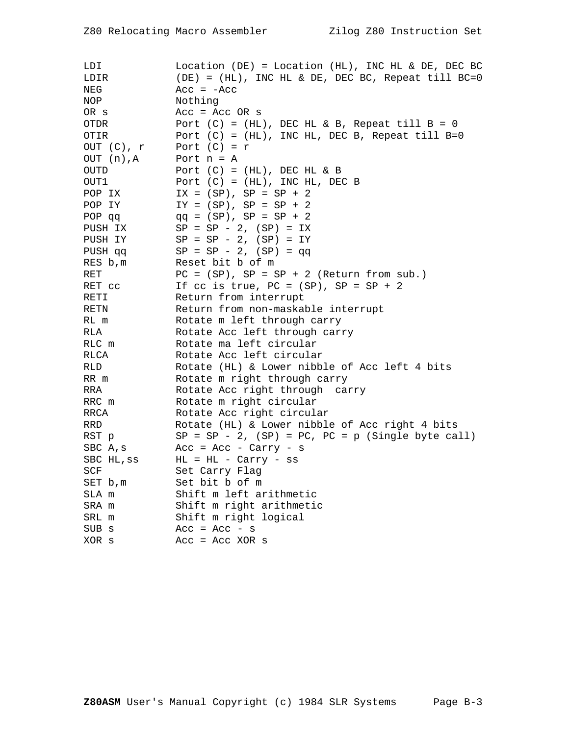| | |
|---|---|
| LDI | Location (DE) = Location (HL), INC HL & DE, DEC BC |
| LDIR | (DE) = (HL), INC HL & DE, DEC BC, Repeat till BC=0 |
| NEG | Acc = -Acc |
| NOP | Nothing |
| OR s | Acc = Acc OR s |
| OTDR | Port (C) = (HL), DEC HL & B, Repeat till B = 0 |
| OTIR | Port (C) = (HL), INC HL, DEC B, Repeat till B=0 |
| OUT (C), r | Port (C) = r |
| OUT (n),A | Port n = A |
| OUTD | Port (C) = (HL), DEC HL & B |
| OUT1 | Port (C) = (HL), INC HL, DEC B |
| POP IX | IX = (SP), SP = SP + 2 |
| POP IY | IY = (SP), SP = SP + 2 |
| POP qq | qq = (SP), SP = SP + 2 |
| PUSH IX | SP = SP - 2, (SP) = IX |
| PUSH IY | SP = SP - 2, (SP) = IY |
| PUSH qq | SP = SP - 2, (SP) = qq |
| RES b,m | Reset bit b of m |
| RET | PC = (SP), SP = SP + 2 (Return from sub.) |
| RET cc | If cc is true, PC = (SP), SP = SP + 2 |
| RETI | Return from interrupt |
| RETN | Return from non-maskable interrupt |
| RL m | Rotate m left through carry |
| RLA | Rotate Acc left through carry |
| RLC m | Rotate ma left circular |
| RLCA | Rotate Acc left circular |
| RLD | Rotate (HL) & Lower nibble of Acc left 4 bits |
| RR m | Rotate m right through carry |
| RRA | Rotate Acc right through carry |
| RRC m | Rotate m right circular |
| RRCA | Rotate Acc right circular |
| RRD | Rotate (HL) & Lower nibble of Acc right 4 bits |
| RST p | SP = SP - 2, (SP) = PC, PC = p (Single byte call) |
| SBC A,s | Acc = Acc - Carry - s |
| SBC HL,ss | HL = HL - Carry - ss |
| SCF | Set Carry Flag |
| SET b,m | Set bit b of m |
| SLA m | Shift m left arithmetic |
| SRA m | Shift m right arithmetic |
| SRL m | Shift m right logical |
| SUB s | Acc = Acc - s |
| XOR s | Acc = Acc XOR s |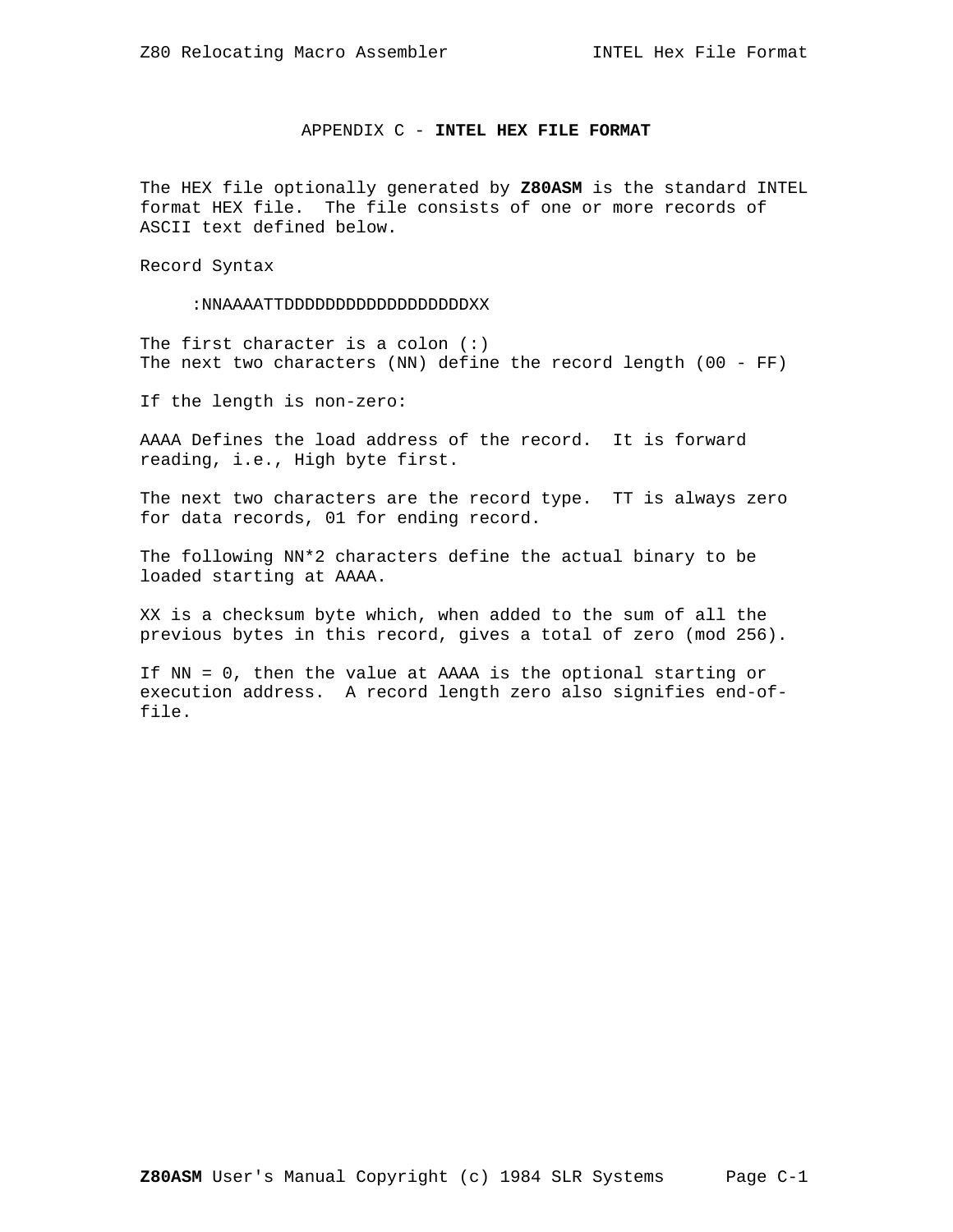# APPENDIX C - **INTEL HEX FILE FORMAT**

The HEX file optionally generated by **Z80ASM** is the standard INTEL format HEX file. The file consists of one or more records of ASCII text defined below.

Record Syntax

```
:NNAAAATTDDDDDDDDDDDDDDDDDDDDXX
```

The first character is a colon (:)
The next two characters (NN) define the record length (00 - FF)

If the length is non-zero:

AAAA Defines the load address of the record. It is forward reading, i.e., High byte first.

The next two characters are the record type. TT is always zero for data records, 01 for ending record.

The following NN*2 characters define the actual binary to be loaded starting at AAAA.

XX is a checksum byte which, when added to the sum of all the previous bytes in this record, gives a total of zero (mod 256).

If NN = 0, then the value at AAAA is the optional starting or execution address. A record length zero also signifies end-of-file.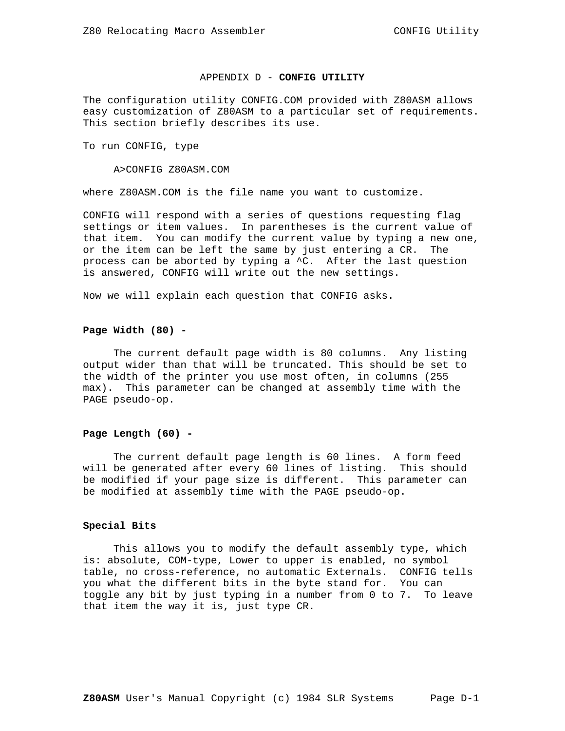# APPENDIX D - **CONFIG UTILITY**

The configuration utility CONFIG.COM provided with Z80ASM allows easy customization of Z80ASM to a particular set of requirements. This section briefly describes its use.

To run CONFIG, type

```
A>CONFIG Z80ASM.COM
```

where Z80ASM.COM is the file name you want to customize.

CONFIG will respond with a series of questions requesting flag settings or item values. In parentheses is the current value of that item. You can modify the current value by typing a new one, or the item can be left the same by just entering a CR. The process can be aborted by typing a ^C. After the last question is answered, CONFIG will write out the new settings.

Now we will explain each question that CONFIG asks.

**Page Width (80) -**

The current default page width is 80 columns. Any listing output wider than that will be truncated. This should be set to the width of the printer you use most often, in columns (255 max). This parameter can be changed at assembly time with the PAGE pseudo-op.

**Page Length (60) -**

The current default page length is 60 lines. A form feed will be generated after every 60 lines of listing. This should be modified if your page size is different. This parameter can be modified at assembly time with the PAGE pseudo-op.

**Special Bits**

This allows you to modify the default assembly type, which is: absolute, COM-type, Lower to upper is enabled, no symbol table, no cross-reference, no automatic Externals. CONFIG tells you what the different bits in the byte stand for. You can toggle any bit by just typing in a number from 0 to 7. To leave that item the way it is, just type CR.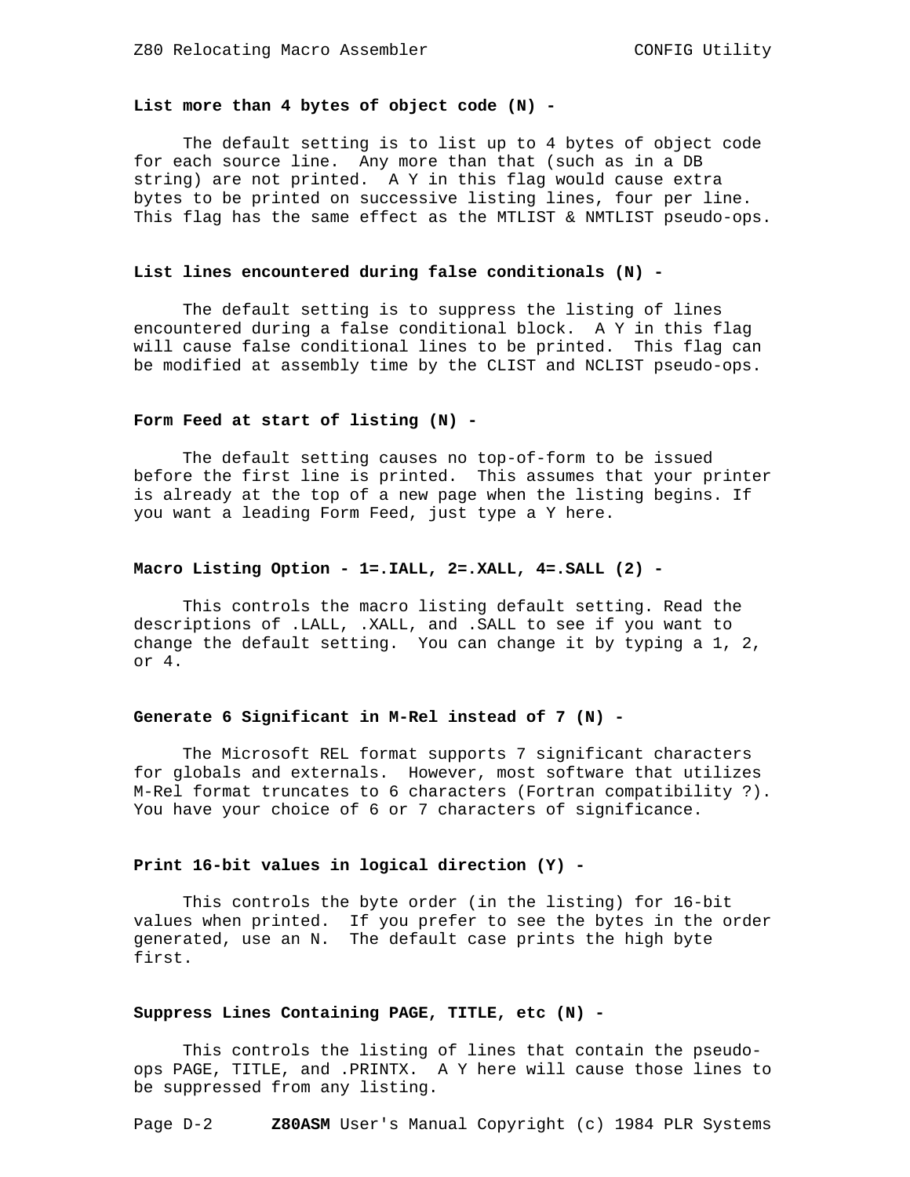**List more than 4 bytes of object code (N) -**

The default setting is to list up to 4 bytes of object code for each source line. Any more than that (such as in a DB string) are not printed. A Y in this flag would cause extra bytes to be printed on successive listing lines, four per line. This flag has the same effect as the MTLIST & NMTLIST pseudo-ops.

**List lines encountered during false conditionals (N) -**

The default setting is to suppress the listing of lines encountered during a false conditional block. A Y in this flag will cause false conditional lines to be printed. This flag can be modified at assembly time by the CLIST and NCLIST pseudo-ops.

**Form Feed at start of listing (N) -**

The default setting causes no top-of-form to be issued before the first line is printed. This assumes that your printer is already at the top of a new page when the listing begins. If you want a leading Form Feed, just type a Y here.

**Macro Listing Option - 1=.IALL, 2=.XALL, 4=.SALL (2) -**

This controls the macro listing default setting. Read the descriptions of .LALL, .XALL, and .SALL to see if you want to change the default setting. You can change it by typing a 1, 2, or 4.

**Generate 6 Significant in M-Rel instead of 7 (N) -**

The Microsoft REL format supports 7 significant characters for globals and externals. However, most software that utilizes M-Rel format truncates to 6 characters (Fortran compatibility ?). You have your choice of 6 or 7 characters of significance.

**Print 16-bit values in logical direction (Y) -**

This controls the byte order (in the listing) for 16-bit values when printed. If you prefer to see the bytes in the order generated, use an N. The default case prints the high byte first.

**Suppress Lines Containing PAGE, TITLE, etc (N) -**

This controls the listing of lines that contain the pseudo-ops PAGE, TITLE, and .PRINTX. A Y here will cause those lines to be suppressed from any listing.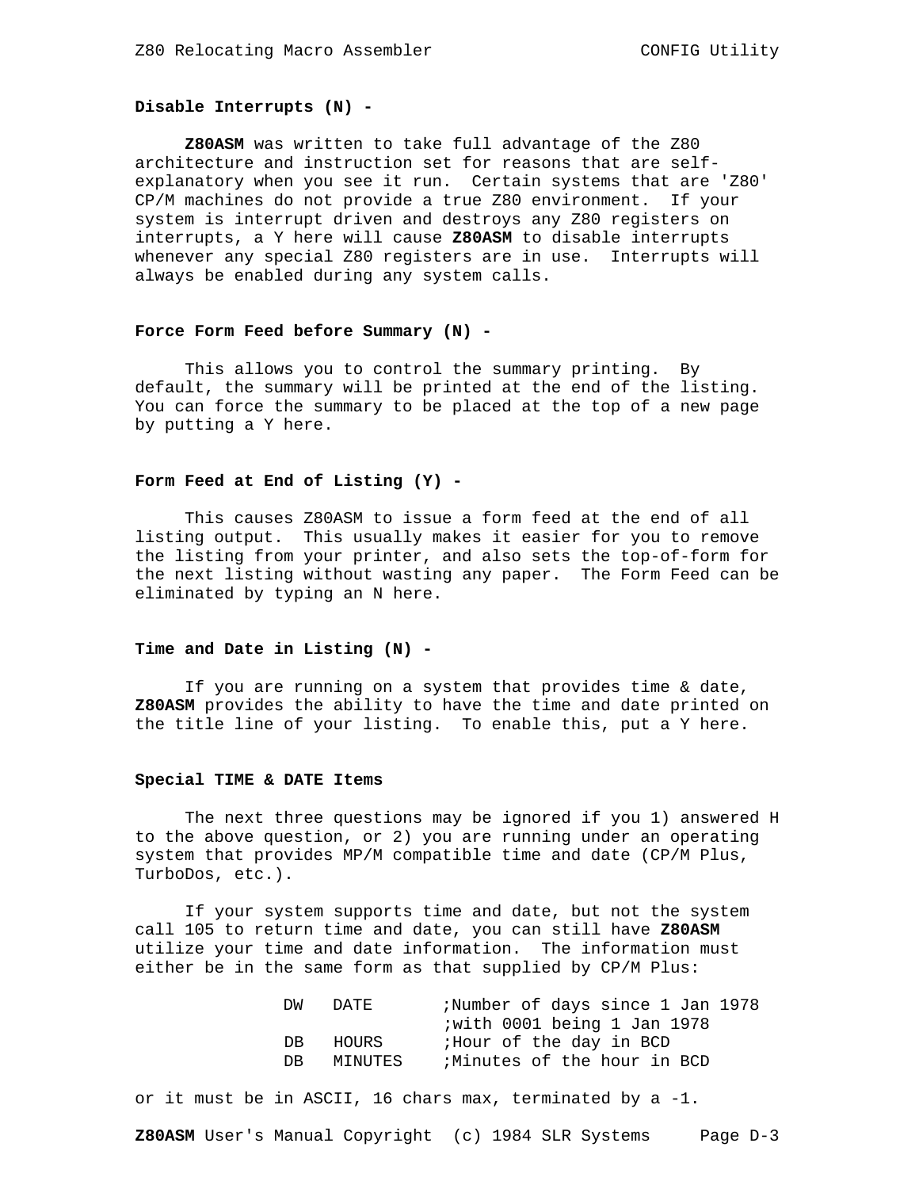### Disable Interrupts (N) -

**Z80ASM** was written to take full advantage of the Z80 architecture and instruction set for reasons that are self-explanatory when you see it run. Certain systems that are 'Z80' CP/M machines do not provide a true Z80 environment. If your system is interrupt driven and destroys any Z80 registers on interrupts, a Y here will cause **Z80ASM** to disable interrupts whenever any special Z80 registers are in use. Interrupts will always be enabled during any system calls.

### Force Form Feed before Summary (N) -

This allows you to control the summary printing. By default, the summary will be printed at the end of the listing. You can force the summary to be placed at the top of a new page by putting a Y here.

### Form Feed at End of Listing (Y) -

This causes Z80ASM to issue a form feed at the end of all listing output. This usually makes it easier for you to remove the listing from your printer, and also sets the top-of-form for the next listing without wasting any paper. The Form Feed can be eliminated by typing an N here.

### Time and Date in Listing (N) -

If you are running on a system that provides time & date, **Z80ASM** provides the ability to have the time and date printed on the title line of your listing. To enable this, put a Y here.

### Special TIME & DATE Items

The next three questions may be ignored if you 1) answered H to the above question, or 2) you are running under an operating system that provides MP/M compatible time and date (CP/M Plus, TurboDos, etc.).

If your system supports time and date, but not the system call 105 to return time and date, you can still have **Z80ASM** utilize your time and date information. The information must either be in the same form as that supplied by CP/M Plus:

```
DW   DATE       ;Number of days since 1 Jan 1978
                ;with 0001 being 1 Jan 1978
DB   HOURS      ;Hour of the day in BCD
DB   MINUTES    ;Minutes of the hour in BCD
```

or it must be in ASCII, 16 chars max, terminated by a -1.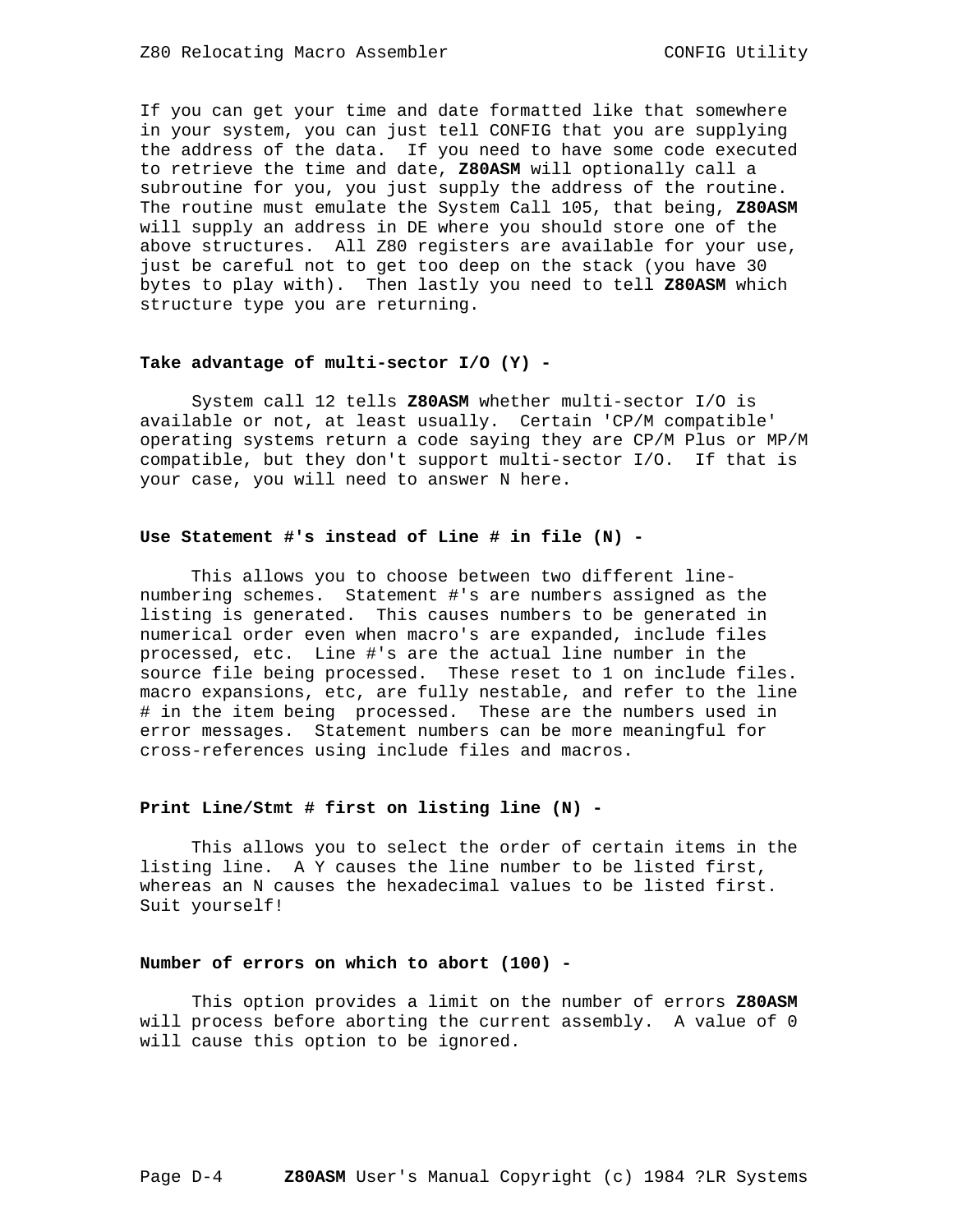If you can get your time and date formatted like that somewhere in your system, you can just tell CONFIG that you are supplying the address of the data. If you need to have some code executed to retrieve the time and date, **Z80ASM** will optionally call a subroutine for you, you just supply the address of the routine. The routine must emulate the System Call 105, that being, **Z80ASM** will supply an address in DE where you should store one of the above structures. All Z80 registers are available for your use, just be careful not to get too deep on the stack (you have 30 bytes to play with). Then lastly you need to tell **Z80ASM** which structure type you are returning.

**Take advantage of multi-sector I/O (Y) -**

System call 12 tells **Z80ASM** whether multi-sector I/O is available or not, at least usually. Certain 'CP/M compatible' operating systems return a code saying they are CP/M Plus or MP/M compatible, but they don't support multi-sector I/O. If that is your case, you will need to answer N here.

**Use Statement #'s instead of Line # in file (N) -**

This allows you to choose between two different line-numbering schemes. Statement #'s are numbers assigned as the listing is generated. This causes numbers to be generated in numerical order even when macro's are expanded, include files processed, etc. Line #'s are the actual line number in the source file being processed. These reset to 1 on include files. macro expansions, etc, are fully nestable, and refer to the line # in the item being processed. These are the numbers used in error messages. Statement numbers can be more meaningful for cross-references using include files and macros.

**Print Line/Stmt # first on listing line (N) -**

This allows you to select the order of certain items in the listing line. A Y causes the line number to be listed first, whereas an N causes the hexadecimal values to be listed first. Suit yourself!

**Number of errors on which to abort (100) -**

This option provides a limit on the number of errors **Z80ASM** will process before aborting the current assembly. A value of 0 will cause this option to be ignored.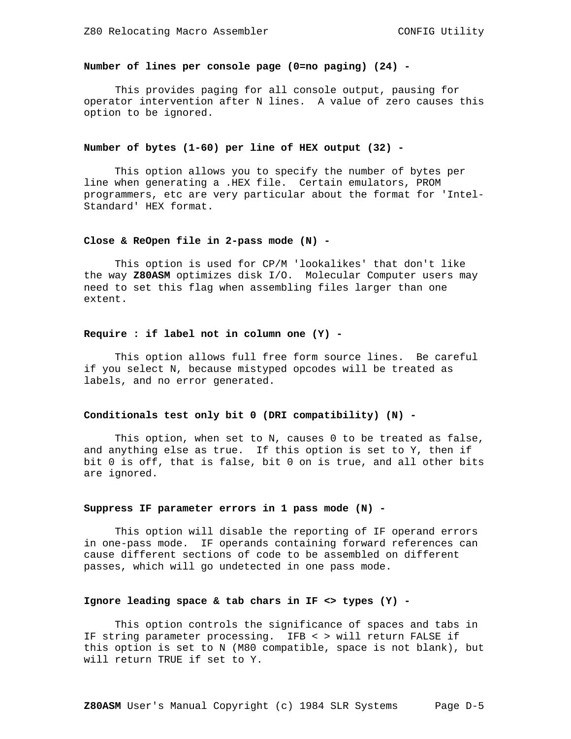**Number of lines per console page (0=no paging) (24) -**

This provides paging for all console output, pausing for operator intervention after N lines.  A value of zero causes this option to be ignored.

**Number of bytes (1-60) per line of HEX output (32) -**

This option allows you to specify the number of bytes per line when generating a .HEX file.  Certain emulators, PROM programmers, etc are very particular about the format for 'Intel-Standard' HEX format.

**Close & ReOpen file in 2-pass mode (N) -**

This option is used for CP/M 'lookalikes' that don't like the way **Z80ASM** optimizes disk I/O.  Molecular Computer users may need to set this flag when assembling files larger than one extent.

**Require : if label not in column one (Y) -**

This option allows full free form source lines.  Be careful if you select N, because mistyped opcodes will be treated as labels, and no error generated.

**Conditionals test only bit 0 (DRI compatibility) (N) -**

This option, when set to N, causes 0 to be treated as false, and anything else as true.  If this option is set to Y, then if bit 0 is off, that is false, bit 0 on is true, and all other bits are ignored.

**Suppress IF parameter errors in 1 pass mode (N) -**

This option will disable the reporting of IF operand errors in one-pass mode.  IF operands containing forward references can cause different sections of code to be assembled on different passes, which will go undetected in one pass mode.

**Ignore leading space & tab chars in IF <> types (Y) -**

This option controls the significance of spaces and tabs in IF string parameter processing.  IFB < > will return FALSE if this option is set to N (M80 compatible, space is not blank), but will return TRUE if set to Y.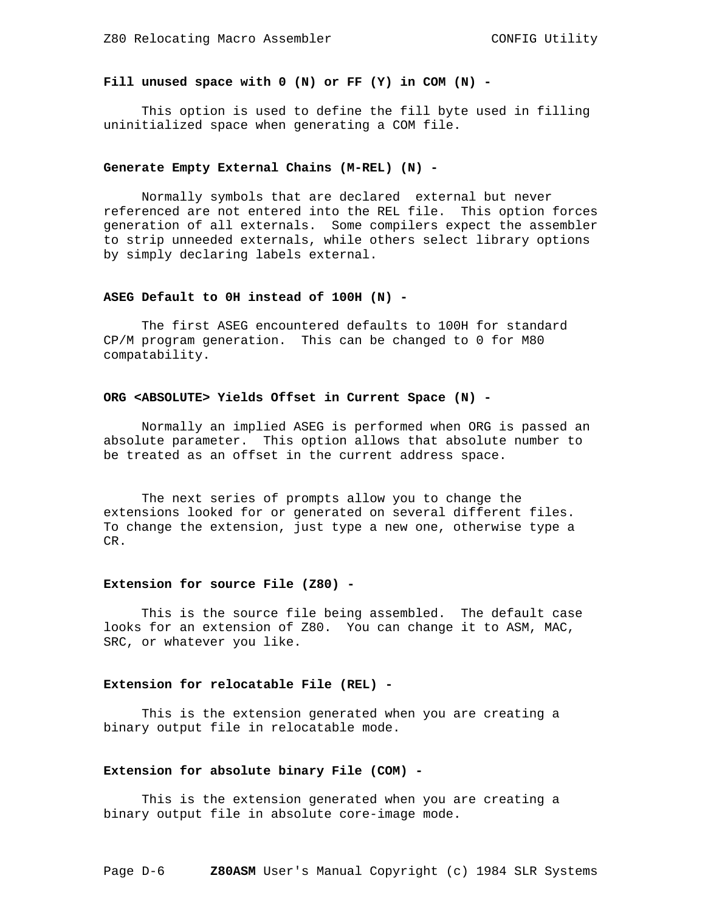**Fill unused space with 0 (N) or FF (Y) in COM (N) -**

This option is used to define the fill byte used in filling uninitialized space when generating a COM file.

**Generate Empty External Chains (M-REL) (N) -**

Normally symbols that are declared external but never referenced are not entered into the REL file. This option forces generation of all externals. Some compilers expect the assembler to strip unneeded externals, while others select library options by simply declaring labels external.

**ASEG Default to 0H instead of 100H (N) -**

The first ASEG encountered defaults to 100H for standard CP/M program generation. This can be changed to 0 for M80 compatability.

**ORG <ABSOLUTE> Yields Offset in Current Space (N) -**

Normally an implied ASEG is performed when ORG is passed an absolute parameter. This option allows that absolute number to be treated as an offset in the current address space.

The next series of prompts allow you to change the extensions looked for or generated on several different files. To change the extension, just type a new one, otherwise type a CR.

**Extension for source File (Z80) -**

This is the source file being assembled. The default case looks for an extension of Z80. You can change it to ASM, MAC, SRC, or whatever you like.

**Extension for relocatable File (REL) -**

This is the extension generated when you are creating a binary output file in relocatable mode.

**Extension for absolute binary File (COM) -**

This is the extension generated when you are creating a binary output file in absolute core-image mode.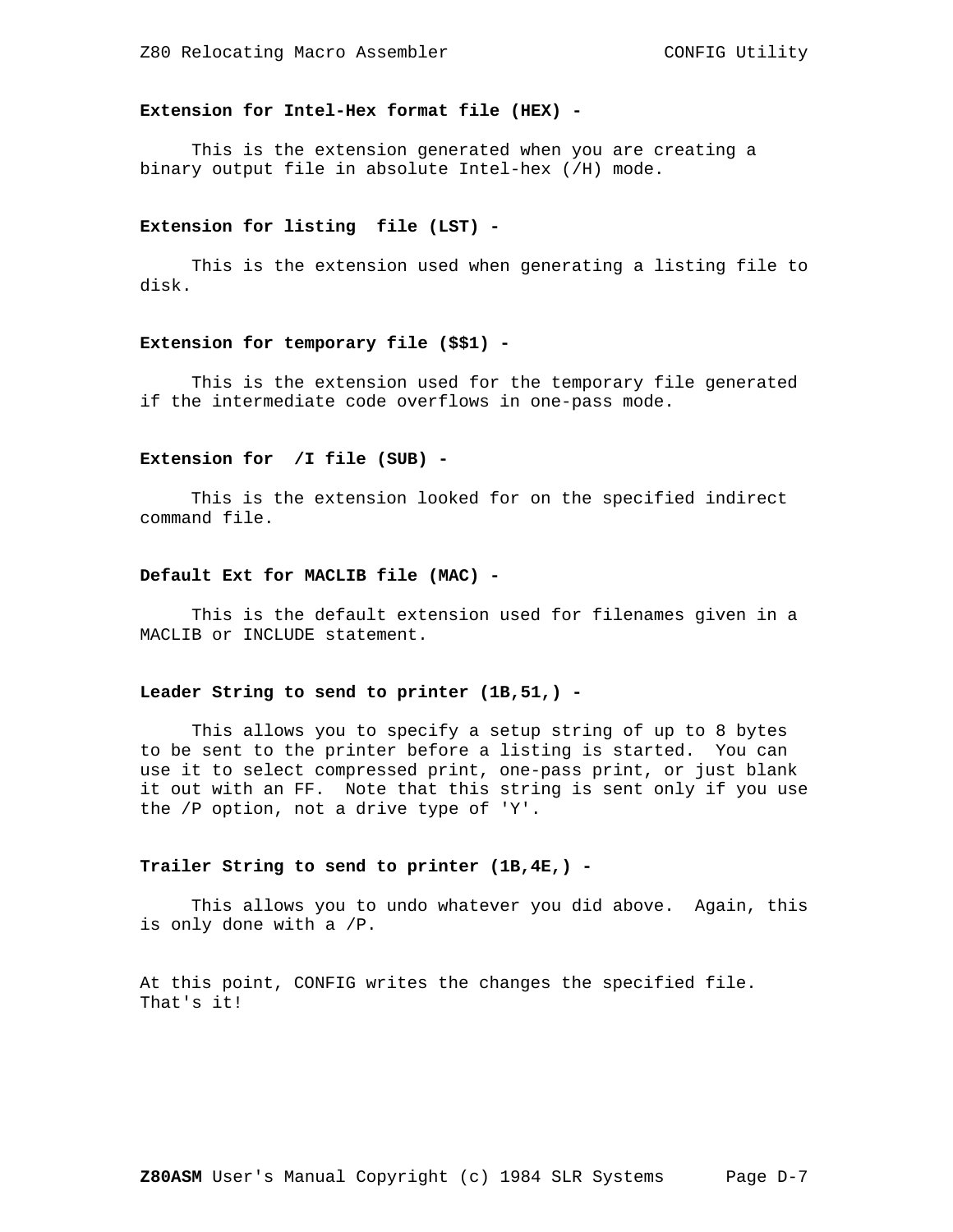**Extension for Intel-Hex format file (HEX) -**

This is the extension generated when you are creating a binary output file in absolute Intel-hex (/H) mode.

**Extension for listing  file (LST) -**

This is the extension used when generating a listing file to disk.

**Extension for temporary file ($$1) -**

This is the extension used for the temporary file generated if the intermediate code overflows in one-pass mode.

**Extension for  /I file (SUB) -**

This is the extension looked for on the specified indirect command file.

**Default Ext for MACLIB file (MAC) -**

This is the default extension used for filenames given in a MACLIB or INCLUDE statement.

**Leader String to send to printer (1B,51,) -**

This allows you to specify a setup string of up to 8 bytes to be sent to the printer before a listing is started.  You can use it to select compressed print, one-pass print, or just blank it out with an FF.  Note that this string is sent only if you use the /P option, not a drive type of 'Y'.

**Trailer String to send to printer (1B,4E,) -**

This allows you to undo whatever you did above.  Again, this is only done with a /P.

At this point, CONFIG writes the changes the specified file. That's it!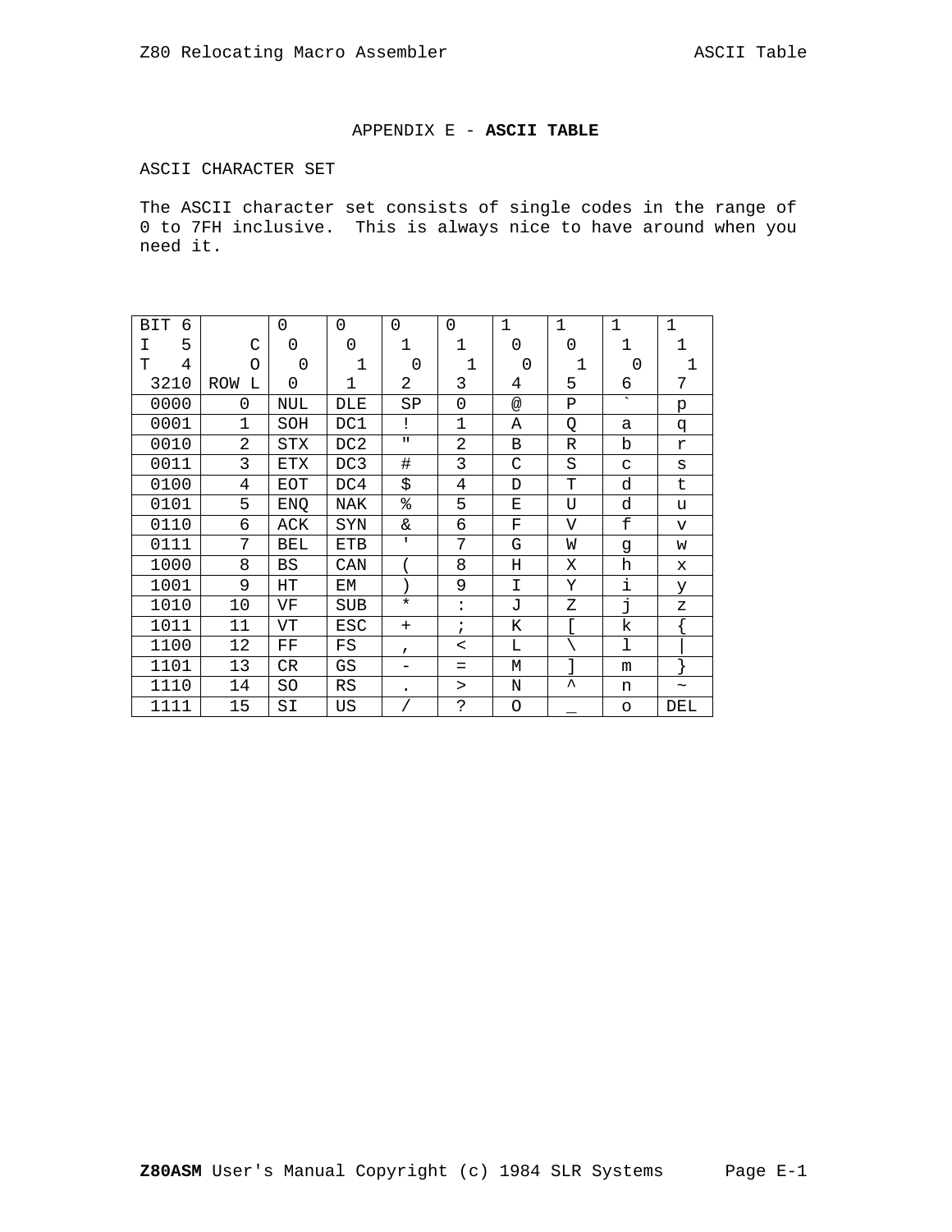# APPENDIX E - **ASCII TABLE**

ASCII CHARACTER SET

The ASCII character set consists of single codes in the range of 0 to 7FH inclusive. This is always nice to have around when you need it.

| BIT 6 | | 0 | 0 | 0 | 0 | 1 | 1 | 1 | 1 |
|---|---|---|---|---|---|---|---|---|---|
| I 5 | C | 0 | 0 | 1 | 1 | 0 | 0 | 1 | 1 |
| T 4 | O | 0 | 1 | 0 | 1 | 0 | 1 | 0 | 1 |
| 3210 | ROW L | 0 | 1 | 2 | 3 | 4 | 5 | 6 | 7 |
| 0000 | 0 | NUL | DLE | SP | 0 | @ | P | ` | p |
| 0001 | 1 | SOH | DC1 | ! | 1 | A | Q | a | q |
| 0010 | 2 | STX | DC2 | " | 2 | B | R | b | r |
| 0011 | 3 | ETX | DC3 | # | 3 | C | S | c | s |
| 0100 | 4 | EOT | DC4 | $ | 4 | D | T | d | t |
| 0101 | 5 | ENQ | NAK | % | 5 | E | U | d | u |
| 0110 | 6 | ACK | SYN | & | 6 | F | V | f | v |
| 0111 | 7 | BEL | ETB | ' | 7 | G | W | g | w |
| 1000 | 8 | BS | CAN | ( | 8 | H | X | h | x |
| 1001 | 9 | HT | EM | ) | 9 | I | Y | i | y |
| 1010 | 10 | VF | SUB | * | : | J | Z | j | z |
| 1011 | 11 | VT | ESC | + | ; | K | [ | k | { |
| 1100 | 12 | FF | FS | , | < | L | \ | l | \| |
| 1101 | 13 | CR | GS | - | = | M | ] | m | } |
| 1110 | 14 | SO | RS | . | > | N | ^ | n | ~ |
| 1111 | 15 | SI | US | / | ? | O | _ | o | DEL |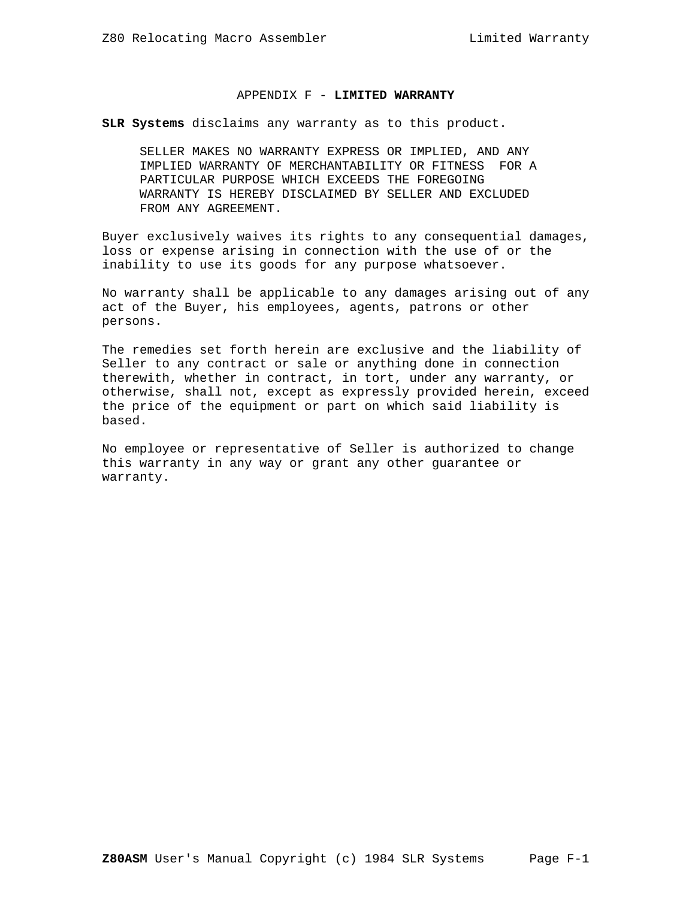# APPENDIX F - **LIMITED WARRANTY**

**SLR Systems** disclaims any warranty as to this product.

> SELLER MAKES NO WARRANTY EXPRESS OR IMPLIED, AND ANY IMPLIED WARRANTY OF MERCHANTABILITY OR FITNESS FOR A PARTICULAR PURPOSE WHICH EXCEEDS THE FOREGOING WARRANTY IS HEREBY DISCLAIMED BY SELLER AND EXCLUDED FROM ANY AGREEMENT.

Buyer exclusively waives its rights to any consequential damages, loss or expense arising in connection with the use of or the inability to use its goods for any purpose whatsoever.

No warranty shall be applicable to any damages arising out of any act of the Buyer, his employees, agents, patrons or other persons.

The remedies set forth herein are exclusive and the liability of Seller to any contract or sale or anything done in connection therewith, whether in contract, in tort, under any warranty, or otherwise, shall not, except as expressly provided herein, exceed the price of the equipment or part on which said liability is based.

No employee or representative of Seller is authorized to change this warranty in any way or grant any other guarantee or warranty.